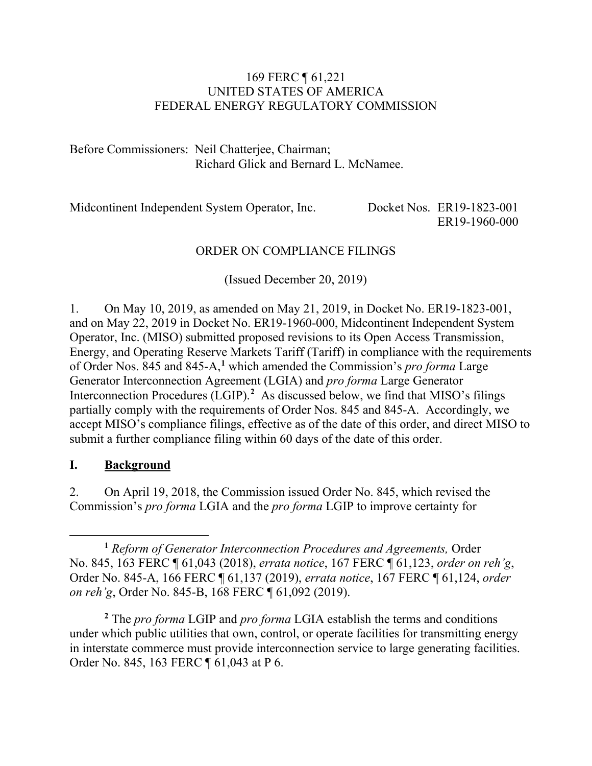169 FERC ¶ 61,221
UNITED STATES OF AMERICA
FEDERAL ENERGY REGULATORY COMMISSION

Before Commissioners: Neil Chatterjee, Chairman;
Richard Glick and Bernard L. McNamee.

Midcontinent Independent System Operator, Inc. Docket Nos. ER19-1823-001
ER19-1960-000

ORDER ON COMPLIANCE FILINGS

(Issued December 20, 2019)

1. On May 10, 2019, as amended on May 21, 2019, in Docket No. ER19-1823-001, and on May 22, 2019 in Docket No. ER19-1960-000, Midcontinent Independent System Operator, Inc. (MISO) submitted proposed revisions to its Open Access Transmission, Energy, and Operating Reserve Markets Tariff (Tariff) in compliance with the requirements of Order Nos. 845 and 845-A,[1] which amended the Commission's *pro forma* Large Generator Interconnection Agreement (LGIA) and *pro forma* Large Generator Interconnection Procedures (LGIP).[2] As discussed below, we find that MISO's filings partially comply with the requirements of Order Nos. 845 and 845-A. Accordingly, we accept MISO's compliance filings, effective as of the date of this order, and direct MISO to submit a further compliance filing within 60 days of the date of this order.

## I. Background

2. On April 19, 2018, the Commission issued Order No. 845, which revised the Commission's *pro forma* LGIA and the *pro forma* LGIP to improve certainty for

[1] *Reform of Generator Interconnection Procedures and Agreements,* Order No. 845, 163 FERC ¶ 61,043 (2018), *errata notice*, 167 FERC ¶ 61,123, *order on reh'g*, Order No. 845-A, 166 FERC ¶ 61,137 (2019), *errata notice*, 167 FERC ¶ 61,124, *order on reh'g*, Order No. 845-B, 168 FERC ¶ 61,092 (2019).

[2] The *pro forma* LGIP and *pro forma* LGIA establish the terms and conditions under which public utilities that own, control, or operate facilities for transmitting energy in interstate commerce must provide interconnection service to large generating facilities. Order No. 845, 163 FERC ¶ 61,043 at P 6.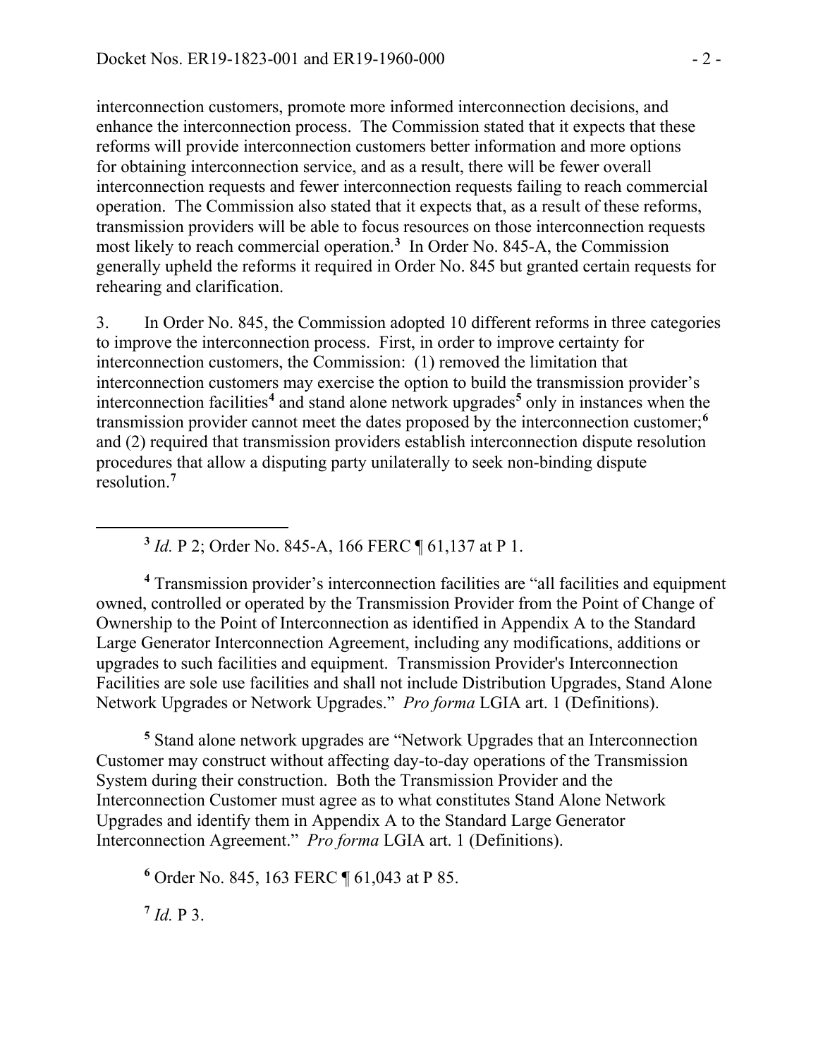interconnection customers, promote more informed interconnection decisions, and enhance the interconnection process. The Commission stated that it expects that these reforms will provide interconnection customers better information and more options for obtaining interconnection service, and as a result, there will be fewer overall interconnection requests and fewer interconnection requests failing to reach commercial operation. The Commission also stated that it expects that, as a result of these reforms, transmission providers will be able to focus resources on those interconnection requests most likely to reach commercial operation.[3] In Order No. 845-A, the Commission generally upheld the reforms it required in Order No. 845 but granted certain requests for rehearing and clarification.

3. In Order No. 845, the Commission adopted 10 different reforms in three categories to improve the interconnection process. First, in order to improve certainty for interconnection customers, the Commission: (1) removed the limitation that interconnection customers may exercise the option to build the transmission provider's interconnection facilities[4] and stand alone network upgrades[5] only in instances when the transmission provider cannot meet the dates proposed by the interconnection customer;[6] and (2) required that transmission providers establish interconnection dispute resolution procedures that allow a disputing party unilaterally to seek non-binding dispute resolution.[7]

---

[3] *Id.* P 2; Order No. 845-A, 166 FERC ¶ 61,137 at P 1.

[4] Transmission provider's interconnection facilities are "all facilities and equipment owned, controlled or operated by the Transmission Provider from the Point of Change of Ownership to the Point of Interconnection as identified in Appendix A to the Standard Large Generator Interconnection Agreement, including any modifications, additions or upgrades to such facilities and equipment. Transmission Provider's Interconnection Facilities are sole use facilities and shall not include Distribution Upgrades, Stand Alone Network Upgrades or Network Upgrades." *Pro forma* LGIA art. 1 (Definitions).

[5] Stand alone network upgrades are "Network Upgrades that an Interconnection Customer may construct without affecting day-to-day operations of the Transmission System during their construction. Both the Transmission Provider and the Interconnection Customer must agree as to what constitutes Stand Alone Network Upgrades and identify them in Appendix A to the Standard Large Generator Interconnection Agreement." *Pro forma* LGIA art. 1 (Definitions).

[6] Order No. 845, 163 FERC ¶ 61,043 at P 85.

[7] *Id.* P 3.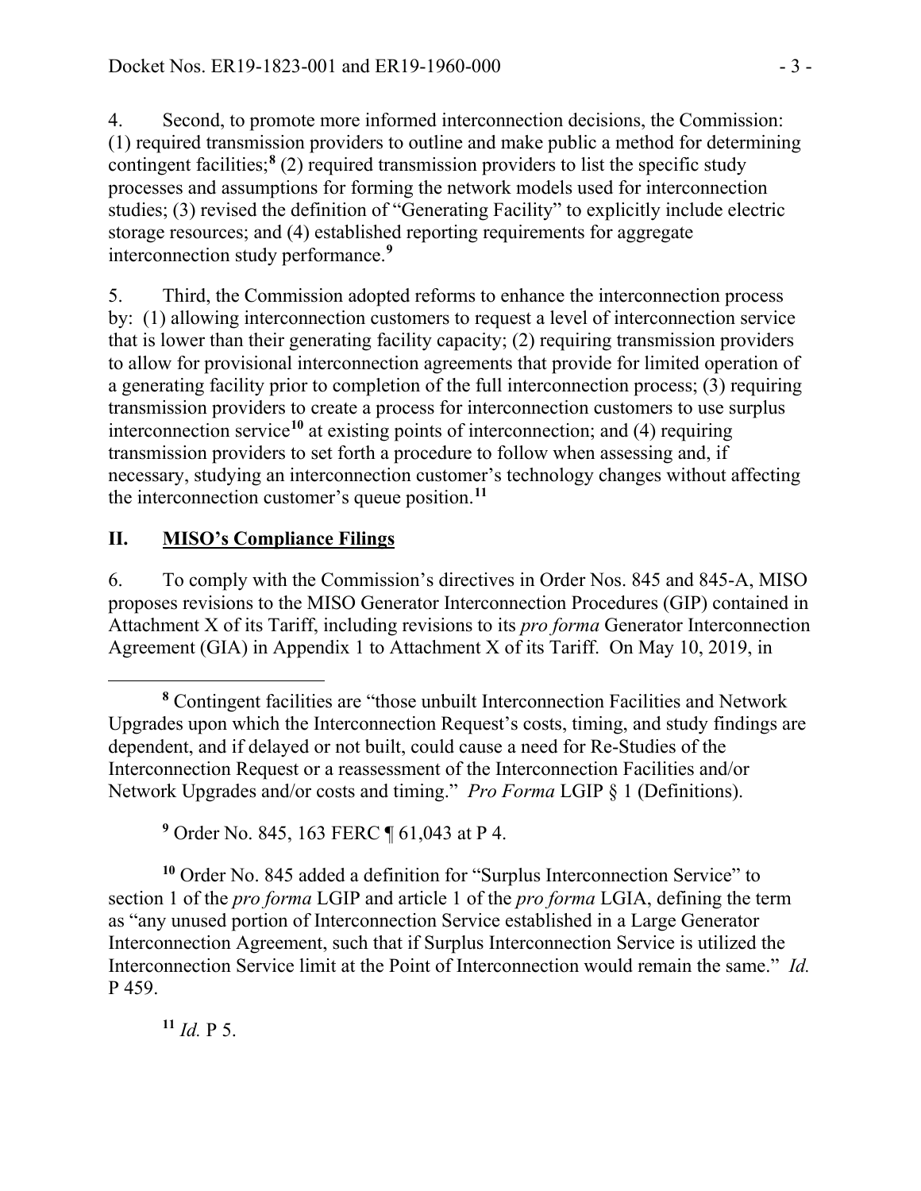4. Second, to promote more informed interconnection decisions, the Commission: (1) required transmission providers to outline and make public a method for determining contingent facilities;[8] (2) required transmission providers to list the specific study processes and assumptions for forming the network models used for interconnection studies; (3) revised the definition of "Generating Facility" to explicitly include electric storage resources; and (4) established reporting requirements for aggregate interconnection study performance.[9]

5. Third, the Commission adopted reforms to enhance the interconnection process by: (1) allowing interconnection customers to request a level of interconnection service that is lower than their generating facility capacity; (2) requiring transmission providers to allow for provisional interconnection agreements that provide for limited operation of a generating facility prior to completion of the full interconnection process; (3) requiring transmission providers to create a process for interconnection customers to use surplus interconnection service[10] at existing points of interconnection; and (4) requiring transmission providers to set forth a procedure to follow when assessing and, if necessary, studying an interconnection customer's technology changes without affecting the interconnection customer's queue position.[11]

## II. MISO's Compliance Filings

6. To comply with the Commission's directives in Order Nos. 845 and 845-A, MISO proposes revisions to the MISO Generator Interconnection Procedures (GIP) contained in Attachment X of its Tariff, including revisions to its *pro forma* Generator Interconnection Agreement (GIA) in Appendix 1 to Attachment X of its Tariff. On May 10, 2019, in

---

[8] Contingent facilities are "those unbuilt Interconnection Facilities and Network Upgrades upon which the Interconnection Request's costs, timing, and study findings are dependent, and if delayed or not built, could cause a need for Re-Studies of the Interconnection Request or a reassessment of the Interconnection Facilities and/or Network Upgrades and/or costs and timing." *Pro Forma* LGIP § 1 (Definitions).

[9] Order No. 845, 163 FERC ¶ 61,043 at P 4.

[10] Order No. 845 added a definition for "Surplus Interconnection Service" to section 1 of the *pro forma* LGIP and article 1 of the *pro forma* LGIA, defining the term as "any unused portion of Interconnection Service established in a Large Generator Interconnection Agreement, such that if Surplus Interconnection Service is utilized the Interconnection Service limit at the Point of Interconnection would remain the same." *Id.* P 459.

[11] *Id.* P 5.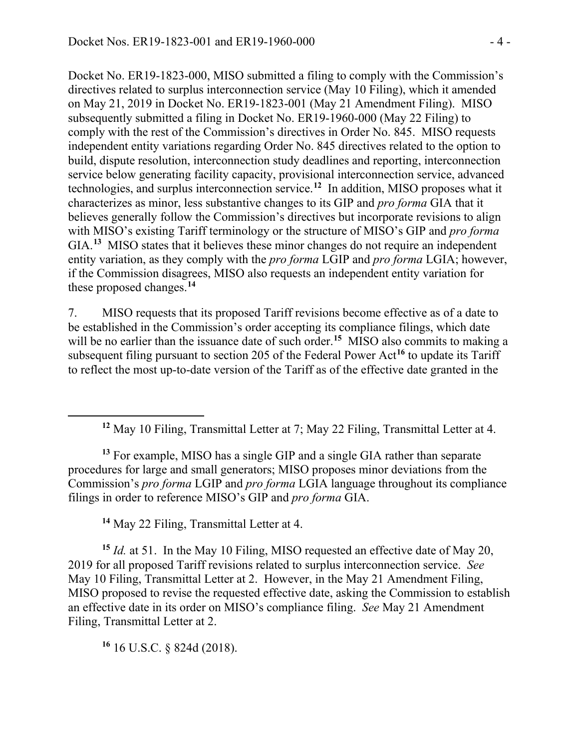Docket No. ER19-1823-000, MISO submitted a filing to comply with the Commission's directives related to surplus interconnection service (May 10 Filing), which it amended on May 21, 2019 in Docket No. ER19-1823-001 (May 21 Amendment Filing). MISO subsequently submitted a filing in Docket No. ER19-1960-000 (May 22 Filing) to comply with the rest of the Commission's directives in Order No. 845. MISO requests independent entity variations regarding Order No. 845 directives related to the option to build, dispute resolution, interconnection study deadlines and reporting, interconnection service below generating facility capacity, provisional interconnection service, advanced technologies, and surplus interconnection service.[12] In addition, MISO proposes what it characterizes as minor, less substantive changes to its GIP and *pro forma* GIA that it believes generally follow the Commission's directives but incorporate revisions to align with MISO's existing Tariff terminology or the structure of MISO's GIP and *pro forma* GIA.[13] MISO states that it believes these minor changes do not require an independent entity variation, as they comply with the *pro forma* LGIP and *pro forma* LGIA; however, if the Commission disagrees, MISO also requests an independent entity variation for these proposed changes.[14]

7. MISO requests that its proposed Tariff revisions become effective as of a date to be established in the Commission's order accepting its compliance filings, which date will be no earlier than the issuance date of such order.[15] MISO also commits to making a subsequent filing pursuant to section 205 of the Federal Power Act[16] to update its Tariff to reflect the most up-to-date version of the Tariff as of the effective date granted in the

---

[12] May 10 Filing, Transmittal Letter at 7; May 22 Filing, Transmittal Letter at 4.

[13] For example, MISO has a single GIP and a single GIA rather than separate procedures for large and small generators; MISO proposes minor deviations from the Commission's *pro forma* LGIP and *pro forma* LGIA language throughout its compliance filings in order to reference MISO's GIP and *pro forma* GIA.

[14] May 22 Filing, Transmittal Letter at 4.

[15] *Id.* at 51. In the May 10 Filing, MISO requested an effective date of May 20, 2019 for all proposed Tariff revisions related to surplus interconnection service. *See* May 10 Filing, Transmittal Letter at 2. However, in the May 21 Amendment Filing, MISO proposed to revise the requested effective date, asking the Commission to establish an effective date in its order on MISO's compliance filing. *See* May 21 Amendment Filing, Transmittal Letter at 2.

[16] 16 U.S.C. § 824d (2018).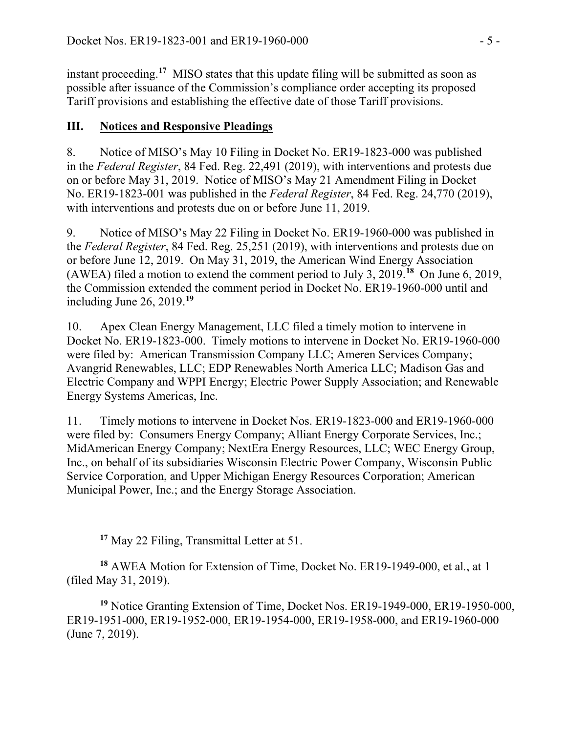instant proceeding.[17] MISO states that this update filing will be submitted as soon as possible after issuance of the Commission's compliance order accepting its proposed Tariff provisions and establishing the effective date of those Tariff provisions.

## III. Notices and Responsive Pleadings

8. Notice of MISO's May 10 Filing in Docket No. ER19-1823-000 was published in the *Federal Register*, 84 Fed. Reg. 22,491 (2019), with interventions and protests due on or before May 31, 2019. Notice of MISO's May 21 Amendment Filing in Docket No. ER19-1823-001 was published in the *Federal Register*, 84 Fed. Reg. 24,770 (2019), with interventions and protests due on or before June 11, 2019.

9. Notice of MISO's May 22 Filing in Docket No. ER19-1960-000 was published in the *Federal Register*, 84 Fed. Reg. 25,251 (2019), with interventions and protests due on or before June 12, 2019. On May 31, 2019, the American Wind Energy Association (AWEA) filed a motion to extend the comment period to July 3, 2019.[18] On June 6, 2019, the Commission extended the comment period in Docket No. ER19-1960-000 until and including June 26, 2019.[19]

10. Apex Clean Energy Management, LLC filed a timely motion to intervene in Docket No. ER19-1823-000. Timely motions to intervene in Docket No. ER19-1960-000 were filed by: American Transmission Company LLC; Ameren Services Company; Avangrid Renewables, LLC; EDP Renewables North America LLC; Madison Gas and Electric Company and WPPI Energy; Electric Power Supply Association; and Renewable Energy Systems Americas, Inc.

11. Timely motions to intervene in Docket Nos. ER19-1823-000 and ER19-1960-000 were filed by: Consumers Energy Company; Alliant Energy Corporate Services, Inc.; MidAmerican Energy Company; NextEra Energy Resources, LLC; WEC Energy Group, Inc., on behalf of its subsidiaries Wisconsin Electric Power Company, Wisconsin Public Service Corporation, and Upper Michigan Energy Resources Corporation; American Municipal Power, Inc.; and the Energy Storage Association.

---

[17] May 22 Filing, Transmittal Letter at 51.

[18] AWEA Motion for Extension of Time, Docket No. ER19-1949-000, et al., at 1 (filed May 31, 2019).

[19] Notice Granting Extension of Time, Docket Nos. ER19-1949-000, ER19-1950-000, ER19-1951-000, ER19-1952-000, ER19-1954-000, ER19-1958-000, and ER19-1960-000 (June 7, 2019).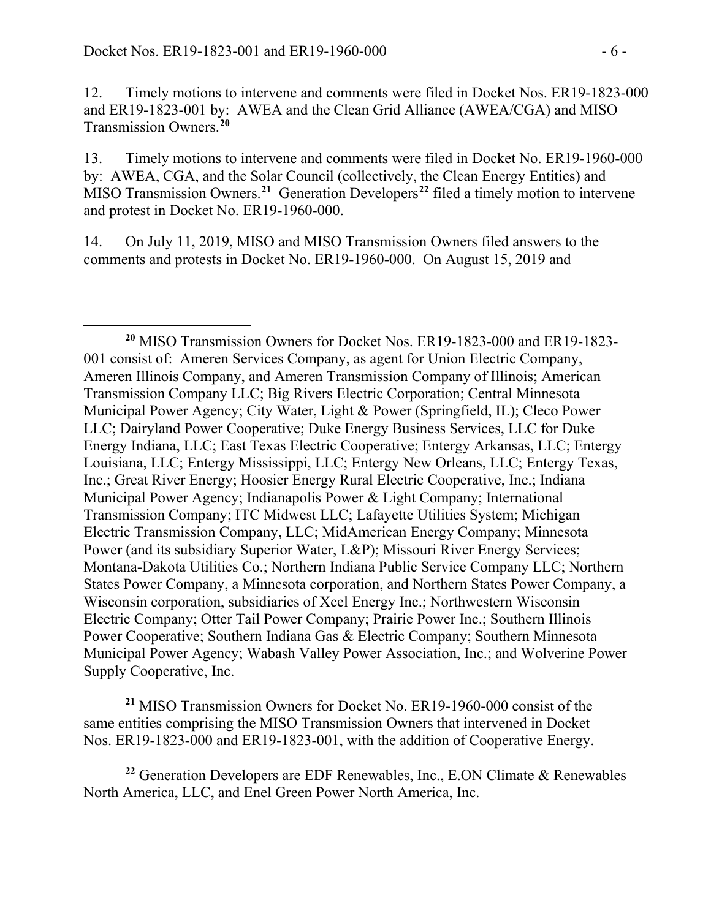12. Timely motions to intervene and comments were filed in Docket Nos. ER19-1823-000 and ER19-1823-001 by: AWEA and the Clean Grid Alliance (AWEA/CGA) and MISO Transmission Owners.[20]

13. Timely motions to intervene and comments were filed in Docket No. ER19-1960-000 by: AWEA, CGA, and the Solar Council (collectively, the Clean Energy Entities) and MISO Transmission Owners.[21] Generation Developers[22] filed a timely motion to intervene and protest in Docket No. ER19-1960-000.

14. On July 11, 2019, MISO and MISO Transmission Owners filed answers to the comments and protests in Docket No. ER19-1960-000. On August 15, 2019 and

---

[20] MISO Transmission Owners for Docket Nos. ER19-1823-000 and ER19-1823-001 consist of: Ameren Services Company, as agent for Union Electric Company, Ameren Illinois Company, and Ameren Transmission Company of Illinois; American Transmission Company LLC; Big Rivers Electric Corporation; Central Minnesota Municipal Power Agency; City Water, Light & Power (Springfield, IL); Cleco Power LLC; Dairyland Power Cooperative; Duke Energy Business Services, LLC for Duke Energy Indiana, LLC; East Texas Electric Cooperative; Entergy Arkansas, LLC; Entergy Louisiana, LLC; Entergy Mississippi, LLC; Entergy New Orleans, LLC; Entergy Texas, Inc.; Great River Energy; Hoosier Energy Rural Electric Cooperative, Inc.; Indiana Municipal Power Agency; Indianapolis Power & Light Company; International Transmission Company; ITC Midwest LLC; Lafayette Utilities System; Michigan Electric Transmission Company, LLC; MidAmerican Energy Company; Minnesota Power (and its subsidiary Superior Water, L&P); Missouri River Energy Services; Montana-Dakota Utilities Co.; Northern Indiana Public Service Company LLC; Northern States Power Company, a Minnesota corporation, and Northern States Power Company, a Wisconsin corporation, subsidiaries of Xcel Energy Inc.; Northwestern Wisconsin Electric Company; Otter Tail Power Company; Prairie Power Inc.; Southern Illinois Power Cooperative; Southern Indiana Gas & Electric Company; Southern Minnesota Municipal Power Agency; Wabash Valley Power Association, Inc.; and Wolverine Power Supply Cooperative, Inc.

[21] MISO Transmission Owners for Docket No. ER19-1960-000 consist of the same entities comprising the MISO Transmission Owners that intervened in Docket Nos. ER19-1823-000 and ER19-1823-001, with the addition of Cooperative Energy.

[22] Generation Developers are EDF Renewables, Inc., E.ON Climate & Renewables North America, LLC, and Enel Green Power North America, Inc.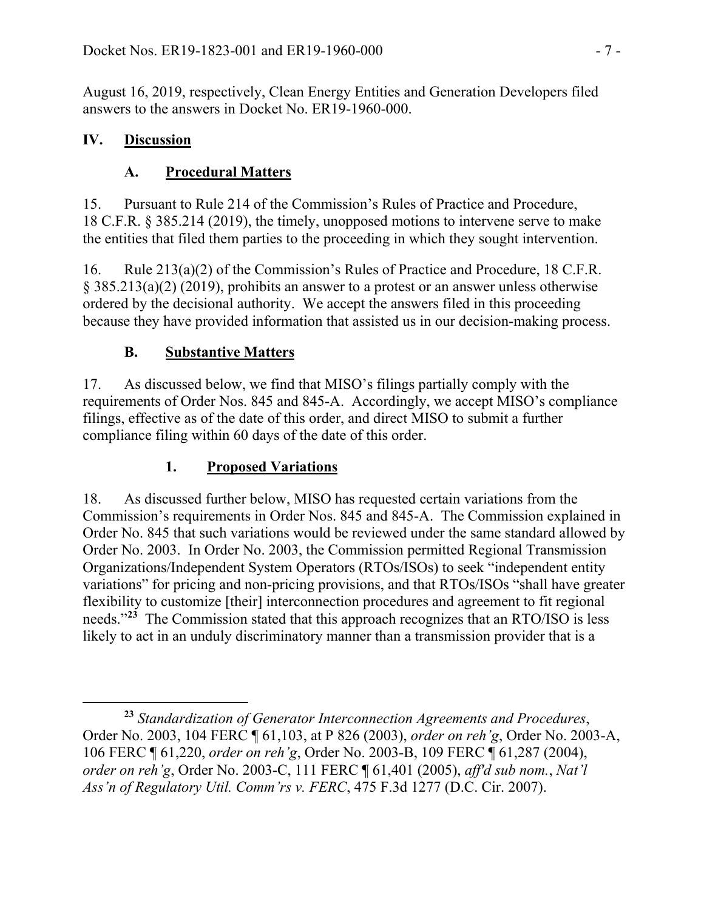August 16, 2019, respectively, Clean Energy Entities and Generation Developers filed answers to the answers in Docket No. ER19-1960-000.

## IV. Discussion

### A. Procedural Matters

15. Pursuant to Rule 214 of the Commission's Rules of Practice and Procedure, 18 C.F.R. § 385.214 (2019), the timely, unopposed motions to intervene serve to make the entities that filed them parties to the proceeding in which they sought intervention.

16. Rule 213(a)(2) of the Commission's Rules of Practice and Procedure, 18 C.F.R. § 385.213(a)(2) (2019), prohibits an answer to a protest or an answer unless otherwise ordered by the decisional authority. We accept the answers filed in this proceeding because they have provided information that assisted us in our decision-making process.

### B. Substantive Matters

17. As discussed below, we find that MISO's filings partially comply with the requirements of Order Nos. 845 and 845-A. Accordingly, we accept MISO's compliance filings, effective as of the date of this order, and direct MISO to submit a further compliance filing within 60 days of the date of this order.

#### 1. Proposed Variations

18. As discussed further below, MISO has requested certain variations from the Commission's requirements in Order Nos. 845 and 845-A. The Commission explained in Order No. 845 that such variations would be reviewed under the same standard allowed by Order No. 2003. In Order No. 2003, the Commission permitted Regional Transmission Organizations/Independent System Operators (RTOs/ISOs) to seek "independent entity variations" for pricing and non-pricing provisions, and that RTOs/ISOs "shall have greater flexibility to customize [their] interconnection procedures and agreement to fit regional needs."[23] The Commission stated that this approach recognizes that an RTO/ISO is less likely to act in an unduly discriminatory manner than a transmission provider that is a

---

[23] *Standardization of Generator Interconnection Agreements and Procedures*, Order No. 2003, 104 FERC ¶ 61,103, at P 826 (2003), *order on reh'g*, Order No. 2003-A, 106 FERC ¶ 61,220, *order on reh'g*, Order No. 2003-B, 109 FERC ¶ 61,287 (2004), *order on reh'g*, Order No. 2003-C, 111 FERC ¶ 61,401 (2005), *aff'd sub nom.*, *Nat'l Ass'n of Regulatory Util. Comm'rs v. FERC*, 475 F.3d 1277 (D.C. Cir. 2007).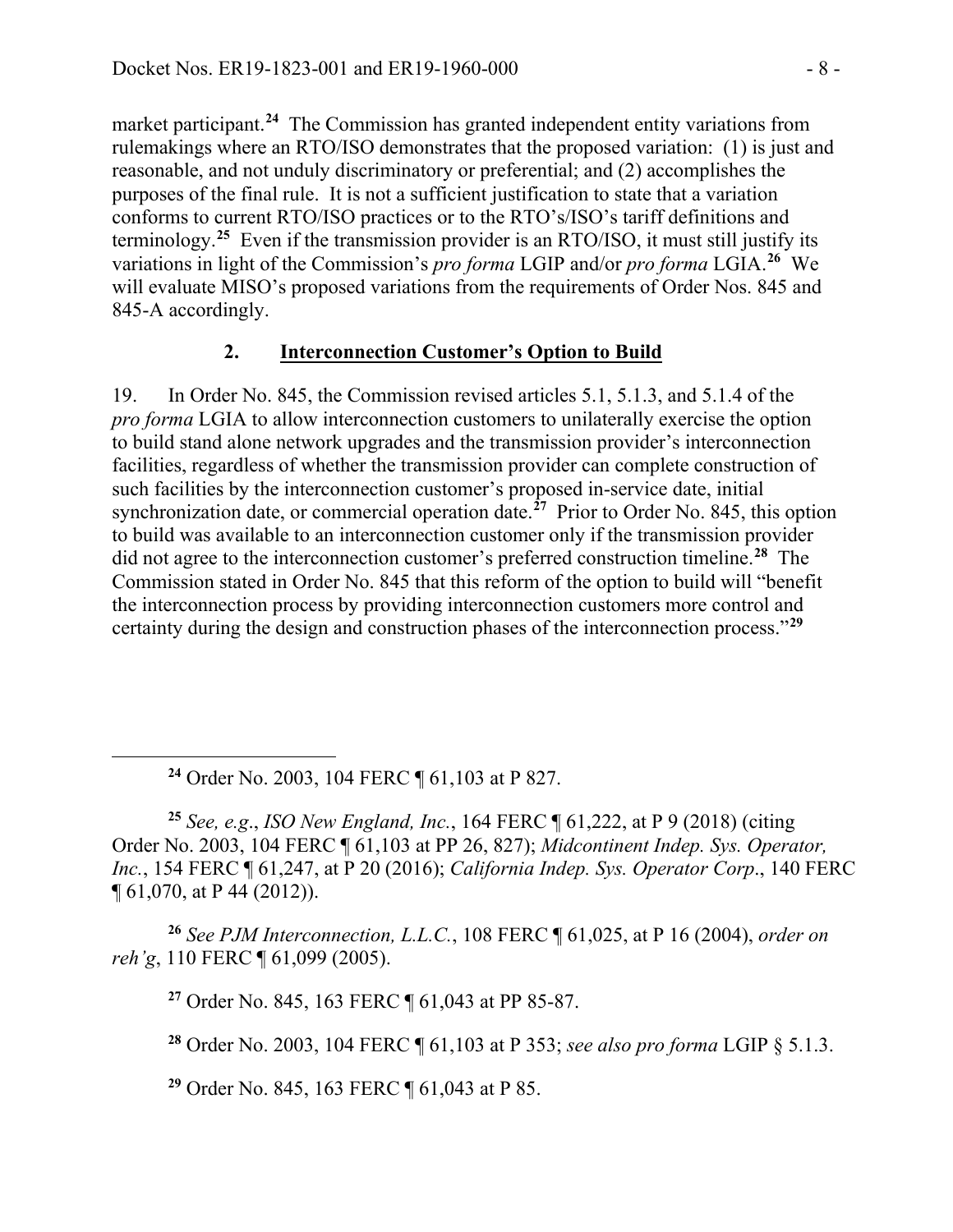market participant.[24] The Commission has granted independent entity variations from rulemakings where an RTO/ISO demonstrates that the proposed variation: (1) is just and reasonable, and not unduly discriminatory or preferential; and (2) accomplishes the purposes of the final rule. It is not a sufficient justification to state that a variation conforms to current RTO/ISO practices or to the RTO's/ISO's tariff definitions and terminology.[25] Even if the transmission provider is an RTO/ISO, it must still justify its variations in light of the Commission's *pro forma* LGIP and/or *pro forma* LGIA.[26] We will evaluate MISO's proposed variations from the requirements of Order Nos. 845 and 845-A accordingly.

### 2. Interconnection Customer's Option to Build

19. In Order No. 845, the Commission revised articles 5.1, 5.1.3, and 5.1.4 of the *pro forma* LGIA to allow interconnection customers to unilaterally exercise the option to build stand alone network upgrades and the transmission provider's interconnection facilities, regardless of whether the transmission provider can complete construction of such facilities by the interconnection customer's proposed in-service date, initial synchronization date, or commercial operation date.[27] Prior to Order No. 845, this option to build was available to an interconnection customer only if the transmission provider did not agree to the interconnection customer's preferred construction timeline.[28] The Commission stated in Order No. 845 that this reform of the option to build will "benefit the interconnection process by providing interconnection customers more control and certainty during the design and construction phases of the interconnection process."[29]

---

[24] Order No. 2003, 104 FERC ¶ 61,103 at P 827.

[25] *See, e.g.*, *ISO New England, Inc.*, 164 FERC ¶ 61,222, at P 9 (2018) (citing Order No. 2003, 104 FERC ¶ 61,103 at PP 26, 827); *Midcontinent Indep. Sys. Operator, Inc.*, 154 FERC ¶ 61,247, at P 20 (2016); *California Indep. Sys. Operator Corp*., 140 FERC ¶ 61,070, at P 44 (2012)).

[26] *See PJM Interconnection, L.L.C.*, 108 FERC ¶ 61,025, at P 16 (2004), *order on reh'g*, 110 FERC ¶ 61,099 (2005).

[27] Order No. 845, 163 FERC ¶ 61,043 at PP 85-87.

[28] Order No. 2003, 104 FERC ¶ 61,103 at P 353; *see also pro forma* LGIP § 5.1.3.

[29] Order No. 845, 163 FERC ¶ 61,043 at P 85.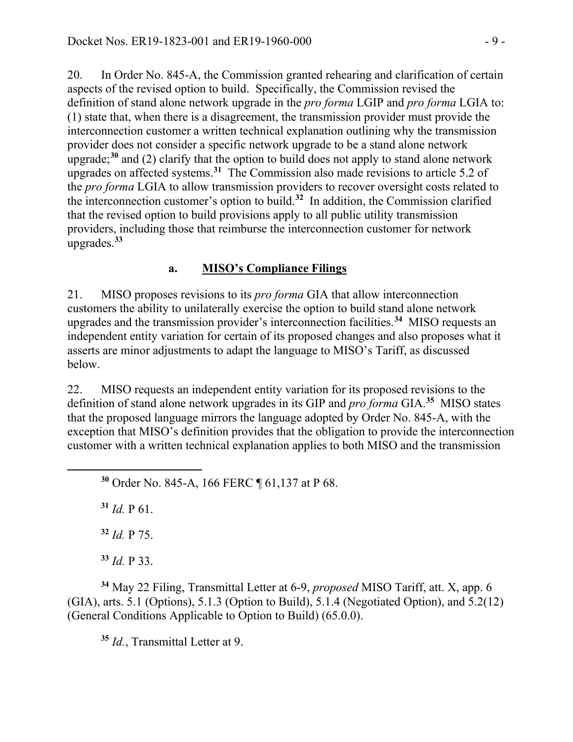20. In Order No. 845-A, the Commission granted rehearing and clarification of certain aspects of the revised option to build. Specifically, the Commission revised the definition of stand alone network upgrade in the *pro forma* LGIP and *pro forma* LGIA to: (1) state that, when there is a disagreement, the transmission provider must provide the interconnection customer a written technical explanation outlining why the transmission provider does not consider a specific network upgrade to be a stand alone network upgrade;[30] and (2) clarify that the option to build does not apply to stand alone network upgrades on affected systems.[31] The Commission also made revisions to article 5.2 of the *pro forma* LGIA to allow transmission providers to recover oversight costs related to the interconnection customer's option to build.[32] In addition, the Commission clarified that the revised option to build provisions apply to all public utility transmission providers, including those that reimburse the interconnection customer for network upgrades.[33]

### a. MISO's Compliance Filings

21. MISO proposes revisions to its *pro forma* GIA that allow interconnection customers the ability to unilaterally exercise the option to build stand alone network upgrades and the transmission provider's interconnection facilities.[34] MISO requests an independent entity variation for certain of its proposed changes and also proposes what it asserts are minor adjustments to adapt the language to MISO's Tariff, as discussed below.

22. MISO requests an independent entity variation for its proposed revisions to the definition of stand alone network upgrades in its GIP and *pro forma* GIA.[35] MISO states that the proposed language mirrors the language adopted by Order No. 845-A, with the exception that MISO's definition provides that the obligation to provide the interconnection customer with a written technical explanation applies to both MISO and the transmission

---

[30] Order No. 845-A, 166 FERC ¶ 61,137 at P 68.

[31] *Id.* P 61.

[32] *Id.* P 75.

[33] *Id.* P 33.

[34] May 22 Filing, Transmittal Letter at 6-9, *proposed* MISO Tariff, att. X, app. 6 (GIA), arts. 5.1 (Options), 5.1.3 (Option to Build), 5.1.4 (Negotiated Option), and 5.2(12) (General Conditions Applicable to Option to Build) (65.0.0).

[35] *Id.*, Transmittal Letter at 9.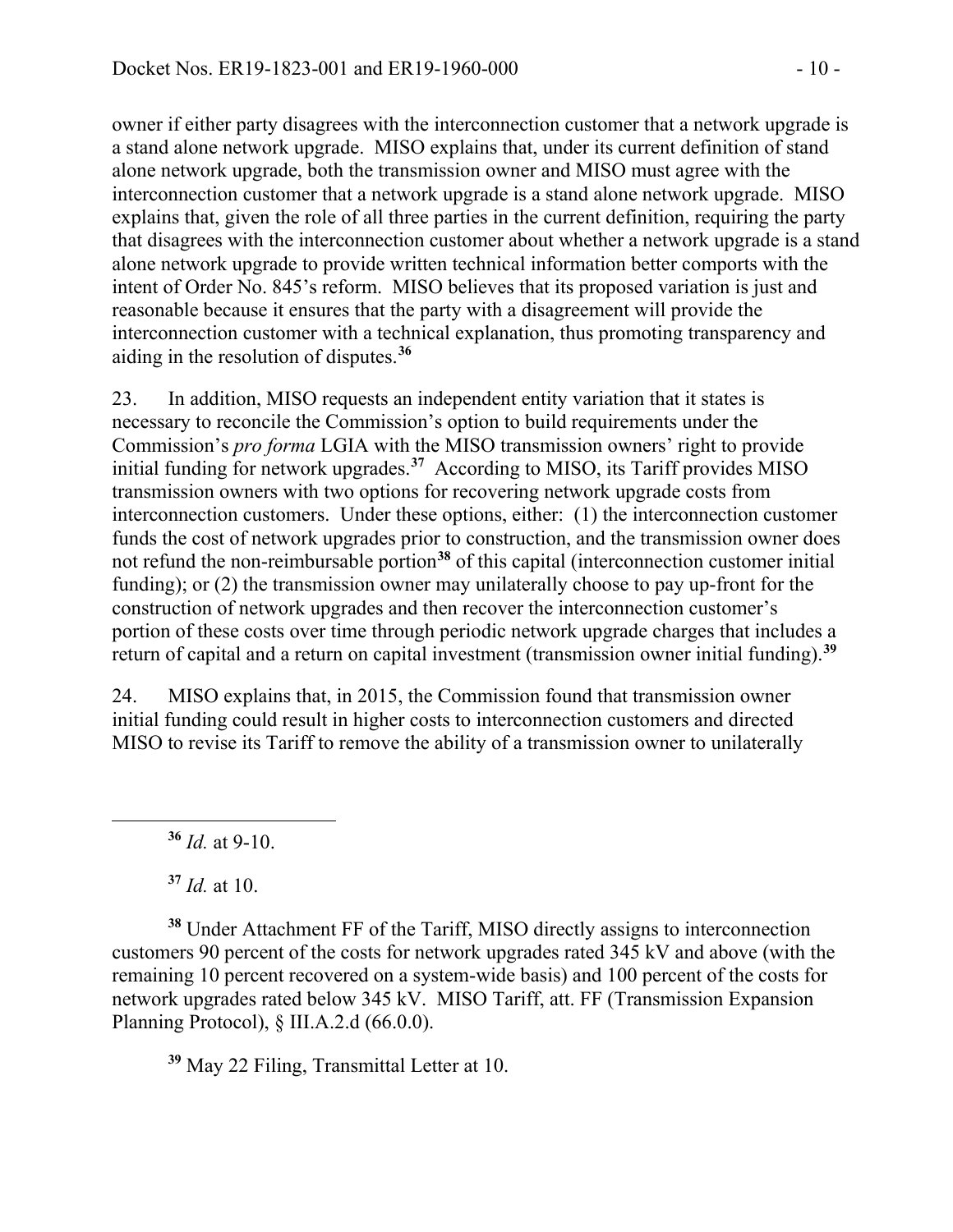owner if either party disagrees with the interconnection customer that a network upgrade is a stand alone network upgrade. MISO explains that, under its current definition of stand alone network upgrade, both the transmission owner and MISO must agree with the interconnection customer that a network upgrade is a stand alone network upgrade. MISO explains that, given the role of all three parties in the current definition, requiring the party that disagrees with the interconnection customer about whether a network upgrade is a stand alone network upgrade to provide written technical information better comports with the intent of Order No. 845's reform. MISO believes that its proposed variation is just and reasonable because it ensures that the party with a disagreement will provide the interconnection customer with a technical explanation, thus promoting transparency and aiding in the resolution of disputes.[36]

23. In addition, MISO requests an independent entity variation that it states is necessary to reconcile the Commission's option to build requirements under the Commission's *pro forma* LGIA with the MISO transmission owners' right to provide initial funding for network upgrades.[37] According to MISO, its Tariff provides MISO transmission owners with two options for recovering network upgrade costs from interconnection customers. Under these options, either: (1) the interconnection customer funds the cost of network upgrades prior to construction, and the transmission owner does not refund the non-reimbursable portion[38] of this capital (interconnection customer initial funding); or (2) the transmission owner may unilaterally choose to pay up-front for the construction of network upgrades and then recover the interconnection customer's portion of these costs over time through periodic network upgrade charges that includes a return of capital and a return on capital investment (transmission owner initial funding).[39]

24. MISO explains that, in 2015, the Commission found that transmission owner initial funding could result in higher costs to interconnection customers and directed MISO to revise its Tariff to remove the ability of a transmission owner to unilaterally

---

[36] *Id.* at 9-10.

[37] *Id.* at 10.

[38] Under Attachment FF of the Tariff, MISO directly assigns to interconnection customers 90 percent of the costs for network upgrades rated 345 kV and above (with the remaining 10 percent recovered on a system-wide basis) and 100 percent of the costs for network upgrades rated below 345 kV. MISO Tariff, att. FF (Transmission Expansion Planning Protocol), § III.A.2.d (66.0.0).

[39] May 22 Filing, Transmittal Letter at 10.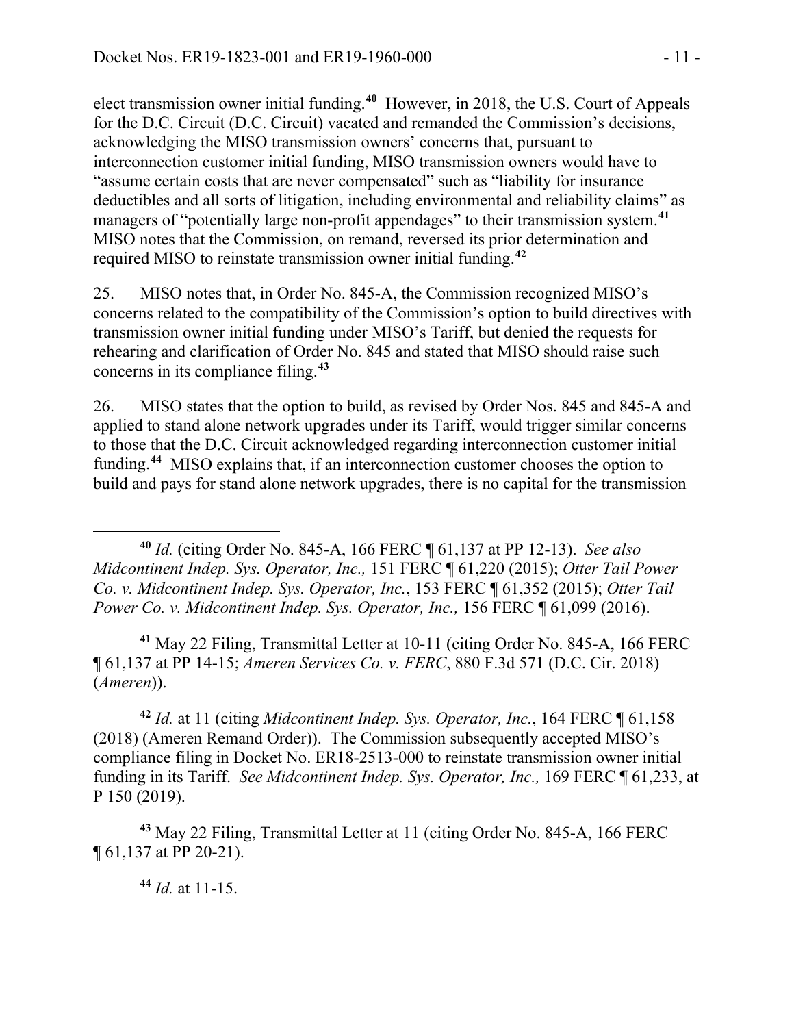elect transmission owner initial funding.[40] However, in 2018, the U.S. Court of Appeals for the D.C. Circuit (D.C. Circuit) vacated and remanded the Commission's decisions, acknowledging the MISO transmission owners' concerns that, pursuant to interconnection customer initial funding, MISO transmission owners would have to "assume certain costs that are never compensated" such as "liability for insurance deductibles and all sorts of litigation, including environmental and reliability claims" as managers of "potentially large non-profit appendages" to their transmission system.[41] MISO notes that the Commission, on remand, reversed its prior determination and required MISO to reinstate transmission owner initial funding.[42]

25. MISO notes that, in Order No. 845-A, the Commission recognized MISO's concerns related to the compatibility of the Commission's option to build directives with transmission owner initial funding under MISO's Tariff, but denied the requests for rehearing and clarification of Order No. 845 and stated that MISO should raise such concerns in its compliance filing.[43]

26. MISO states that the option to build, as revised by Order Nos. 845 and 845-A and applied to stand alone network upgrades under its Tariff, would trigger similar concerns to those that the D.C. Circuit acknowledged regarding interconnection customer initial funding.[44] MISO explains that, if an interconnection customer chooses the option to build and pays for stand alone network upgrades, there is no capital for the transmission

---

[40] *Id.* (citing Order No. 845-A, 166 FERC ¶ 61,137 at PP 12-13). *See also Midcontinent Indep. Sys. Operator, Inc.,* 151 FERC ¶ 61,220 (2015); *Otter Tail Power Co. v. Midcontinent Indep. Sys. Operator, Inc.*, 153 FERC ¶ 61,352 (2015); *Otter Tail Power Co. v. Midcontinent Indep. Sys. Operator, Inc.,* 156 FERC ¶ 61,099 (2016).

[41] May 22 Filing, Transmittal Letter at 10-11 (citing Order No. 845-A, 166 FERC ¶ 61,137 at PP 14-15; *Ameren Services Co. v. FERC*, 880 F.3d 571 (D.C. Cir. 2018) (*Ameren*)).

[42] *Id.* at 11 (citing *Midcontinent Indep. Sys. Operator, Inc.*, 164 FERC ¶ 61,158 (2018) (Ameren Remand Order)). The Commission subsequently accepted MISO's compliance filing in Docket No. ER18-2513-000 to reinstate transmission owner initial funding in its Tariff. *See Midcontinent Indep. Sys. Operator, Inc.,* 169 FERC ¶ 61,233, at P 150 (2019).

[43] May 22 Filing, Transmittal Letter at 11 (citing Order No. 845-A, 166 FERC ¶ 61,137 at PP 20-21).

[44] *Id.* at 11-15.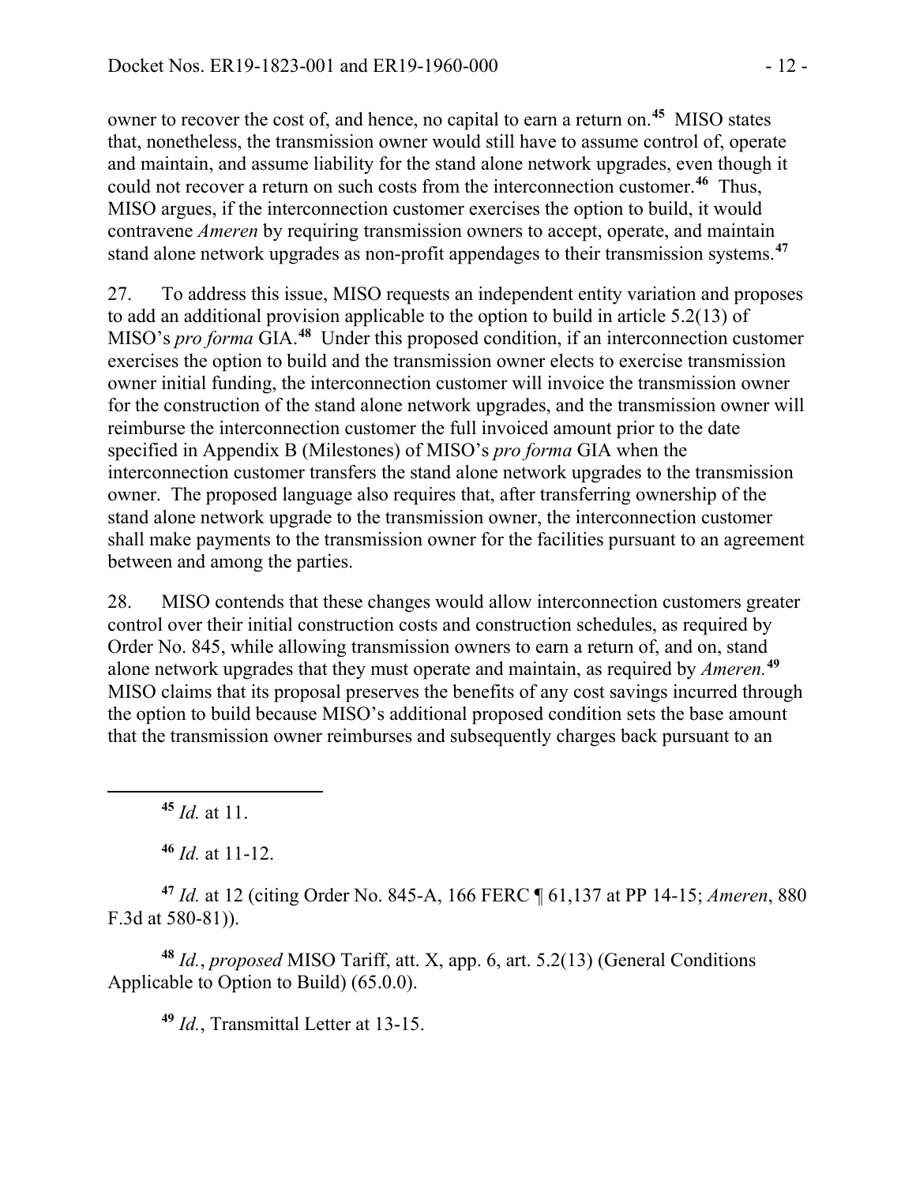owner to recover the cost of, and hence, no capital to earn a return on.[45] MISO states that, nonetheless, the transmission owner would still have to assume control of, operate and maintain, and assume liability for the stand alone network upgrades, even though it could not recover a return on such costs from the interconnection customer.[46] Thus, MISO argues, if the interconnection customer exercises the option to build, it would contravene *Ameren* by requiring transmission owners to accept, operate, and maintain stand alone network upgrades as non-profit appendages to their transmission systems.[47]

27. To address this issue, MISO requests an independent entity variation and proposes to add an additional provision applicable to the option to build in article 5.2(13) of MISO's *pro forma* GIA.[48] Under this proposed condition, if an interconnection customer exercises the option to build and the transmission owner elects to exercise transmission owner initial funding, the interconnection customer will invoice the transmission owner for the construction of the stand alone network upgrades, and the transmission owner will reimburse the interconnection customer the full invoiced amount prior to the date specified in Appendix B (Milestones) of MISO's *pro forma* GIA when the interconnection customer transfers the stand alone network upgrades to the transmission owner. The proposed language also requires that, after transferring ownership of the stand alone network upgrade to the transmission owner, the interconnection customer shall make payments to the transmission owner for the facilities pursuant to an agreement between and among the parties.

28. MISO contends that these changes would allow interconnection customers greater control over their initial construction costs and construction schedules, as required by Order No. 845, while allowing transmission owners to earn a return of, and on, stand alone network upgrades that they must operate and maintain, as required by *Ameren.*[49] MISO claims that its proposal preserves the benefits of any cost savings incurred through the option to build because MISO's additional proposed condition sets the base amount that the transmission owner reimburses and subsequently charges back pursuant to an

---

[45] *Id.* at 11.

[46] *Id.* at 11-12.

[47] *Id.* at 12 (citing Order No. 845-A, 166 FERC ¶ 61,137 at PP 14-15; *Ameren*, 880 F.3d at 580-81)).

[48] *Id.*, *proposed* MISO Tariff, att. X, app. 6, art. 5.2(13) (General Conditions Applicable to Option to Build) (65.0.0).

[49] *Id.*, Transmittal Letter at 13-15.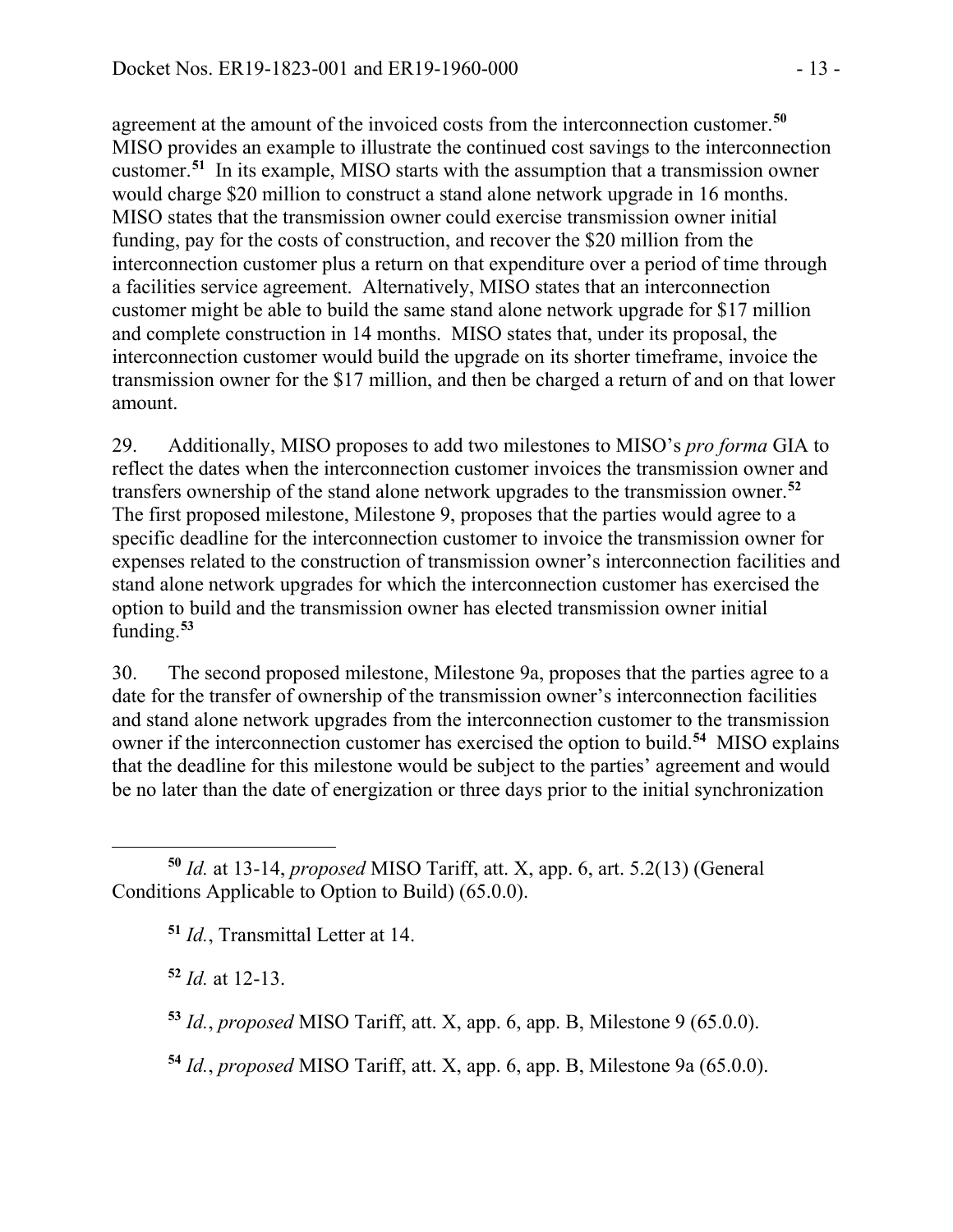agreement at the amount of the invoiced costs from the interconnection customer.[50] MISO provides an example to illustrate the continued cost savings to the interconnection customer.[51] In its example, MISO starts with the assumption that a transmission owner would charge $20 million to construct a stand alone network upgrade in 16 months. MISO states that the transmission owner could exercise transmission owner initial funding, pay for the costs of construction, and recover the $20 million from the interconnection customer plus a return on that expenditure over a period of time through a facilities service agreement. Alternatively, MISO states that an interconnection customer might be able to build the same stand alone network upgrade for $17 million and complete construction in 14 months. MISO states that, under its proposal, the interconnection customer would build the upgrade on its shorter timeframe, invoice the transmission owner for the $17 million, and then be charged a return of and on that lower amount.

29. Additionally, MISO proposes to add two milestones to MISO's *pro forma* GIA to reflect the dates when the interconnection customer invoices the transmission owner and transfers ownership of the stand alone network upgrades to the transmission owner.[52] The first proposed milestone, Milestone 9, proposes that the parties would agree to a specific deadline for the interconnection customer to invoice the transmission owner for expenses related to the construction of transmission owner's interconnection facilities and stand alone network upgrades for which the interconnection customer has exercised the option to build and the transmission owner has elected transmission owner initial funding.[53]

30. The second proposed milestone, Milestone 9a, proposes that the parties agree to a date for the transfer of ownership of the transmission owner's interconnection facilities and stand alone network upgrades from the interconnection customer to the transmission owner if the interconnection customer has exercised the option to build.[54] MISO explains that the deadline for this milestone would be subject to the parties' agreement and would be no later than the date of energization or three days prior to the initial synchronization

---

[50] *Id.* at 13-14, *proposed* MISO Tariff, att. X, app. 6, art. 5.2(13) (General Conditions Applicable to Option to Build) (65.0.0).

[51] *Id.*, Transmittal Letter at 14.

[52] *Id.* at 12-13.

[53] *Id.*, *proposed* MISO Tariff, att. X, app. 6, app. B, Milestone 9 (65.0.0).

[54] *Id.*, *proposed* MISO Tariff, att. X, app. 6, app. B, Milestone 9a (65.0.0).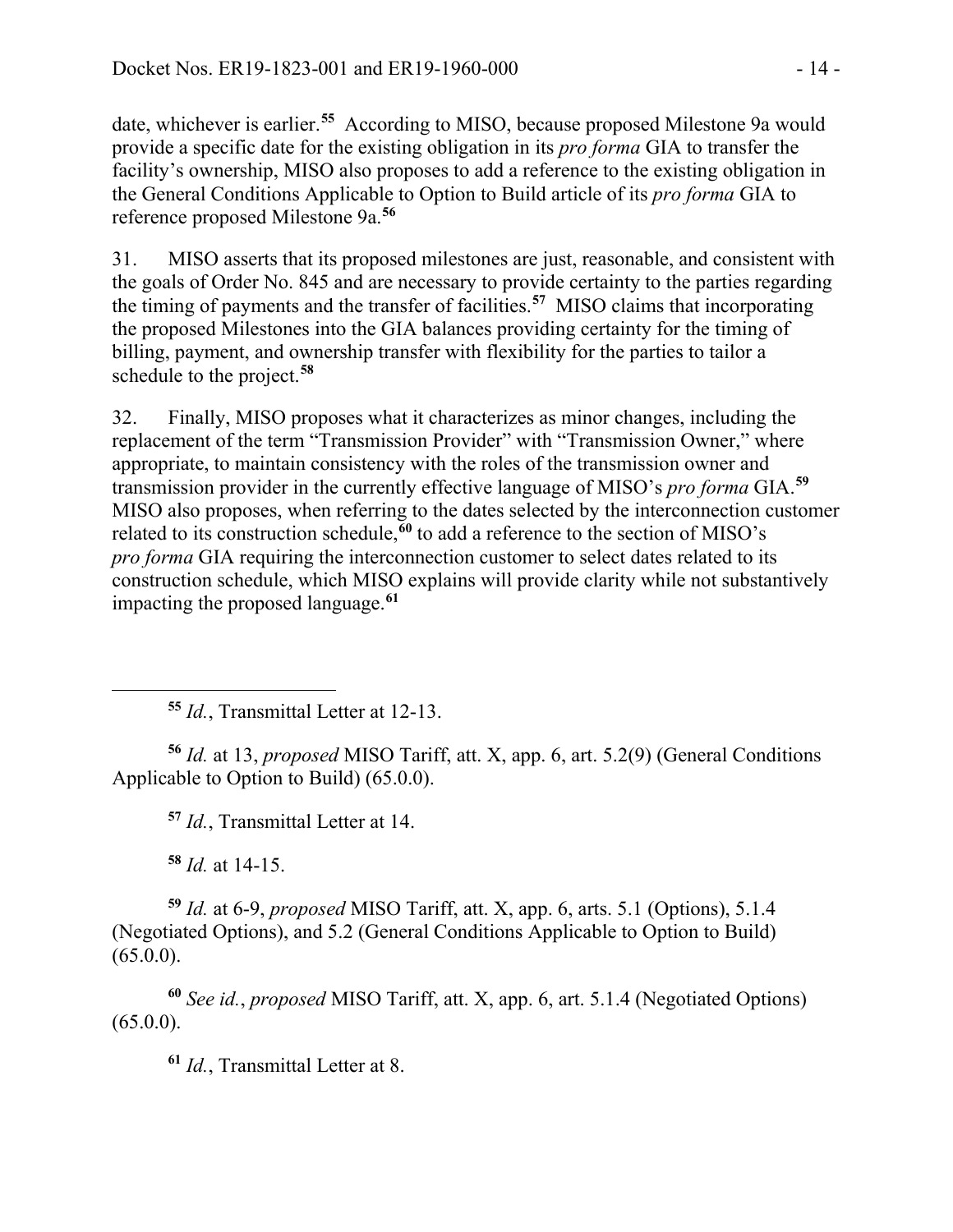date, whichever is earlier.[55] According to MISO, because proposed Milestone 9a would provide a specific date for the existing obligation in its *pro forma* GIA to transfer the facility's ownership, MISO also proposes to add a reference to the existing obligation in the General Conditions Applicable to Option to Build article of its *pro forma* GIA to reference proposed Milestone 9a.[56]

31. MISO asserts that its proposed milestones are just, reasonable, and consistent with the goals of Order No. 845 and are necessary to provide certainty to the parties regarding the timing of payments and the transfer of facilities.[57] MISO claims that incorporating the proposed Milestones into the GIA balances providing certainty for the timing of billing, payment, and ownership transfer with flexibility for the parties to tailor a schedule to the project.[58]

32. Finally, MISO proposes what it characterizes as minor changes, including the replacement of the term "Transmission Provider" with "Transmission Owner," where appropriate, to maintain consistency with the roles of the transmission owner and transmission provider in the currently effective language of MISO's *pro forma* GIA.[59] MISO also proposes, when referring to the dates selected by the interconnection customer related to its construction schedule,[60] to add a reference to the section of MISO's *pro forma* GIA requiring the interconnection customer to select dates related to its construction schedule, which MISO explains will provide clarity while not substantively impacting the proposed language.[61]

---

[55] *Id.*, Transmittal Letter at 12-13.

[56] *Id.* at 13, *proposed* MISO Tariff, att. X, app. 6, art. 5.2(9) (General Conditions Applicable to Option to Build) (65.0.0).

[57] *Id.*, Transmittal Letter at 14.

[58] *Id.* at 14-15.

[59] *Id.* at 6-9, *proposed* MISO Tariff, att. X, app. 6, arts. 5.1 (Options), 5.1.4 (Negotiated Options), and 5.2 (General Conditions Applicable to Option to Build) (65.0.0).

[60] *See id.*, *proposed* MISO Tariff, att. X, app. 6, art. 5.1.4 (Negotiated Options) (65.0.0).

[61] *Id.*, Transmittal Letter at 8.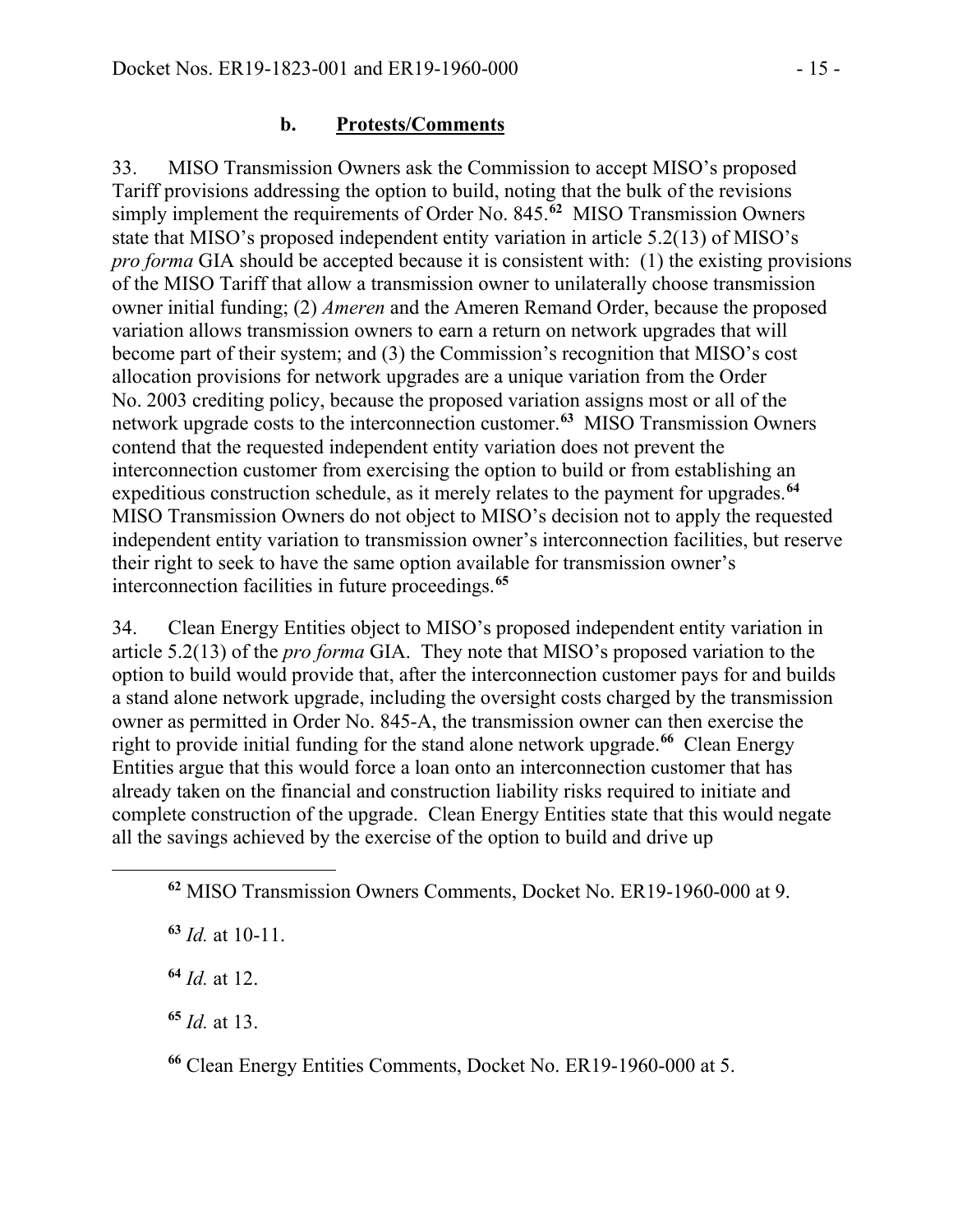### b. **Protests/Comments**

33. MISO Transmission Owners ask the Commission to accept MISO's proposed Tariff provisions addressing the option to build, noting that the bulk of the revisions simply implement the requirements of Order No. 845.[62] MISO Transmission Owners state that MISO's proposed independent entity variation in article 5.2(13) of MISO's *pro forma* GIA should be accepted because it is consistent with: (1) the existing provisions of the MISO Tariff that allow a transmission owner to unilaterally choose transmission owner initial funding; (2) *Ameren* and the Ameren Remand Order, because the proposed variation allows transmission owners to earn a return on network upgrades that will become part of their system; and (3) the Commission's recognition that MISO's cost allocation provisions for network upgrades are a unique variation from the Order No. 2003 crediting policy, because the proposed variation assigns most or all of the network upgrade costs to the interconnection customer.[63] MISO Transmission Owners contend that the requested independent entity variation does not prevent the interconnection customer from exercising the option to build or from establishing an expeditious construction schedule, as it merely relates to the payment for upgrades.[64] MISO Transmission Owners do not object to MISO's decision not to apply the requested independent entity variation to transmission owner's interconnection facilities, but reserve their right to seek to have the same option available for transmission owner's interconnection facilities in future proceedings.[65]

34. Clean Energy Entities object to MISO's proposed independent entity variation in article 5.2(13) of the *pro forma* GIA. They note that MISO's proposed variation to the option to build would provide that, after the interconnection customer pays for and builds a stand alone network upgrade, including the oversight costs charged by the transmission owner as permitted in Order No. 845-A, the transmission owner can then exercise the right to provide initial funding for the stand alone network upgrade.[66] Clean Energy Entities argue that this would force a loan onto an interconnection customer that has already taken on the financial and construction liability risks required to initiate and complete construction of the upgrade. Clean Energy Entities state that this would negate all the savings achieved by the exercise of the option to build and drive up

---

[62] MISO Transmission Owners Comments, Docket No. ER19-1960-000 at 9.

[63] *Id.* at 10-11.

[64] *Id.* at 12.

[65] *Id.* at 13.

[66] Clean Energy Entities Comments, Docket No. ER19-1960-000 at 5.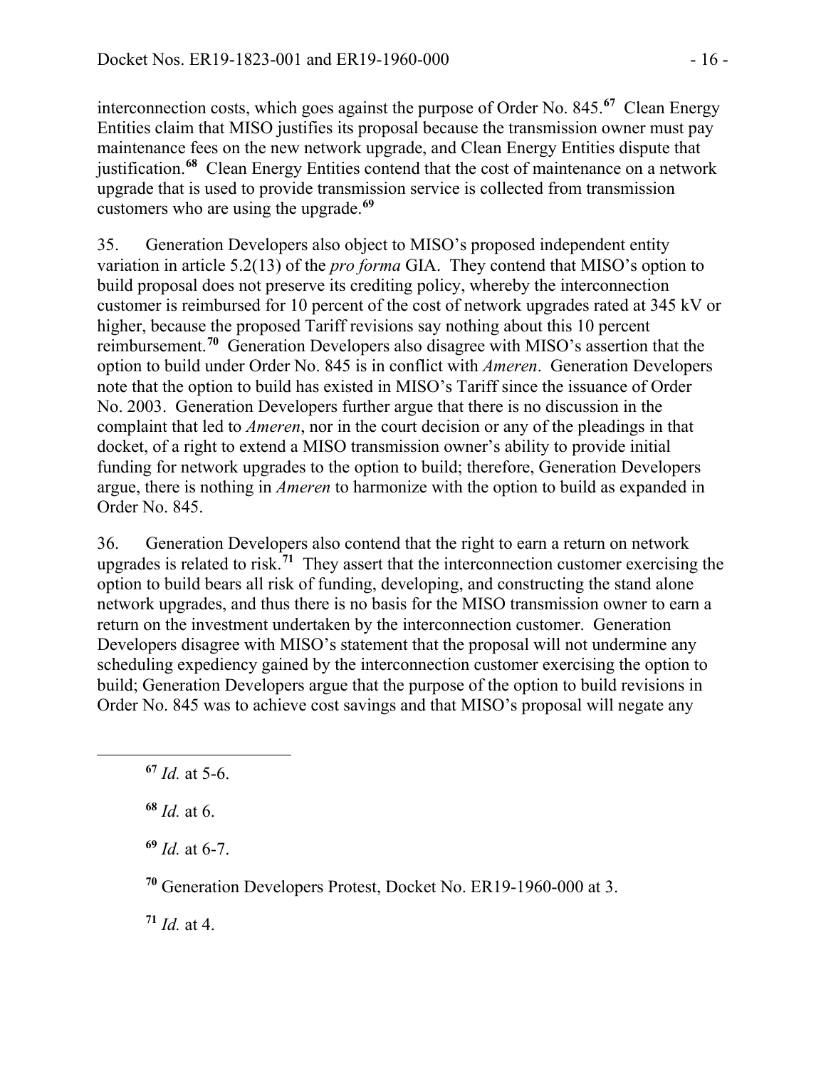interconnection costs, which goes against the purpose of Order No. 845.[67] Clean Energy Entities claim that MISO justifies its proposal because the transmission owner must pay maintenance fees on the new network upgrade, and Clean Energy Entities dispute that justification.[68] Clean Energy Entities contend that the cost of maintenance on a network upgrade that is used to provide transmission service is collected from transmission customers who are using the upgrade.[69]

35. Generation Developers also object to MISO's proposed independent entity variation in article 5.2(13) of the *pro forma* GIA. They contend that MISO's option to build proposal does not preserve its crediting policy, whereby the interconnection customer is reimbursed for 10 percent of the cost of network upgrades rated at 345 kV or higher, because the proposed Tariff revisions say nothing about this 10 percent reimbursement.[70] Generation Developers also disagree with MISO's assertion that the option to build under Order No. 845 is in conflict with *Ameren*. Generation Developers note that the option to build has existed in MISO's Tariff since the issuance of Order No. 2003. Generation Developers further argue that there is no discussion in the complaint that led to *Ameren*, nor in the court decision or any of the pleadings in that docket, of a right to extend a MISO transmission owner's ability to provide initial funding for network upgrades to the option to build; therefore, Generation Developers argue, there is nothing in *Ameren* to harmonize with the option to build as expanded in Order No. 845.

36. Generation Developers also contend that the right to earn a return on network upgrades is related to risk.[71] They assert that the interconnection customer exercising the option to build bears all risk of funding, developing, and constructing the stand alone network upgrades, and thus there is no basis for the MISO transmission owner to earn a return on the investment undertaken by the interconnection customer. Generation Developers disagree with MISO's statement that the proposal will not undermine any scheduling expediency gained by the interconnection customer exercising the option to build; Generation Developers argue that the purpose of the option to build revisions in Order No. 845 was to achieve cost savings and that MISO's proposal will negate any

---

[67] *Id.* at 5-6.

[68] *Id.* at 6.

[69] *Id.* at 6-7.

[70] Generation Developers Protest, Docket No. ER19-1960-000 at 3.

[71] *Id.* at 4.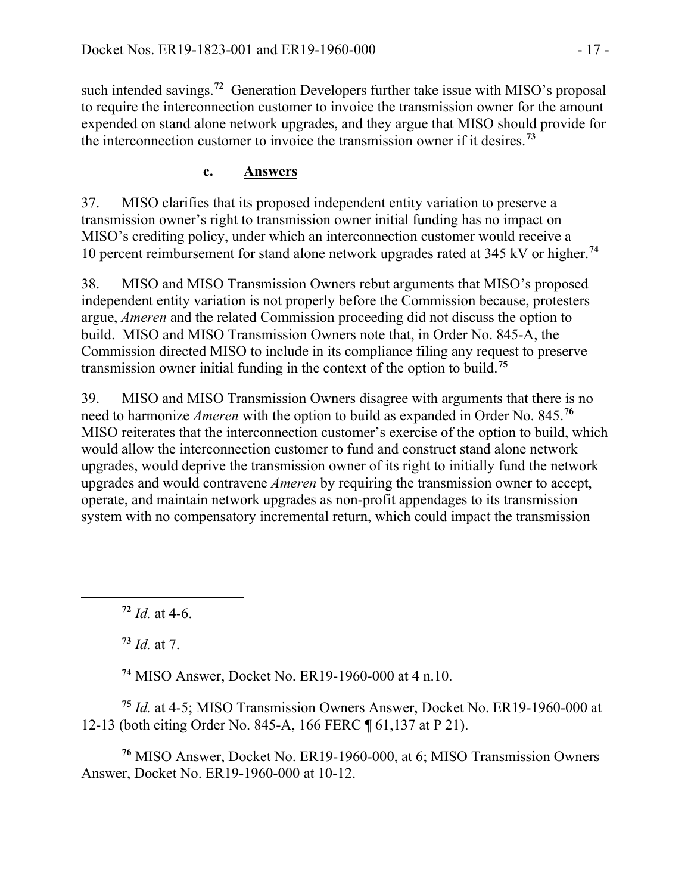such intended savings.[72] Generation Developers further take issue with MISO's proposal to require the interconnection customer to invoice the transmission owner for the amount expended on stand alone network upgrades, and they argue that MISO should provide for the interconnection customer to invoice the transmission owner if it desires.[73]

### c. Answers

37. MISO clarifies that its proposed independent entity variation to preserve a transmission owner's right to transmission owner initial funding has no impact on MISO's crediting policy, under which an interconnection customer would receive a 10 percent reimbursement for stand alone network upgrades rated at 345 kV or higher.[74]

38. MISO and MISO Transmission Owners rebut arguments that MISO's proposed independent entity variation is not properly before the Commission because, protesters argue, *Ameren* and the related Commission proceeding did not discuss the option to build. MISO and MISO Transmission Owners note that, in Order No. 845-A, the Commission directed MISO to include in its compliance filing any request to preserve transmission owner initial funding in the context of the option to build.[75]

39. MISO and MISO Transmission Owners disagree with arguments that there is no need to harmonize *Ameren* with the option to build as expanded in Order No. 845.[76] MISO reiterates that the interconnection customer's exercise of the option to build, which would allow the interconnection customer to fund and construct stand alone network upgrades, would deprive the transmission owner of its right to initially fund the network upgrades and would contravene *Ameren* by requiring the transmission owner to accept, operate, and maintain network upgrades as non-profit appendages to its transmission system with no compensatory incremental return, which could impact the transmission

---

[72] *Id.* at 4-6.

[73] *Id.* at 7.

[74] MISO Answer, Docket No. ER19-1960-000 at 4 n.10.

[75] *Id.* at 4-5; MISO Transmission Owners Answer, Docket No. ER19-1960-000 at 12-13 (both citing Order No. 845-A, 166 FERC ¶ 61,137 at P 21).

[76] MISO Answer, Docket No. ER19-1960-000, at 6; MISO Transmission Owners Answer, Docket No. ER19-1960-000 at 10-12.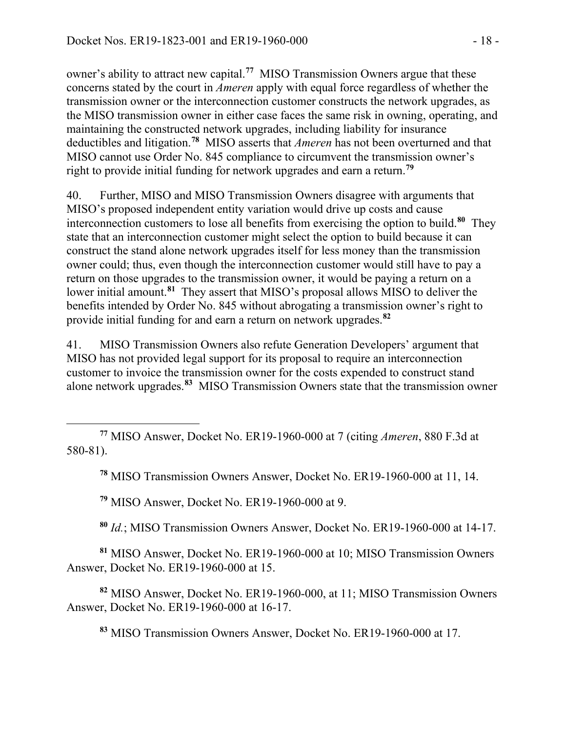owner's ability to attract new capital.[77] MISO Transmission Owners argue that these concerns stated by the court in *Ameren* apply with equal force regardless of whether the transmission owner or the interconnection customer constructs the network upgrades, as the MISO transmission owner in either case faces the same risk in owning, operating, and maintaining the constructed network upgrades, including liability for insurance deductibles and litigation.[78] MISO asserts that *Ameren* has not been overturned and that MISO cannot use Order No. 845 compliance to circumvent the transmission owner's right to provide initial funding for network upgrades and earn a return.[79]

40. Further, MISO and MISO Transmission Owners disagree with arguments that MISO's proposed independent entity variation would drive up costs and cause interconnection customers to lose all benefits from exercising the option to build.[80] They state that an interconnection customer might select the option to build because it can construct the stand alone network upgrades itself for less money than the transmission owner could; thus, even though the interconnection customer would still have to pay a return on those upgrades to the transmission owner, it would be paying a return on a lower initial amount.[81] They assert that MISO's proposal allows MISO to deliver the benefits intended by Order No. 845 without abrogating a transmission owner's right to provide initial funding for and earn a return on network upgrades.[82]

41. MISO Transmission Owners also refute Generation Developers' argument that MISO has not provided legal support for its proposal to require an interconnection customer to invoice the transmission owner for the costs expended to construct stand alone network upgrades.[83] MISO Transmission Owners state that the transmission owner

---

[77] MISO Answer, Docket No. ER19-1960-000 at 7 (citing *Ameren*, 880 F.3d at 580-81).

[78] MISO Transmission Owners Answer, Docket No. ER19-1960-000 at 11, 14.

[79] MISO Answer, Docket No. ER19-1960-000 at 9.

[80] *Id.*; MISO Transmission Owners Answer, Docket No. ER19-1960-000 at 14-17.

[81] MISO Answer, Docket No. ER19-1960-000 at 10; MISO Transmission Owners Answer, Docket No. ER19-1960-000 at 15.

[82] MISO Answer, Docket No. ER19-1960-000, at 11; MISO Transmission Owners Answer, Docket No. ER19-1960-000 at 16-17.

[83] MISO Transmission Owners Answer, Docket No. ER19-1960-000 at 17.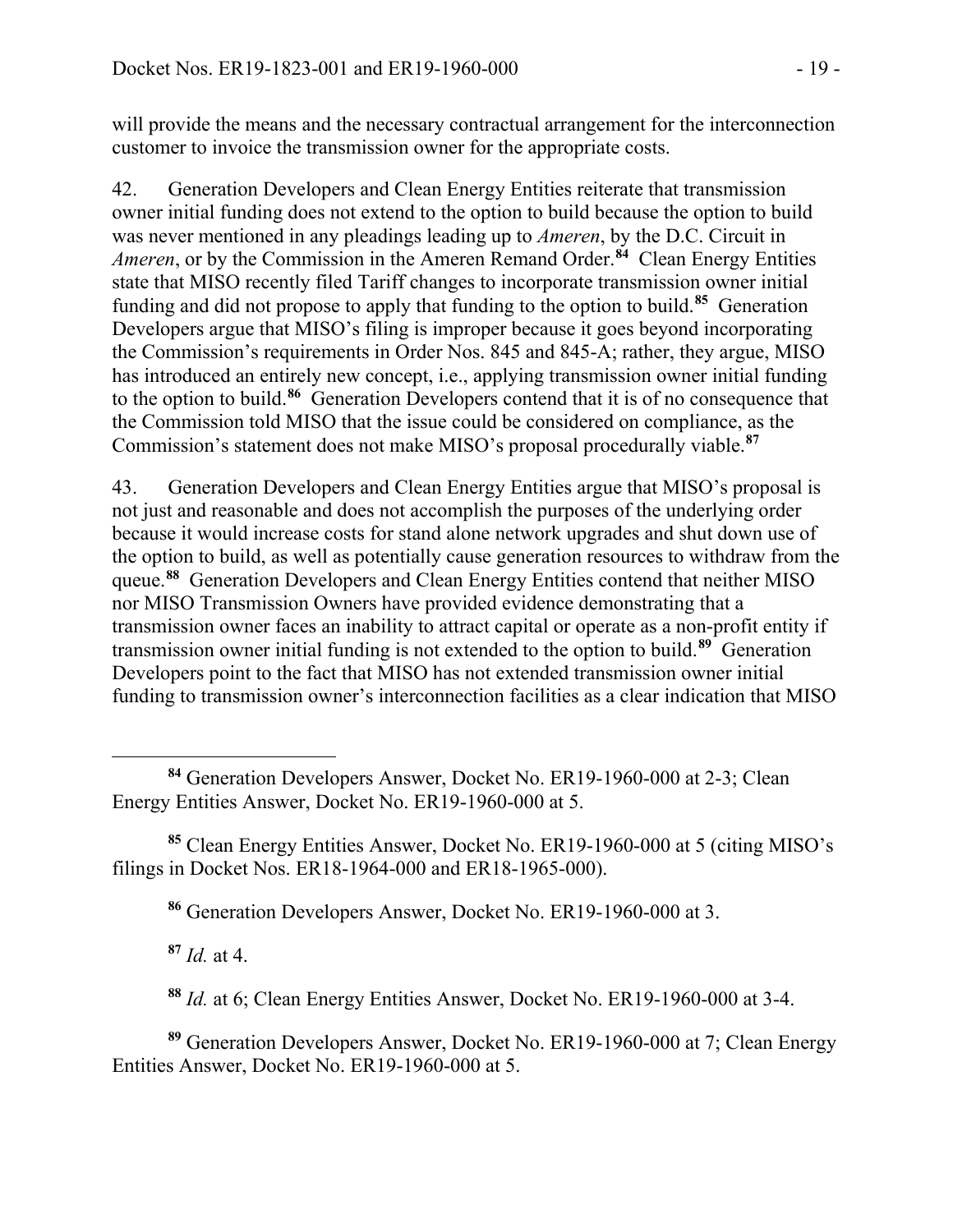will provide the means and the necessary contractual arrangement for the interconnection customer to invoice the transmission owner for the appropriate costs.

42. Generation Developers and Clean Energy Entities reiterate that transmission owner initial funding does not extend to the option to build because the option to build was never mentioned in any pleadings leading up to *Ameren*, by the D.C. Circuit in *Ameren*, or by the Commission in the Ameren Remand Order.[84] Clean Energy Entities state that MISO recently filed Tariff changes to incorporate transmission owner initial funding and did not propose to apply that funding to the option to build.[85] Generation Developers argue that MISO's filing is improper because it goes beyond incorporating the Commission's requirements in Order Nos. 845 and 845-A; rather, they argue, MISO has introduced an entirely new concept, i.e., applying transmission owner initial funding to the option to build.[86] Generation Developers contend that it is of no consequence that the Commission told MISO that the issue could be considered on compliance, as the Commission's statement does not make MISO's proposal procedurally viable.[87]

43. Generation Developers and Clean Energy Entities argue that MISO's proposal is not just and reasonable and does not accomplish the purposes of the underlying order because it would increase costs for stand alone network upgrades and shut down use of the option to build, as well as potentially cause generation resources to withdraw from the queue.[88] Generation Developers and Clean Energy Entities contend that neither MISO nor MISO Transmission Owners have provided evidence demonstrating that a transmission owner faces an inability to attract capital or operate as a non-profit entity if transmission owner initial funding is not extended to the option to build.[89] Generation Developers point to the fact that MISO has not extended transmission owner initial funding to transmission owner's interconnection facilities as a clear indication that MISO

[84] Generation Developers Answer, Docket No. ER19-1960-000 at 2-3; Clean Energy Entities Answer, Docket No. ER19-1960-000 at 5.

[85] Clean Energy Entities Answer, Docket No. ER19-1960-000 at 5 (citing MISO's filings in Docket Nos. ER18-1964-000 and ER18-1965-000).

[86] Generation Developers Answer, Docket No. ER19-1960-000 at 3.

[87] *Id.* at 4.

[88] *Id.* at 6; Clean Energy Entities Answer, Docket No. ER19-1960-000 at 3-4.

[89] Generation Developers Answer, Docket No. ER19-1960-000 at 7; Clean Energy Entities Answer, Docket No. ER19-1960-000 at 5.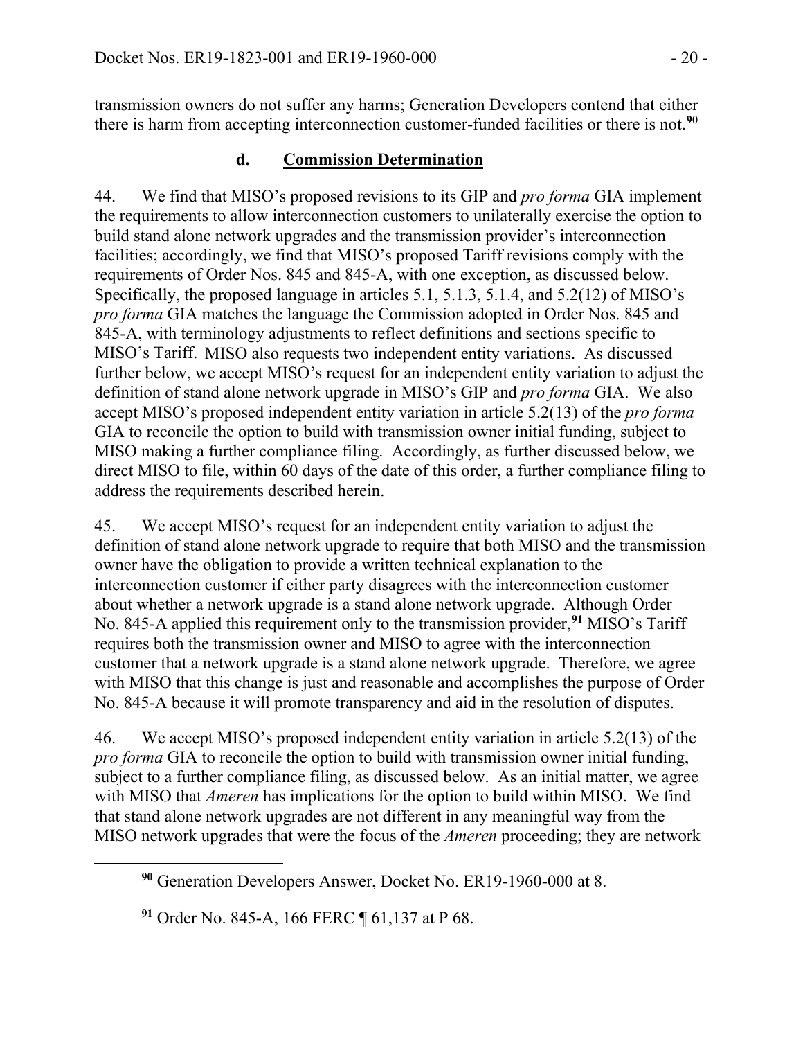transmission owners do not suffer any harms; Generation Developers contend that either there is harm from accepting interconnection customer-funded facilities or there is not.[90]

### d. Commission Determination

44. We find that MISO's proposed revisions to its GIP and *pro forma* GIA implement the requirements to allow interconnection customers to unilaterally exercise the option to build stand alone network upgrades and the transmission provider's interconnection facilities; accordingly, we find that MISO's proposed Tariff revisions comply with the requirements of Order Nos. 845 and 845-A, with one exception, as discussed below. Specifically, the proposed language in articles 5.1, 5.1.3, 5.1.4, and 5.2(12) of MISO's *pro forma* GIA matches the language the Commission adopted in Order Nos. 845 and 845-A, with terminology adjustments to reflect definitions and sections specific to MISO's Tariff. MISO also requests two independent entity variations. As discussed further below, we accept MISO's request for an independent entity variation to adjust the definition of stand alone network upgrade in MISO's GIP and *pro forma* GIA. We also accept MISO's proposed independent entity variation in article 5.2(13) of the *pro forma* GIA to reconcile the option to build with transmission owner initial funding, subject to MISO making a further compliance filing. Accordingly, as further discussed below, we direct MISO to file, within 60 days of the date of this order, a further compliance filing to address the requirements described herein.

45. We accept MISO's request for an independent entity variation to adjust the definition of stand alone network upgrade to require that both MISO and the transmission owner have the obligation to provide a written technical explanation to the interconnection customer if either party disagrees with the interconnection customer about whether a network upgrade is a stand alone network upgrade. Although Order No. 845-A applied this requirement only to the transmission provider,[91] MISO's Tariff requires both the transmission owner and MISO to agree with the interconnection customer that a network upgrade is a stand alone network upgrade. Therefore, we agree with MISO that this change is just and reasonable and accomplishes the purpose of Order No. 845-A because it will promote transparency and aid in the resolution of disputes.

46. We accept MISO's proposed independent entity variation in article 5.2(13) of the *pro forma* GIA to reconcile the option to build with transmission owner initial funding, subject to a further compliance filing, as discussed below. As an initial matter, we agree with MISO that *Ameren* has implications for the option to build within MISO. We find that stand alone network upgrades are not different in any meaningful way from the MISO network upgrades that were the focus of the *Ameren* proceeding; they are network

[90] Generation Developers Answer, Docket No. ER19-1960-000 at 8.

[91] Order No. 845-A, 166 FERC ¶ 61,137 at P 68.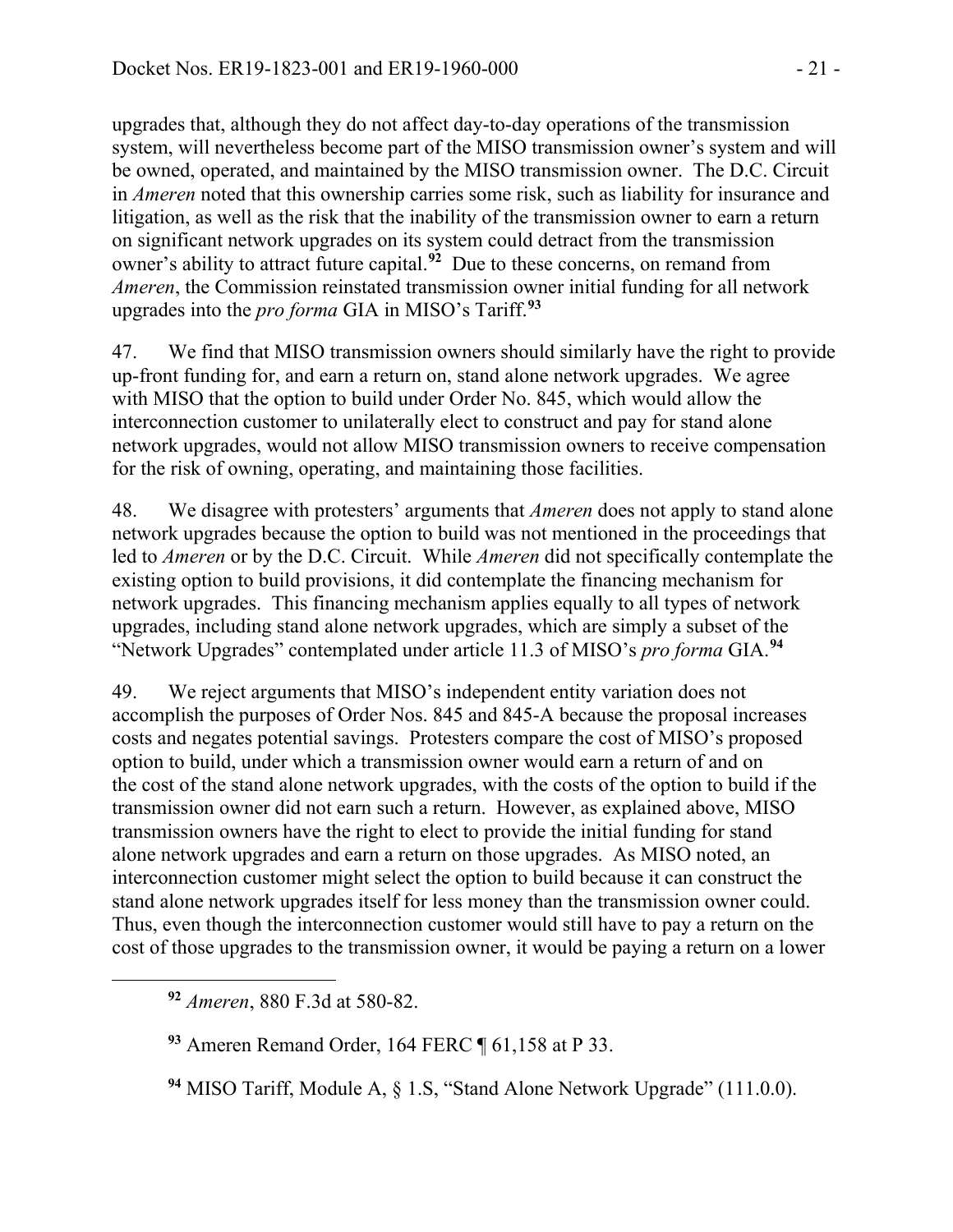upgrades that, although they do not affect day-to-day operations of the transmission system, will nevertheless become part of the MISO transmission owner's system and will be owned, operated, and maintained by the MISO transmission owner. The D.C. Circuit in *Ameren* noted that this ownership carries some risk, such as liability for insurance and litigation, as well as the risk that the inability of the transmission owner to earn a return on significant network upgrades on its system could detract from the transmission owner's ability to attract future capital.[92] Due to these concerns, on remand from *Ameren*, the Commission reinstated transmission owner initial funding for all network upgrades into the *pro forma* GIA in MISO's Tariff.[93]

47. We find that MISO transmission owners should similarly have the right to provide up-front funding for, and earn a return on, stand alone network upgrades. We agree with MISO that the option to build under Order No. 845, which would allow the interconnection customer to unilaterally elect to construct and pay for stand alone network upgrades, would not allow MISO transmission owners to receive compensation for the risk of owning, operating, and maintaining those facilities.

48. We disagree with protesters' arguments that *Ameren* does not apply to stand alone network upgrades because the option to build was not mentioned in the proceedings that led to *Ameren* or by the D.C. Circuit. While *Ameren* did not specifically contemplate the existing option to build provisions, it did contemplate the financing mechanism for network upgrades. This financing mechanism applies equally to all types of network upgrades, including stand alone network upgrades, which are simply a subset of the "Network Upgrades" contemplated under article 11.3 of MISO's *pro forma* GIA.[94]

49. We reject arguments that MISO's independent entity variation does not accomplish the purposes of Order Nos. 845 and 845-A because the proposal increases costs and negates potential savings. Protesters compare the cost of MISO's proposed option to build, under which a transmission owner would earn a return of and on the cost of the stand alone network upgrades, with the costs of the option to build if the transmission owner did not earn such a return. However, as explained above, MISO transmission owners have the right to elect to provide the initial funding for stand alone network upgrades and earn a return on those upgrades. As MISO noted, an interconnection customer might select the option to build because it can construct the stand alone network upgrades itself for less money than the transmission owner could. Thus, even though the interconnection customer would still have to pay a return on the cost of those upgrades to the transmission owner, it would be paying a return on a lower

[92] *Ameren*, 880 F.3d at 580-82.

[93] Ameren Remand Order, 164 FERC ¶ 61,158 at P 33.

[94] MISO Tariff, Module A, § 1.S, "Stand Alone Network Upgrade" (111.0.0).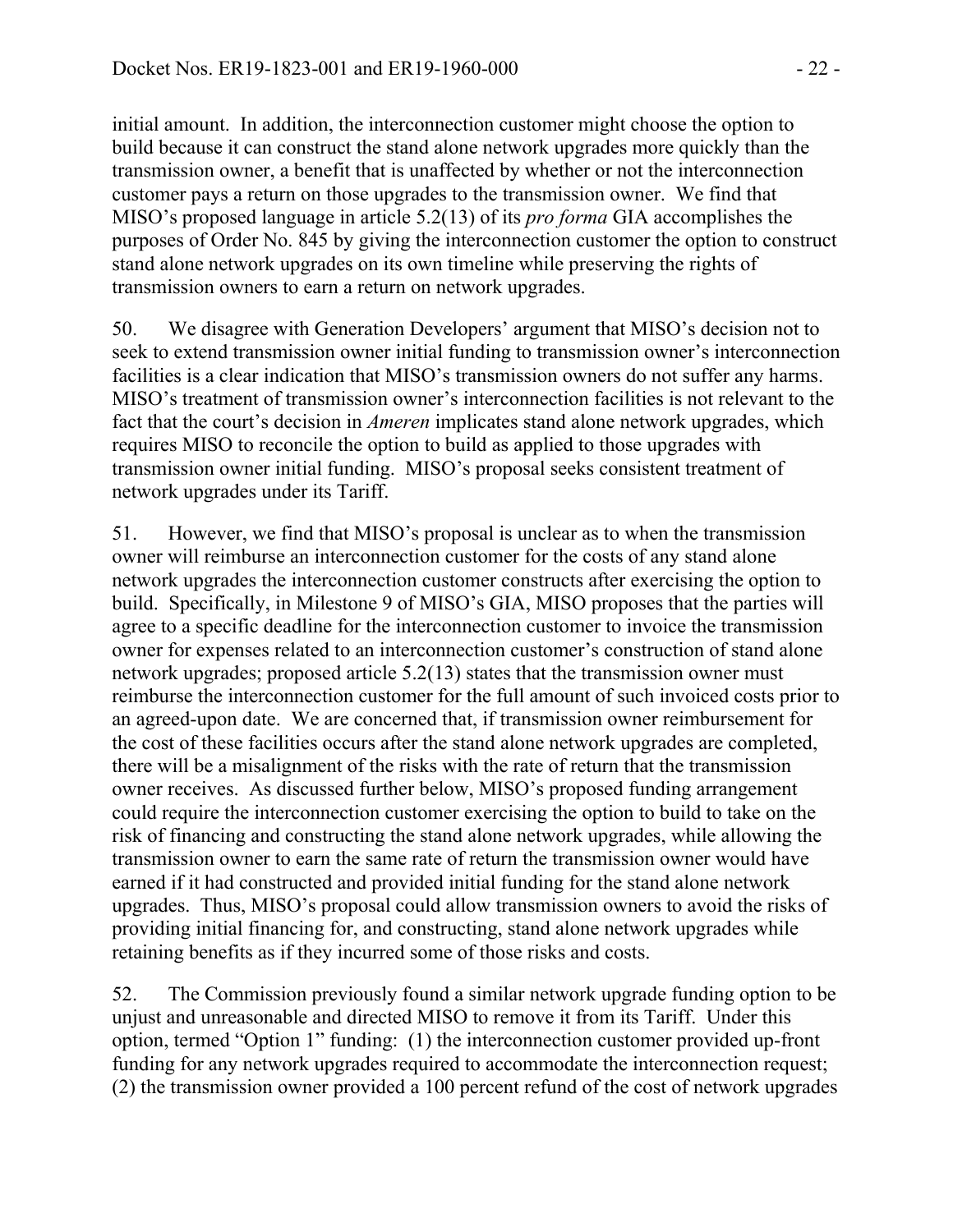initial amount. In addition, the interconnection customer might choose the option to build because it can construct the stand alone network upgrades more quickly than the transmission owner, a benefit that is unaffected by whether or not the interconnection customer pays a return on those upgrades to the transmission owner. We find that MISO's proposed language in article 5.2(13) of its *pro forma* GIA accomplishes the purposes of Order No. 845 by giving the interconnection customer the option to construct stand alone network upgrades on its own timeline while preserving the rights of transmission owners to earn a return on network upgrades.

50. We disagree with Generation Developers' argument that MISO's decision not to seek to extend transmission owner initial funding to transmission owner's interconnection facilities is a clear indication that MISO's transmission owners do not suffer any harms. MISO's treatment of transmission owner's interconnection facilities is not relevant to the fact that the court's decision in *Ameren* implicates stand alone network upgrades, which requires MISO to reconcile the option to build as applied to those upgrades with transmission owner initial funding. MISO's proposal seeks consistent treatment of network upgrades under its Tariff.

51. However, we find that MISO's proposal is unclear as to when the transmission owner will reimburse an interconnection customer for the costs of any stand alone network upgrades the interconnection customer constructs after exercising the option to build. Specifically, in Milestone 9 of MISO's GIA, MISO proposes that the parties will agree to a specific deadline for the interconnection customer to invoice the transmission owner for expenses related to an interconnection customer's construction of stand alone network upgrades; proposed article 5.2(13) states that the transmission owner must reimburse the interconnection customer for the full amount of such invoiced costs prior to an agreed-upon date. We are concerned that, if transmission owner reimbursement for the cost of these facilities occurs after the stand alone network upgrades are completed, there will be a misalignment of the risks with the rate of return that the transmission owner receives. As discussed further below, MISO's proposed funding arrangement could require the interconnection customer exercising the option to build to take on the risk of financing and constructing the stand alone network upgrades, while allowing the transmission owner to earn the same rate of return the transmission owner would have earned if it had constructed and provided initial funding for the stand alone network upgrades. Thus, MISO's proposal could allow transmission owners to avoid the risks of providing initial financing for, and constructing, stand alone network upgrades while retaining benefits as if they incurred some of those risks and costs.

52. The Commission previously found a similar network upgrade funding option to be unjust and unreasonable and directed MISO to remove it from its Tariff. Under this option, termed "Option 1" funding: (1) the interconnection customer provided up-front funding for any network upgrades required to accommodate the interconnection request; (2) the transmission owner provided a 100 percent refund of the cost of network upgrades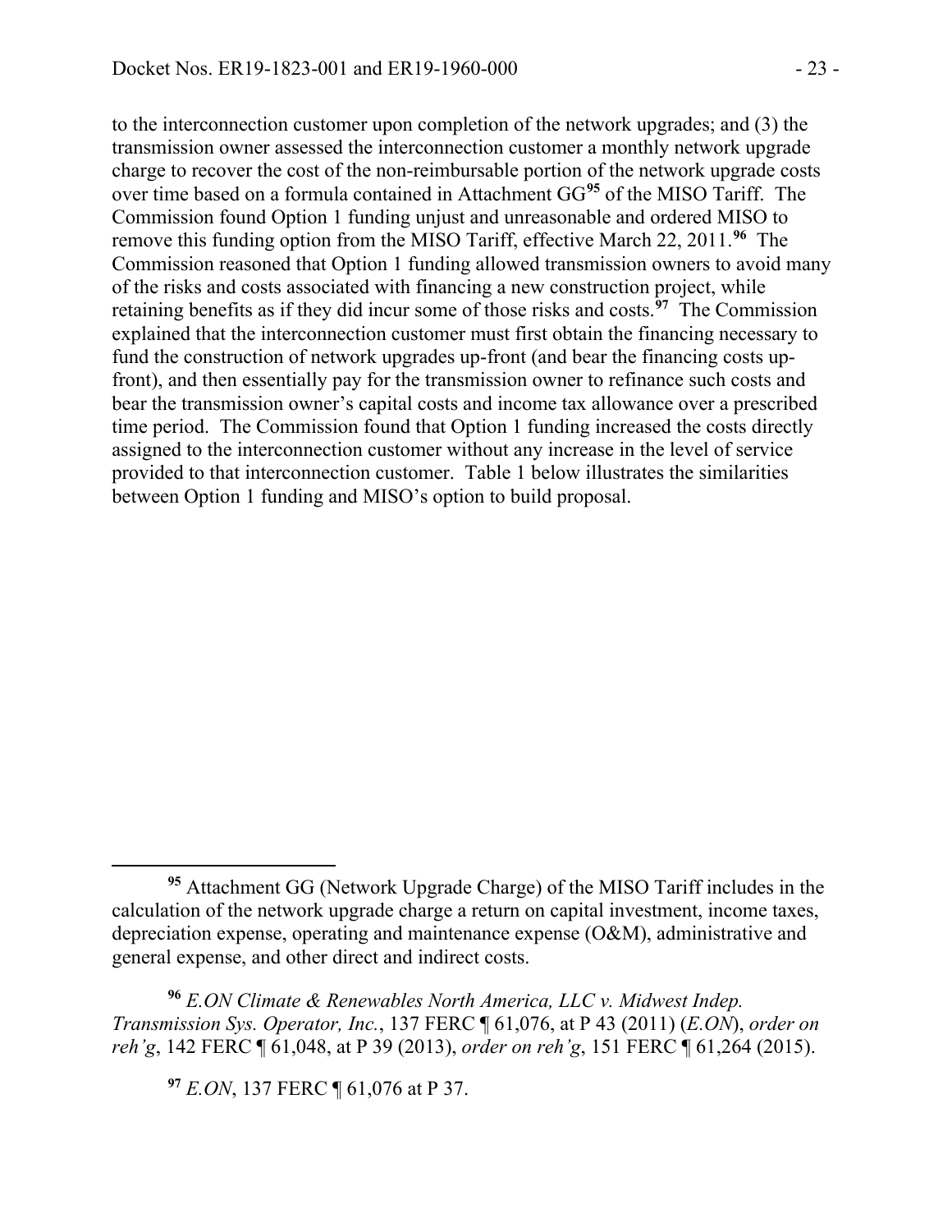to the interconnection customer upon completion of the network upgrades; and (3) the transmission owner assessed the interconnection customer a monthly network upgrade charge to recover the cost of the non-reimbursable portion of the network upgrade costs over time based on a formula contained in Attachment GG[95] of the MISO Tariff. The Commission found Option 1 funding unjust and unreasonable and ordered MISO to remove this funding option from the MISO Tariff, effective March 22, 2011.[96] The Commission reasoned that Option 1 funding allowed transmission owners to avoid many of the risks and costs associated with financing a new construction project, while retaining benefits as if they did incur some of those risks and costs.[97] The Commission explained that the interconnection customer must first obtain the financing necessary to fund the construction of network upgrades up-front (and bear the financing costs up-front), and then essentially pay for the transmission owner to refinance such costs and bear the transmission owner's capital costs and income tax allowance over a prescribed time period. The Commission found that Option 1 funding increased the costs directly assigned to the interconnection customer without any increase in the level of service provided to that interconnection customer. Table 1 below illustrates the similarities between Option 1 funding and MISO's option to build proposal.

---

[95] Attachment GG (Network Upgrade Charge) of the MISO Tariff includes in the calculation of the network upgrade charge a return on capital investment, income taxes, depreciation expense, operating and maintenance expense (O&M), administrative and general expense, and other direct and indirect costs.

[96] *E.ON Climate & Renewables North America, LLC v. Midwest Indep. Transmission Sys. Operator, Inc.*, 137 FERC ¶ 61,076, at P 43 (2011) (*E.ON*), *order on reh'g*, 142 FERC ¶ 61,048, at P 39 (2013), *order on reh'g*, 151 FERC ¶ 61,264 (2015).

[97] *E.ON*, 137 FERC ¶ 61,076 at P 37.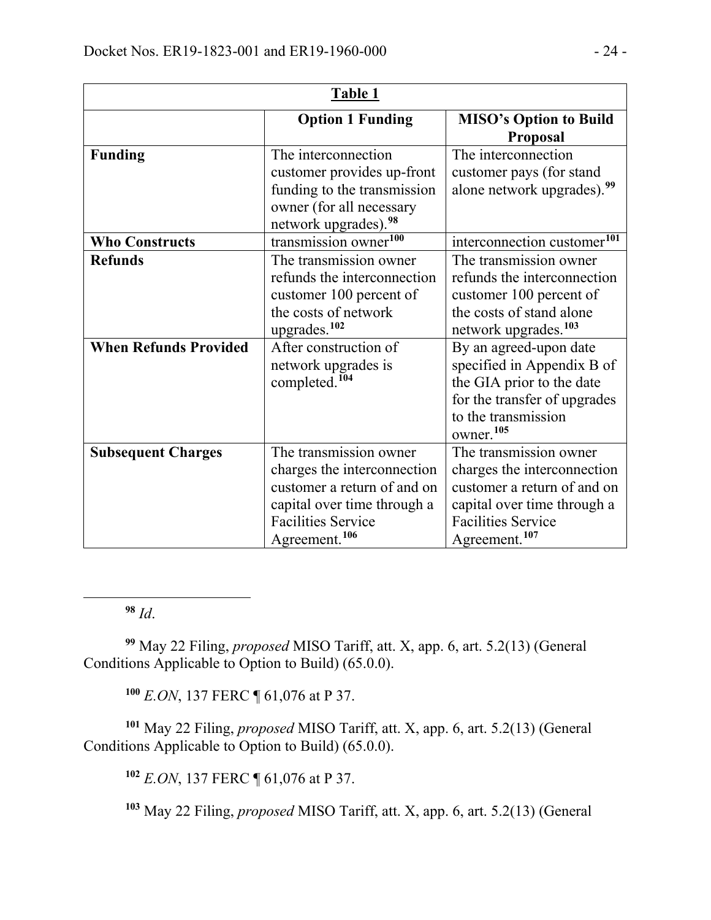| Table 1 | | |
|---|---|---|
| | **Option 1 Funding** | **MISO's Option to Build Proposal** |
| **Funding** | The interconnection customer provides up-front funding to the transmission owner (for all necessary network upgrades).[98] | The interconnection customer pays (for stand alone network upgrades).[99] |
| **Who Constructs** | transmission owner[100] | interconnection customer[101] |
| **Refunds** | The transmission owner refunds the interconnection customer 100 percent of the costs of network upgrades.[102] | The transmission owner refunds the interconnection customer 100 percent of the costs of stand alone network upgrades.[103] |
| **When Refunds Provided** | After construction of network upgrades is completed.[104] | By an agreed-upon date specified in Appendix B of the GIA prior to the date for the transfer of upgrades to the transmission owner.[105] |
| **Subsequent Charges** | The transmission owner charges the interconnection customer a return of and on capital over time through a Facilities Service Agreement.[106] | The transmission owner charges the interconnection customer a return of and on capital over time through a Facilities Service Agreement.[107] |

---

[98] *Id*.

[99] May 22 Filing, *proposed* MISO Tariff, att. X, app. 6, art. 5.2(13) (General Conditions Applicable to Option to Build) (65.0.0).

[100] *E.ON*, 137 FERC ¶ 61,076 at P 37.

[101] May 22 Filing, *proposed* MISO Tariff, att. X, app. 6, art. 5.2(13) (General Conditions Applicable to Option to Build) (65.0.0).

[102] *E.ON*, 137 FERC ¶ 61,076 at P 37.

[103] May 22 Filing, *proposed* MISO Tariff, att. X, app. 6, art. 5.2(13) (General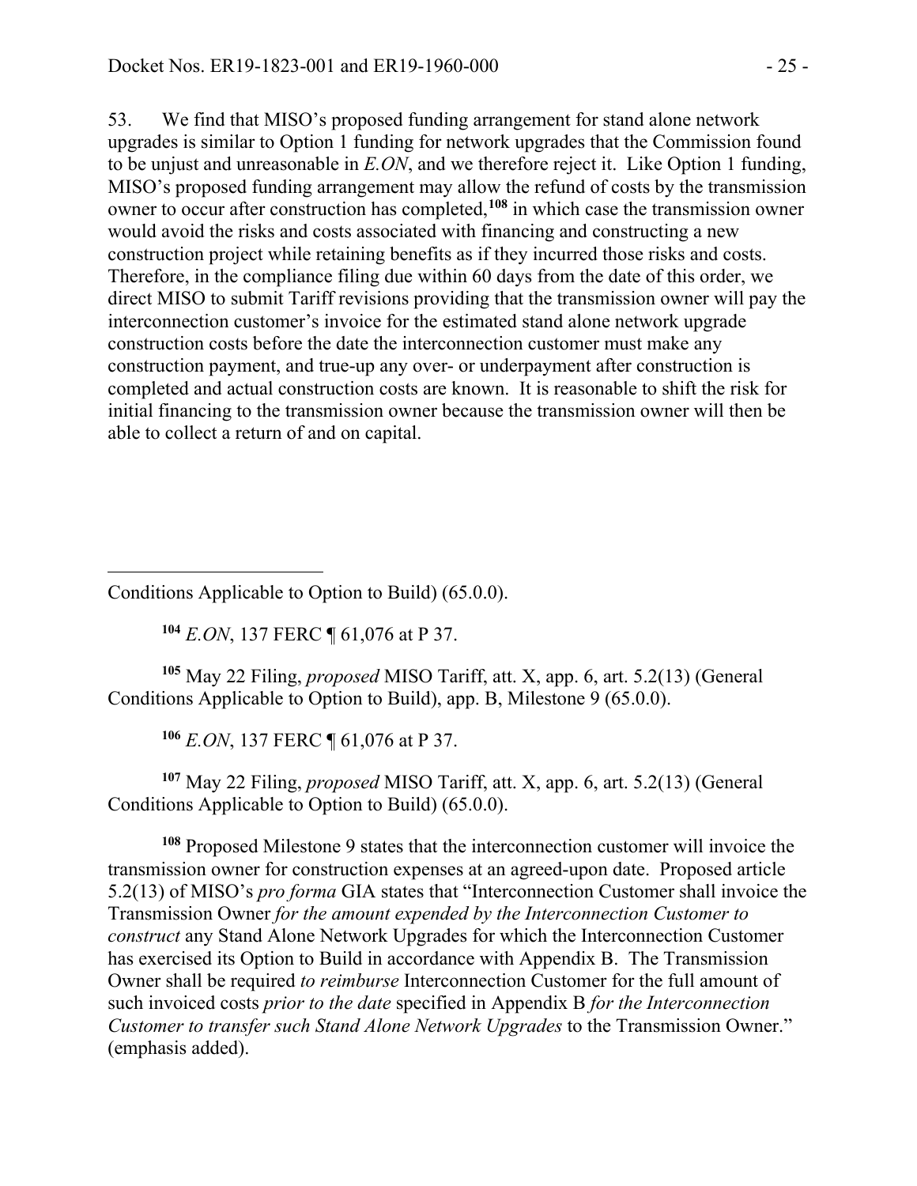53. We find that MISO's proposed funding arrangement for stand alone network upgrades is similar to Option 1 funding for network upgrades that the Commission found to be unjust and unreasonable in *E.ON*, and we therefore reject it. Like Option 1 funding, MISO's proposed funding arrangement may allow the refund of costs by the transmission owner to occur after construction has completed,[108] in which case the transmission owner would avoid the risks and costs associated with financing and constructing a new construction project while retaining benefits as if they incurred those risks and costs. Therefore, in the compliance filing due within 60 days from the date of this order, we direct MISO to submit Tariff revisions providing that the transmission owner will pay the interconnection customer's invoice for the estimated stand alone network upgrade construction costs before the date the interconnection customer must make any construction payment, and true-up any over- or underpayment after construction is completed and actual construction costs are known. It is reasonable to shift the risk for initial financing to the transmission owner because the transmission owner will then be able to collect a return of and on capital.

---

Conditions Applicable to Option to Build) (65.0.0).

[104] *E.ON*, 137 FERC ¶ 61,076 at P 37.

[105] May 22 Filing, *proposed* MISO Tariff, att. X, app. 6, art. 5.2(13) (General Conditions Applicable to Option to Build), app. B, Milestone 9 (65.0.0).

[106] *E.ON*, 137 FERC ¶ 61,076 at P 37.

[107] May 22 Filing, *proposed* MISO Tariff, att. X, app. 6, art. 5.2(13) (General Conditions Applicable to Option to Build) (65.0.0).

[108] Proposed Milestone 9 states that the interconnection customer will invoice the transmission owner for construction expenses at an agreed-upon date. Proposed article 5.2(13) of MISO's *pro forma* GIA states that "Interconnection Customer shall invoice the Transmission Owner *for the amount expended by the Interconnection Customer to construct* any Stand Alone Network Upgrades for which the Interconnection Customer has exercised its Option to Build in accordance with Appendix B. The Transmission Owner shall be required *to reimburse* Interconnection Customer for the full amount of such invoiced costs *prior to the date* specified in Appendix B *for the Interconnection Customer to transfer such Stand Alone Network Upgrades* to the Transmission Owner." (emphasis added).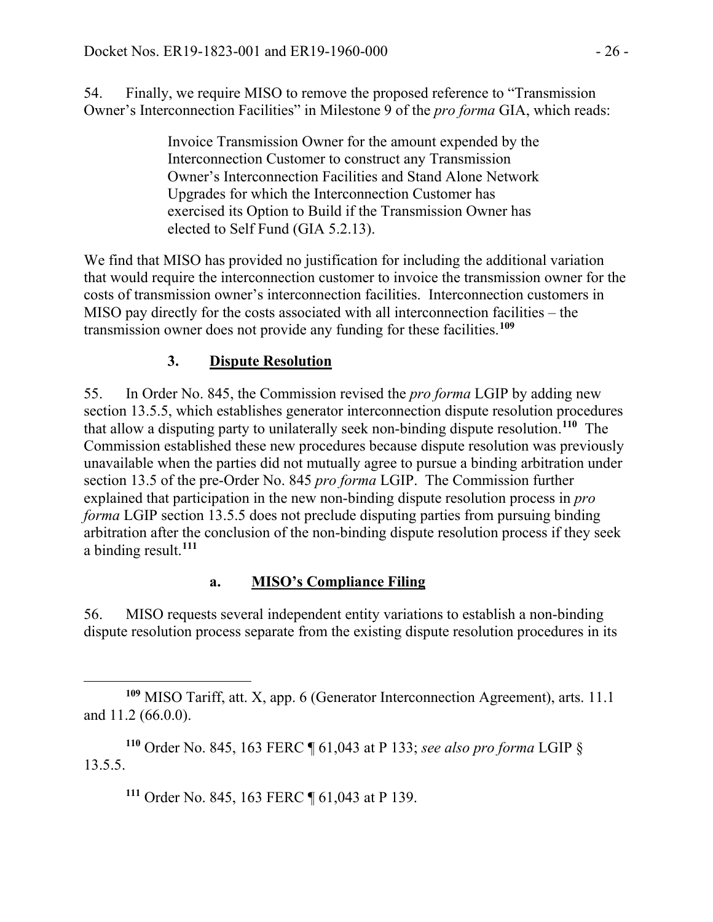54. Finally, we require MISO to remove the proposed reference to "Transmission Owner's Interconnection Facilities" in Milestone 9 of the *pro forma* GIA, which reads:

> Invoice Transmission Owner for the amount expended by the Interconnection Customer to construct any Transmission Owner's Interconnection Facilities and Stand Alone Network Upgrades for which the Interconnection Customer has exercised its Option to Build if the Transmission Owner has elected to Self Fund (GIA 5.2.13).

We find that MISO has provided no justification for including the additional variation that would require the interconnection customer to invoice the transmission owner for the costs of transmission owner's interconnection facilities. Interconnection customers in MISO pay directly for the costs associated with all interconnection facilities – the transmission owner does not provide any funding for these facilities.[109]

### 3. Dispute Resolution

55. In Order No. 845, the Commission revised the *pro forma* LGIP by adding new section 13.5.5, which establishes generator interconnection dispute resolution procedures that allow a disputing party to unilaterally seek non-binding dispute resolution.[110] The Commission established these new procedures because dispute resolution was previously unavailable when the parties did not mutually agree to pursue a binding arbitration under section 13.5 of the pre-Order No. 845 *pro forma* LGIP. The Commission further explained that participation in the new non-binding dispute resolution process in *pro forma* LGIP section 13.5.5 does not preclude disputing parties from pursuing binding arbitration after the conclusion of the non-binding dispute resolution process if they seek a binding result.[111]

#### a. MISO's Compliance Filing

56. MISO requests several independent entity variations to establish a non-binding dispute resolution process separate from the existing dispute resolution procedures in its

---

[109] MISO Tariff, att. X, app. 6 (Generator Interconnection Agreement), arts. 11.1 and 11.2 (66.0.0).

[110] Order No. 845, 163 FERC ¶ 61,043 at P 133; *see also pro forma* LGIP § 13.5.5.

[111] Order No. 845, 163 FERC ¶ 61,043 at P 139.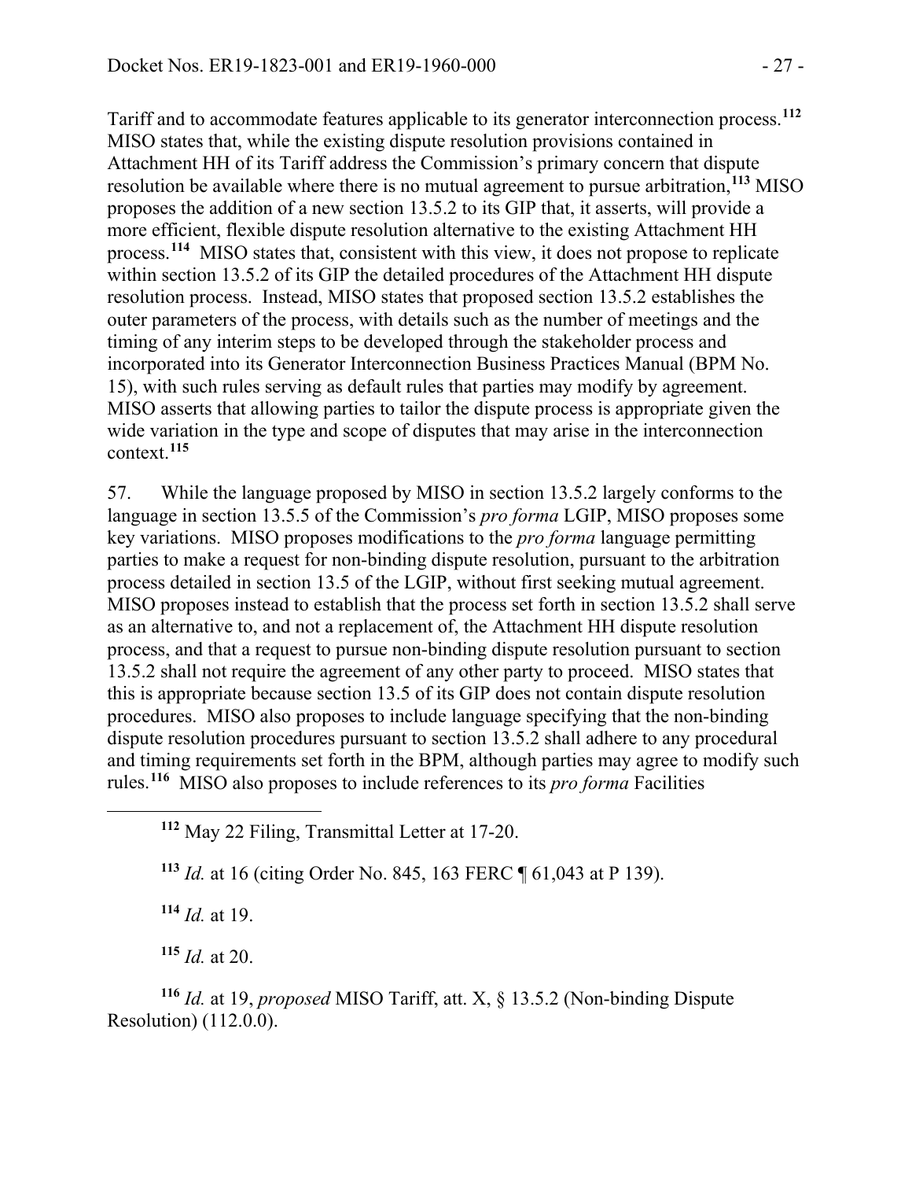Tariff and to accommodate features applicable to its generator interconnection process.[112] MISO states that, while the existing dispute resolution provisions contained in Attachment HH of its Tariff address the Commission's primary concern that dispute resolution be available where there is no mutual agreement to pursue arbitration,[113] MISO proposes the addition of a new section 13.5.2 to its GIP that, it asserts, will provide a more efficient, flexible dispute resolution alternative to the existing Attachment HH process.[114] MISO states that, consistent with this view, it does not propose to replicate within section 13.5.2 of its GIP the detailed procedures of the Attachment HH dispute resolution process. Instead, MISO states that proposed section 13.5.2 establishes the outer parameters of the process, with details such as the number of meetings and the timing of any interim steps to be developed through the stakeholder process and incorporated into its Generator Interconnection Business Practices Manual (BPM No. 15), with such rules serving as default rules that parties may modify by agreement. MISO asserts that allowing parties to tailor the dispute process is appropriate given the wide variation in the type and scope of disputes that may arise in the interconnection context.[115]

57. While the language proposed by MISO in section 13.5.2 largely conforms to the language in section 13.5.5 of the Commission's *pro forma* LGIP, MISO proposes some key variations. MISO proposes modifications to the *pro forma* language permitting parties to make a request for non-binding dispute resolution, pursuant to the arbitration process detailed in section 13.5 of the LGIP, without first seeking mutual agreement. MISO proposes instead to establish that the process set forth in section 13.5.2 shall serve as an alternative to, and not a replacement of, the Attachment HH dispute resolution process, and that a request to pursue non-binding dispute resolution pursuant to section 13.5.2 shall not require the agreement of any other party to proceed. MISO states that this is appropriate because section 13.5 of its GIP does not contain dispute resolution procedures. MISO also proposes to include language specifying that the non-binding dispute resolution procedures pursuant to section 13.5.2 shall adhere to any procedural and timing requirements set forth in the BPM, although parties may agree to modify such rules.[116] MISO also proposes to include references to its *pro forma* Facilities

---

[112] May 22 Filing, Transmittal Letter at 17-20.

[113] *Id.* at 16 (citing Order No. 845, 163 FERC ¶ 61,043 at P 139).

[114] *Id.* at 19.

[115] *Id.* at 20.

[116] *Id.* at 19, *proposed* MISO Tariff, att. X, § 13.5.2 (Non-binding Dispute Resolution) (112.0.0).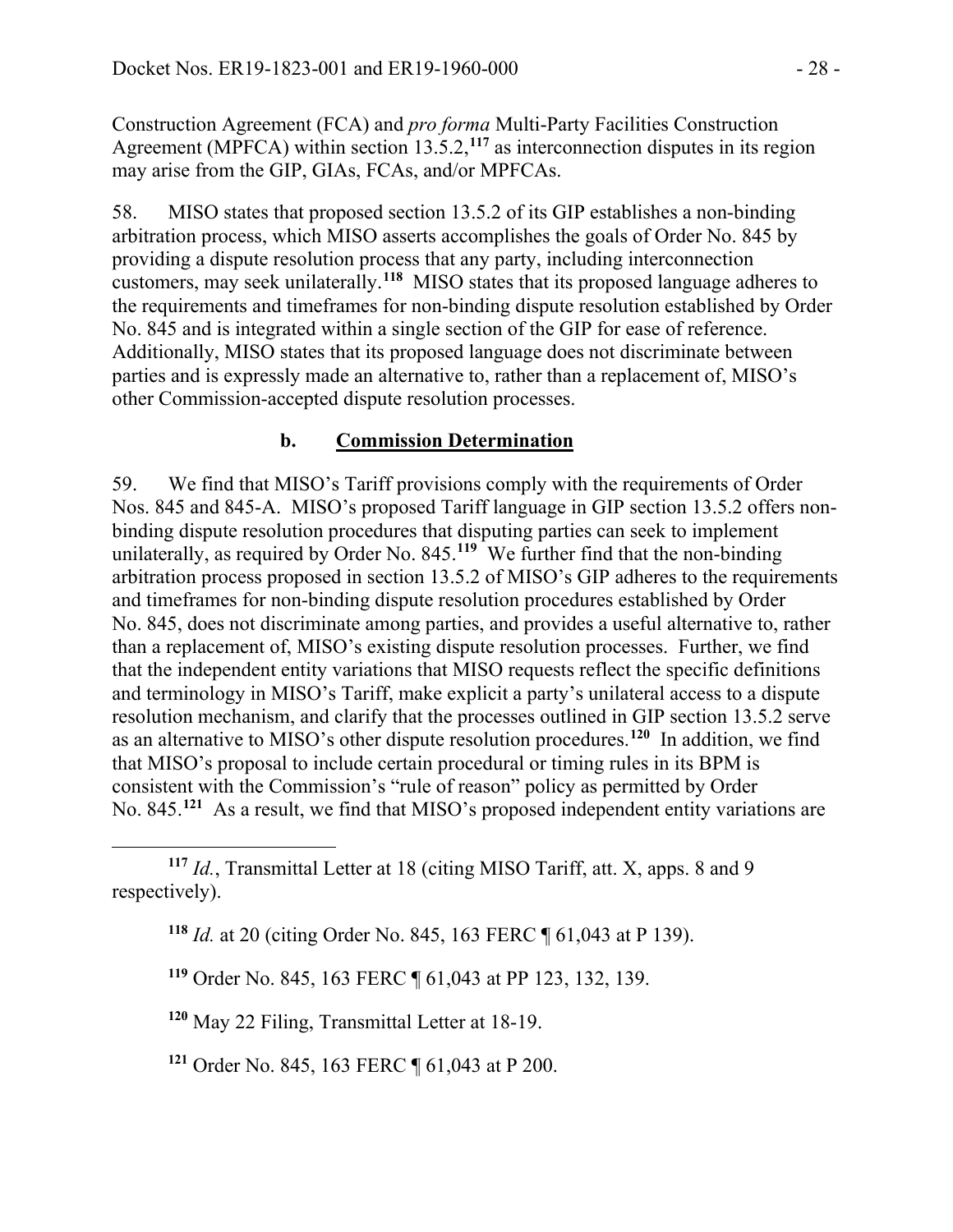Construction Agreement (FCA) and *pro forma* Multi-Party Facilities Construction Agreement (MPFCA) within section 13.5.2,[117] as interconnection disputes in its region may arise from the GIP, GIAs, FCAs, and/or MPFCAs.

58. MISO states that proposed section 13.5.2 of its GIP establishes a non-binding arbitration process, which MISO asserts accomplishes the goals of Order No. 845 by providing a dispute resolution process that any party, including interconnection customers, may seek unilaterally.[118] MISO states that its proposed language adheres to the requirements and timeframes for non-binding dispute resolution established by Order No. 845 and is integrated within a single section of the GIP for ease of reference. Additionally, MISO states that its proposed language does not discriminate between parties and is expressly made an alternative to, rather than a replacement of, MISO's other Commission-accepted dispute resolution processes.

### b. Commission Determination

59. We find that MISO's Tariff provisions comply with the requirements of Order Nos. 845 and 845-A. MISO's proposed Tariff language in GIP section 13.5.2 offers non-binding dispute resolution procedures that disputing parties can seek to implement unilaterally, as required by Order No. 845.[119] We further find that the non-binding arbitration process proposed in section 13.5.2 of MISO's GIP adheres to the requirements and timeframes for non-binding dispute resolution procedures established by Order No. 845, does not discriminate among parties, and provides a useful alternative to, rather than a replacement of, MISO's existing dispute resolution processes. Further, we find that the independent entity variations that MISO requests reflect the specific definitions and terminology in MISO's Tariff, make explicit a party's unilateral access to a dispute resolution mechanism, and clarify that the processes outlined in GIP section 13.5.2 serve as an alternative to MISO's other dispute resolution procedures.[120] In addition, we find that MISO's proposal to include certain procedural or timing rules in its BPM is consistent with the Commission's "rule of reason" policy as permitted by Order No. 845.[121] As a result, we find that MISO's proposed independent entity variations are

[117] *Id.*, Transmittal Letter at 18 (citing MISO Tariff, att. X, apps. 8 and 9 respectively).

[118] *Id.* at 20 (citing Order No. 845, 163 FERC ¶ 61,043 at P 139).

[119] Order No. 845, 163 FERC ¶ 61,043 at PP 123, 132, 139.

[120] May 22 Filing, Transmittal Letter at 18-19.

[121] Order No. 845, 163 FERC ¶ 61,043 at P 200.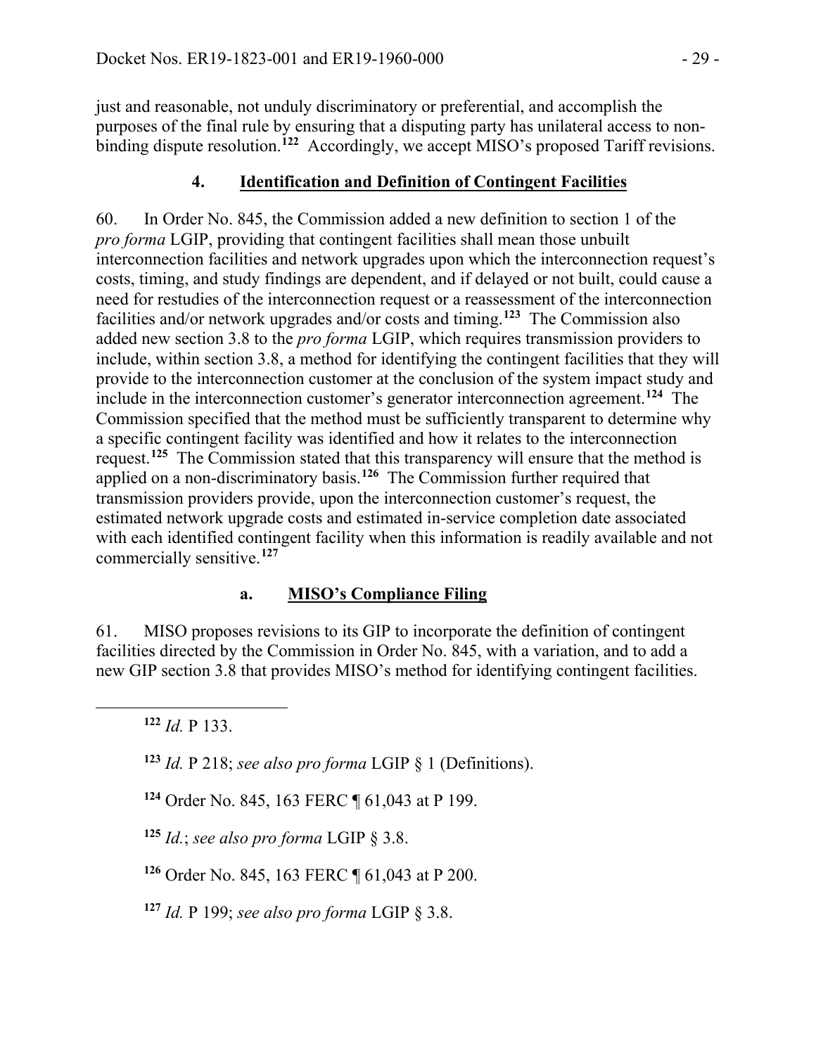just and reasonable, not unduly discriminatory or preferential, and accomplish the purposes of the final rule by ensuring that a disputing party has unilateral access to non-binding dispute resolution.[122] Accordingly, we accept MISO's proposed Tariff revisions.

### 4. **Identification and Definition of Contingent Facilities**

60. In Order No. 845, the Commission added a new definition to section 1 of the *pro forma* LGIP, providing that contingent facilities shall mean those unbuilt interconnection facilities and network upgrades upon which the interconnection request's costs, timing, and study findings are dependent, and if delayed or not built, could cause a need for restudies of the interconnection request or a reassessment of the interconnection facilities and/or network upgrades and/or costs and timing.[123] The Commission also added new section 3.8 to the *pro forma* LGIP, which requires transmission providers to include, within section 3.8, a method for identifying the contingent facilities that they will provide to the interconnection customer at the conclusion of the system impact study and include in the interconnection customer's generator interconnection agreement.[124] The Commission specified that the method must be sufficiently transparent to determine why a specific contingent facility was identified and how it relates to the interconnection request.[125] The Commission stated that this transparency will ensure that the method is applied on a non-discriminatory basis.[126] The Commission further required that transmission providers provide, upon the interconnection customer's request, the estimated network upgrade costs and estimated in-service completion date associated with each identified contingent facility when this information is readily available and not commercially sensitive.[127]

#### a. **MISO's Compliance Filing**

61. MISO proposes revisions to its GIP to incorporate the definition of contingent facilities directed by the Commission in Order No. 845, with a variation, and to add a new GIP section 3.8 that provides MISO's method for identifying contingent facilities.

---

[122] *Id.* P 133.

[123] *Id.* P 218; *see also pro forma* LGIP § 1 (Definitions).

[124] Order No. 845, 163 FERC ¶ 61,043 at P 199.

[125] *Id.*; *see also pro forma* LGIP § 3.8.

[126] Order No. 845, 163 FERC ¶ 61,043 at P 200.

[127] *Id.* P 199; *see also pro forma* LGIP § 3.8.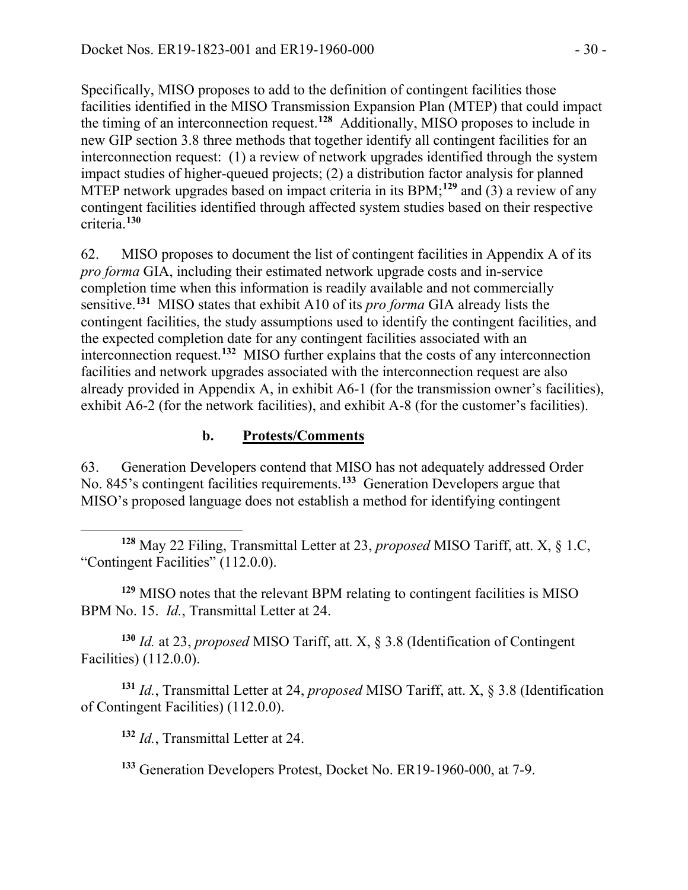Specifically, MISO proposes to add to the definition of contingent facilities those facilities identified in the MISO Transmission Expansion Plan (MTEP) that could impact the timing of an interconnection request.[128] Additionally, MISO proposes to include in new GIP section 3.8 three methods that together identify all contingent facilities for an interconnection request: (1) a review of network upgrades identified through the system impact studies of higher-queued projects; (2) a distribution factor analysis for planned MTEP network upgrades based on impact criteria in its BPM;[129] and (3) a review of any contingent facilities identified through affected system studies based on their respective criteria.[130]

62. MISO proposes to document the list of contingent facilities in Appendix A of its *pro forma* GIA, including their estimated network upgrade costs and in-service completion time when this information is readily available and not commercially sensitive.[131] MISO states that exhibit A10 of its *pro forma* GIA already lists the contingent facilities, the study assumptions used to identify the contingent facilities, and the expected completion date for any contingent facilities associated with an interconnection request.[132] MISO further explains that the costs of any interconnection facilities and network upgrades associated with the interconnection request are also already provided in Appendix A, in exhibit A6-1 (for the transmission owner's facilities), exhibit A6-2 (for the network facilities), and exhibit A-8 (for the customer's facilities).

### b. Protests/Comments

63. Generation Developers contend that MISO has not adequately addressed Order No. 845's contingent facilities requirements.[133] Generation Developers argue that MISO's proposed language does not establish a method for identifying contingent

---

[128] May 22 Filing, Transmittal Letter at 23, *proposed* MISO Tariff, att. X, § 1.C, "Contingent Facilities" (112.0.0).

[129] MISO notes that the relevant BPM relating to contingent facilities is MISO BPM No. 15. *Id.*, Transmittal Letter at 24.

[130] *Id.* at 23, *proposed* MISO Tariff, att. X, § 3.8 (Identification of Contingent Facilities) (112.0.0).

[131] *Id.*, Transmittal Letter at 24, *proposed* MISO Tariff, att. X, § 3.8 (Identification of Contingent Facilities) (112.0.0).

[132] *Id.*, Transmittal Letter at 24.

[133] Generation Developers Protest, Docket No. ER19-1960-000, at 7-9.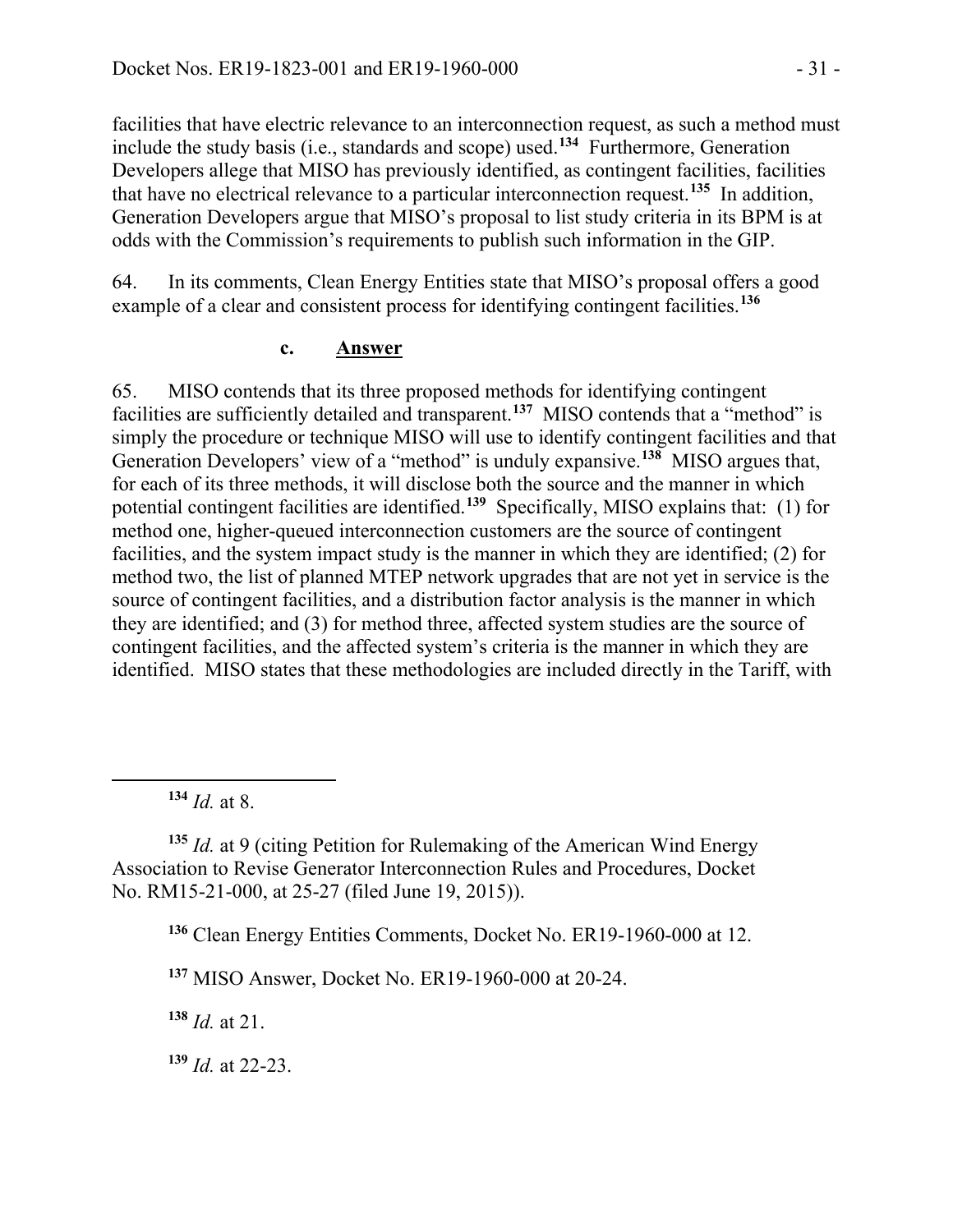facilities that have electric relevance to an interconnection request, as such a method must include the study basis (i.e., standards and scope) used.[134] Furthermore, Generation Developers allege that MISO has previously identified, as contingent facilities, facilities that have no electrical relevance to a particular interconnection request.[135] In addition, Generation Developers argue that MISO's proposal to list study criteria in its BPM is at odds with the Commission's requirements to publish such information in the GIP.

64. In its comments, Clean Energy Entities state that MISO's proposal offers a good example of a clear and consistent process for identifying contingent facilities.[136]

### c. Answer

65. MISO contends that its three proposed methods for identifying contingent facilities are sufficiently detailed and transparent.[137] MISO contends that a "method" is simply the procedure or technique MISO will use to identify contingent facilities and that Generation Developers' view of a "method" is unduly expansive.[138] MISO argues that, for each of its three methods, it will disclose both the source and the manner in which potential contingent facilities are identified.[139] Specifically, MISO explains that: (1) for method one, higher-queued interconnection customers are the source of contingent facilities, and the system impact study is the manner in which they are identified; (2) for method two, the list of planned MTEP network upgrades that are not yet in service is the source of contingent facilities, and a distribution factor analysis is the manner in which they are identified; and (3) for method three, affected system studies are the source of contingent facilities, and the affected system's criteria is the manner in which they are identified. MISO states that these methodologies are included directly in the Tariff, with

---

[134] *Id.* at 8.

[135] *Id.* at 9 (citing Petition for Rulemaking of the American Wind Energy Association to Revise Generator Interconnection Rules and Procedures, Docket No. RM15-21-000, at 25-27 (filed June 19, 2015)).

[136] Clean Energy Entities Comments, Docket No. ER19-1960-000 at 12.

[137] MISO Answer, Docket No. ER19-1960-000 at 20-24.

[138] *Id.* at 21.

[139] *Id.* at 22-23.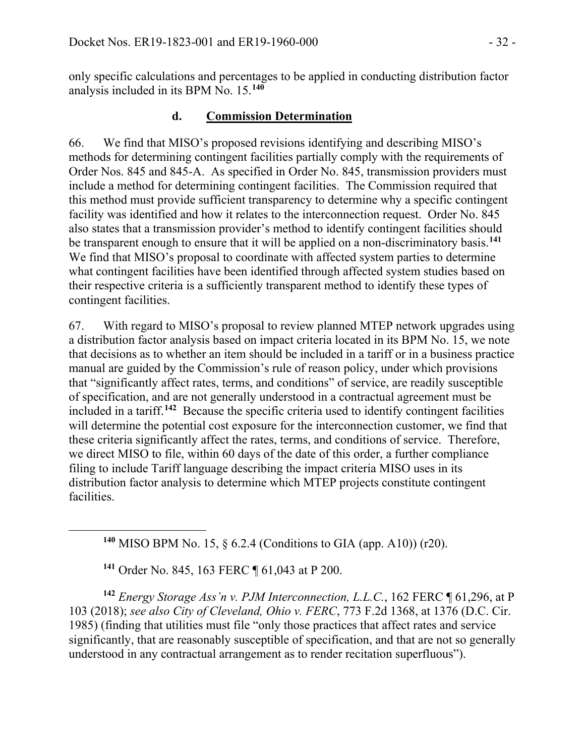only specific calculations and percentages to be applied in conducting distribution factor analysis included in its BPM No. 15.[140]

### d. Commission Determination

66. We find that MISO's proposed revisions identifying and describing MISO's methods for determining contingent facilities partially comply with the requirements of Order Nos. 845 and 845-A. As specified in Order No. 845, transmission providers must include a method for determining contingent facilities. The Commission required that this method must provide sufficient transparency to determine why a specific contingent facility was identified and how it relates to the interconnection request. Order No. 845 also states that a transmission provider's method to identify contingent facilities should be transparent enough to ensure that it will be applied on a non-discriminatory basis.[141] We find that MISO's proposal to coordinate with affected system parties to determine what contingent facilities have been identified through affected system studies based on their respective criteria is a sufficiently transparent method to identify these types of contingent facilities.

67. With regard to MISO's proposal to review planned MTEP network upgrades using a distribution factor analysis based on impact criteria located in its BPM No. 15, we note that decisions as to whether an item should be included in a tariff or in a business practice manual are guided by the Commission's rule of reason policy, under which provisions that "significantly affect rates, terms, and conditions" of service, are readily susceptible of specification, and are not generally understood in a contractual agreement must be included in a tariff.[142] Because the specific criteria used to identify contingent facilities will determine the potential cost exposure for the interconnection customer, we find that these criteria significantly affect the rates, terms, and conditions of service. Therefore, we direct MISO to file, within 60 days of the date of this order, a further compliance filing to include Tariff language describing the impact criteria MISO uses in its distribution factor analysis to determine which MTEP projects constitute contingent facilities.

---

[140] MISO BPM No. 15, § 6.2.4 (Conditions to GIA (app. A10)) (r20).

[141] Order No. 845, 163 FERC ¶ 61,043 at P 200.

[142] *Energy Storage Ass'n v. PJM Interconnection, L.L.C.*, 162 FERC ¶ 61,296, at P 103 (2018); *see also City of Cleveland, Ohio v. FERC*, 773 F.2d 1368, at 1376 (D.C. Cir. 1985) (finding that utilities must file "only those practices that affect rates and service significantly, that are reasonably susceptible of specification, and that are not so generally understood in any contractual arrangement as to render recitation superfluous").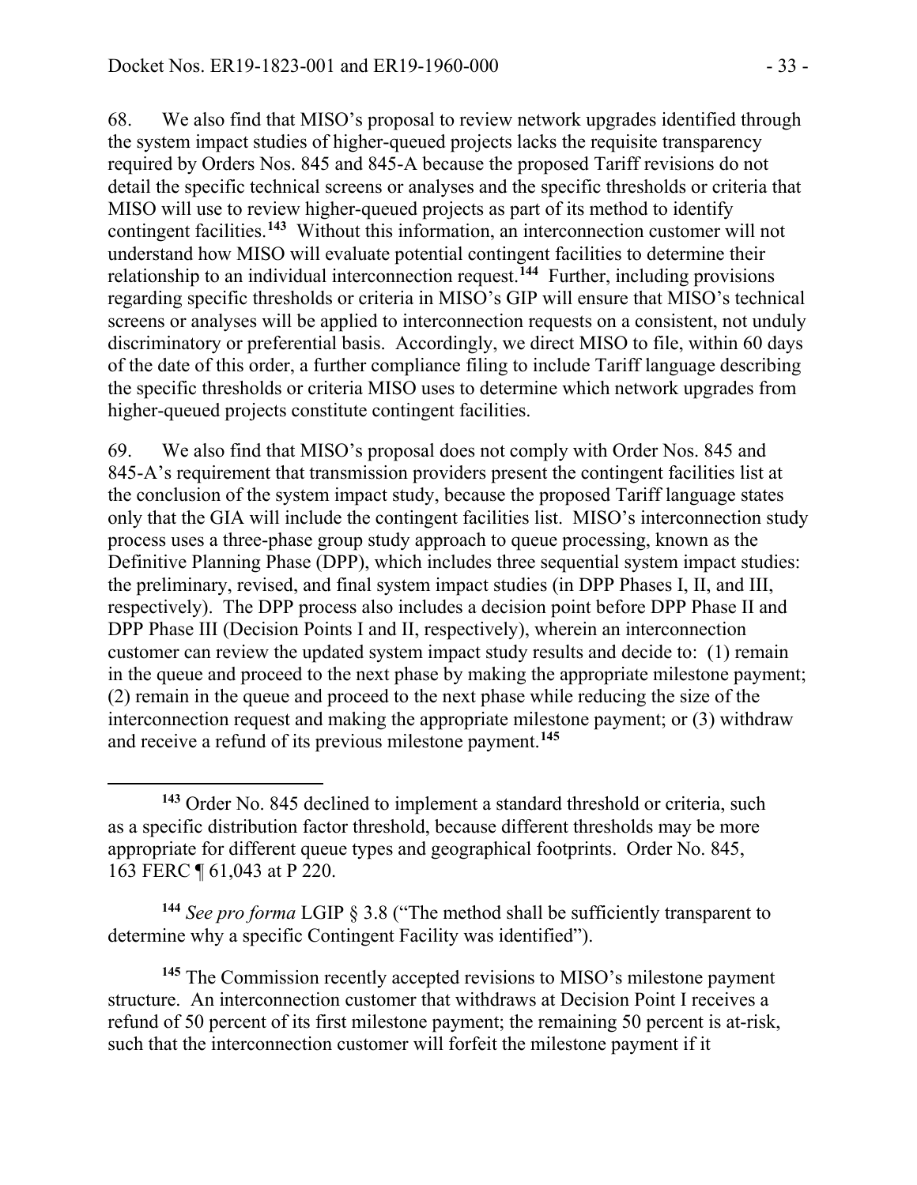68. We also find that MISO's proposal to review network upgrades identified through the system impact studies of higher-queued projects lacks the requisite transparency required by Orders Nos. 845 and 845-A because the proposed Tariff revisions do not detail the specific technical screens or analyses and the specific thresholds or criteria that MISO will use to review higher-queued projects as part of its method to identify contingent facilities.[143] Without this information, an interconnection customer will not understand how MISO will evaluate potential contingent facilities to determine their relationship to an individual interconnection request.[144] Further, including provisions regarding specific thresholds or criteria in MISO's GIP will ensure that MISO's technical screens or analyses will be applied to interconnection requests on a consistent, not unduly discriminatory or preferential basis. Accordingly, we direct MISO to file, within 60 days of the date of this order, a further compliance filing to include Tariff language describing the specific thresholds or criteria MISO uses to determine which network upgrades from higher-queued projects constitute contingent facilities.

69. We also find that MISO's proposal does not comply with Order Nos. 845 and 845-A's requirement that transmission providers present the contingent facilities list at the conclusion of the system impact study, because the proposed Tariff language states only that the GIA will include the contingent facilities list. MISO's interconnection study process uses a three-phase group study approach to queue processing, known as the Definitive Planning Phase (DPP), which includes three sequential system impact studies: the preliminary, revised, and final system impact studies (in DPP Phases I, II, and III, respectively). The DPP process also includes a decision point before DPP Phase II and DPP Phase III (Decision Points I and II, respectively), wherein an interconnection customer can review the updated system impact study results and decide to: (1) remain in the queue and proceed to the next phase by making the appropriate milestone payment; (2) remain in the queue and proceed to the next phase while reducing the size of the interconnection request and making the appropriate milestone payment; or (3) withdraw and receive a refund of its previous milestone payment.[145]

---

[143] Order No. 845 declined to implement a standard threshold or criteria, such as a specific distribution factor threshold, because different thresholds may be more appropriate for different queue types and geographical footprints. Order No. 845, 163 FERC ¶ 61,043 at P 220.

[144] *See pro forma* LGIP § 3.8 ("The method shall be sufficiently transparent to determine why a specific Contingent Facility was identified").

[145] The Commission recently accepted revisions to MISO's milestone payment structure. An interconnection customer that withdraws at Decision Point I receives a refund of 50 percent of its first milestone payment; the remaining 50 percent is at-risk, such that the interconnection customer will forfeit the milestone payment if it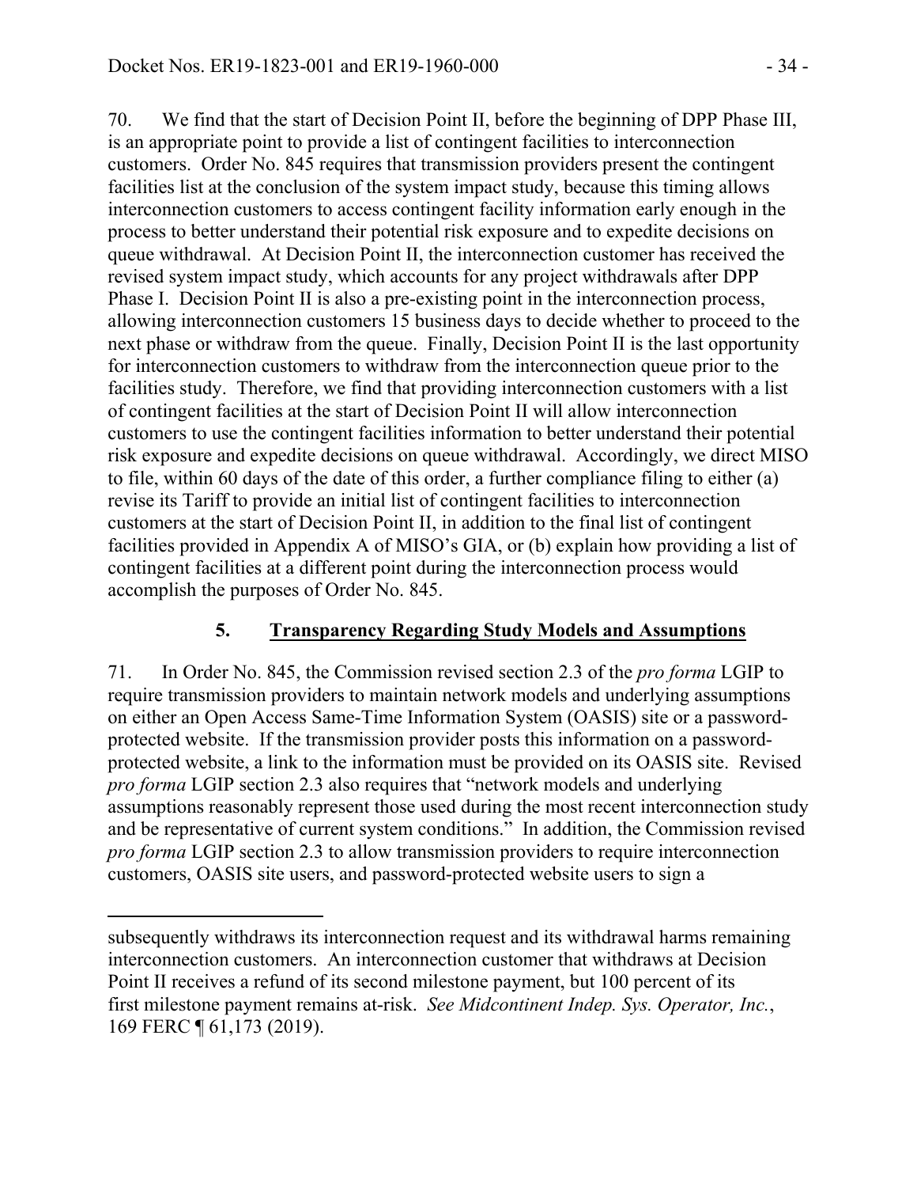70. We find that the start of Decision Point II, before the beginning of DPP Phase III, is an appropriate point to provide a list of contingent facilities to interconnection customers. Order No. 845 requires that transmission providers present the contingent facilities list at the conclusion of the system impact study, because this timing allows interconnection customers to access contingent facility information early enough in the process to better understand their potential risk exposure and to expedite decisions on queue withdrawal. At Decision Point II, the interconnection customer has received the revised system impact study, which accounts for any project withdrawals after DPP Phase I. Decision Point II is also a pre-existing point in the interconnection process, allowing interconnection customers 15 business days to decide whether to proceed to the next phase or withdraw from the queue. Finally, Decision Point II is the last opportunity for interconnection customers to withdraw from the interconnection queue prior to the facilities study. Therefore, we find that providing interconnection customers with a list of contingent facilities at the start of Decision Point II will allow interconnection customers to use the contingent facilities information to better understand their potential risk exposure and expedite decisions on queue withdrawal. Accordingly, we direct MISO to file, within 60 days of the date of this order, a further compliance filing to either (a) revise its Tariff to provide an initial list of contingent facilities to interconnection customers at the start of Decision Point II, in addition to the final list of contingent facilities provided in Appendix A of MISO's GIA, or (b) explain how providing a list of contingent facilities at a different point during the interconnection process would accomplish the purposes of Order No. 845.

### 5. **Transparency Regarding Study Models and Assumptions**

71. In Order No. 845, the Commission revised section 2.3 of the *pro forma* LGIP to require transmission providers to maintain network models and underlying assumptions on either an Open Access Same-Time Information System (OASIS) site or a password-protected website. If the transmission provider posts this information on a password-protected website, a link to the information must be provided on its OASIS site. Revised *pro forma* LGIP section 2.3 also requires that "network models and underlying assumptions reasonably represent those used during the most recent interconnection study and be representative of current system conditions." In addition, the Commission revised *pro forma* LGIP section 2.3 to allow transmission providers to require interconnection customers, OASIS site users, and password-protected website users to sign a

---

subsequently withdraws its interconnection request and its withdrawal harms remaining interconnection customers. An interconnection customer that withdraws at Decision Point II receives a refund of its second milestone payment, but 100 percent of its first milestone payment remains at-risk. *See Midcontinent Indep. Sys. Operator, Inc.*, 169 FERC ¶ 61,173 (2019).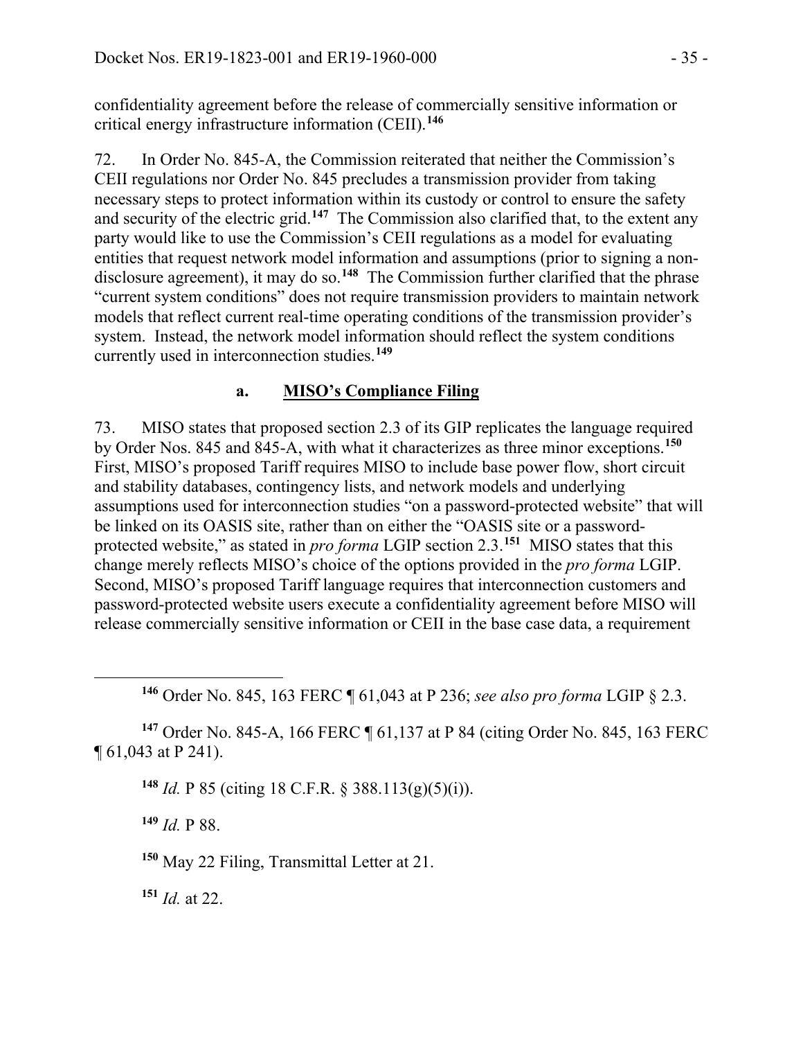confidentiality agreement before the release of commercially sensitive information or critical energy infrastructure information (CEII).[146]

72. In Order No. 845-A, the Commission reiterated that neither the Commission's CEII regulations nor Order No. 845 precludes a transmission provider from taking necessary steps to protect information within its custody or control to ensure the safety and security of the electric grid.[147] The Commission also clarified that, to the extent any party would like to use the Commission's CEII regulations as a model for evaluating entities that request network model information and assumptions (prior to signing a non-disclosure agreement), it may do so.[148] The Commission further clarified that the phrase "current system conditions" does not require transmission providers to maintain network models that reflect current real-time operating conditions of the transmission provider's system. Instead, the network model information should reflect the system conditions currently used in interconnection studies.[149]

### a. MISO's Compliance Filing

73. MISO states that proposed section 2.3 of its GIP replicates the language required by Order Nos. 845 and 845-A, with what it characterizes as three minor exceptions.[150] First, MISO's proposed Tariff requires MISO to include base power flow, short circuit and stability databases, contingency lists, and network models and underlying assumptions used for interconnection studies "on a password-protected website" that will be linked on its OASIS site, rather than on either the "OASIS site or a password-protected website," as stated in *pro forma* LGIP section 2.3.[151] MISO states that this change merely reflects MISO's choice of the options provided in the *pro forma* LGIP. Second, MISO's proposed Tariff language requires that interconnection customers and password-protected website users execute a confidentiality agreement before MISO will release commercially sensitive information or CEII in the base case data, a requirement

---

[146] Order No. 845, 163 FERC ¶ 61,043 at P 236; *see also pro forma* LGIP § 2.3.

[147] Order No. 845-A, 166 FERC ¶ 61,137 at P 84 (citing Order No. 845, 163 FERC ¶ 61,043 at P 241).

[148] *Id.* P 85 (citing 18 C.F.R. § 388.113(g)(5)(i)).

[149] *Id.* P 88.

[150] May 22 Filing, Transmittal Letter at 21.

[151] *Id.* at 22.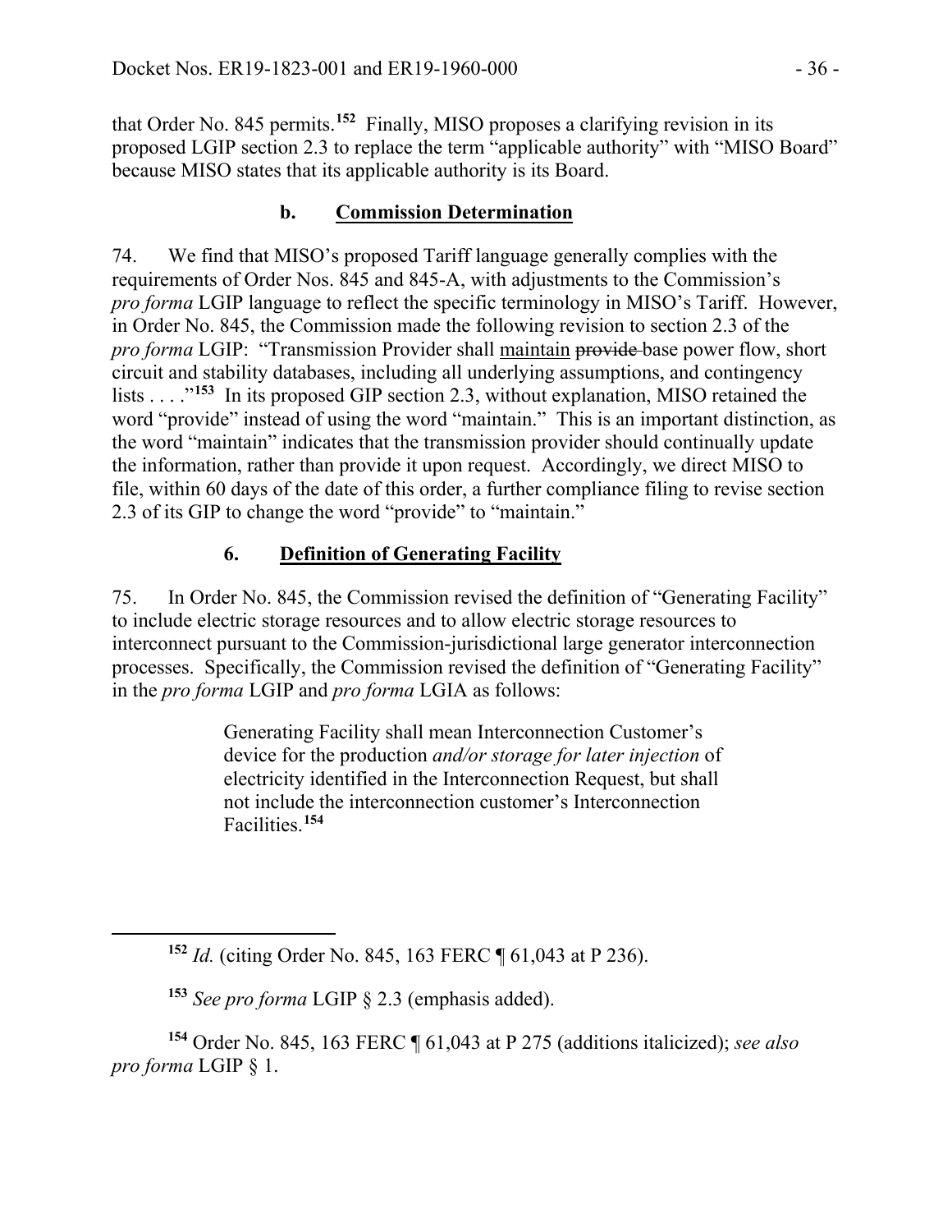that Order No. 845 permits.[152] Finally, MISO proposes a clarifying revision in its proposed LGIP section 2.3 to replace the term "applicable authority" with "MISO Board" because MISO states that its applicable authority is its Board.

### b. Commission Determination

74. We find that MISO's proposed Tariff language generally complies with the requirements of Order Nos. 845 and 845-A, with adjustments to the Commission's *pro forma* LGIP language to reflect the specific terminology in MISO's Tariff. However, in Order No. 845, the Commission made the following revision to section 2.3 of the *pro forma* LGIP: "Transmission Provider shall <u>maintain</u> ~~provide~~ base power flow, short circuit and stability databases, including all underlying assumptions, and contingency lists . . . ."[153] In its proposed GIP section 2.3, without explanation, MISO retained the word "provide" instead of using the word "maintain." This is an important distinction, as the word "maintain" indicates that the transmission provider should continually update the information, rather than provide it upon request. Accordingly, we direct MISO to file, within 60 days of the date of this order, a further compliance filing to revise section 2.3 of its GIP to change the word "provide" to "maintain."

## 6. Definition of Generating Facility

75. In Order No. 845, the Commission revised the definition of "Generating Facility" to include electric storage resources and to allow electric storage resources to interconnect pursuant to the Commission-jurisdictional large generator interconnection processes. Specifically, the Commission revised the definition of "Generating Facility" in the *pro forma* LGIP and *pro forma* LGIA as follows:

> Generating Facility shall mean Interconnection Customer's device for the production *and/or storage for later injection* of electricity identified in the Interconnection Request, but shall not include the interconnection customer's Interconnection Facilities.[154]

---

[152] *Id.* (citing Order No. 845, 163 FERC ¶ 61,043 at P 236).

[153] *See pro forma* LGIP § 2.3 (emphasis added).

[154] Order No. 845, 163 FERC ¶ 61,043 at P 275 (additions italicized); *see also pro forma* LGIP § 1.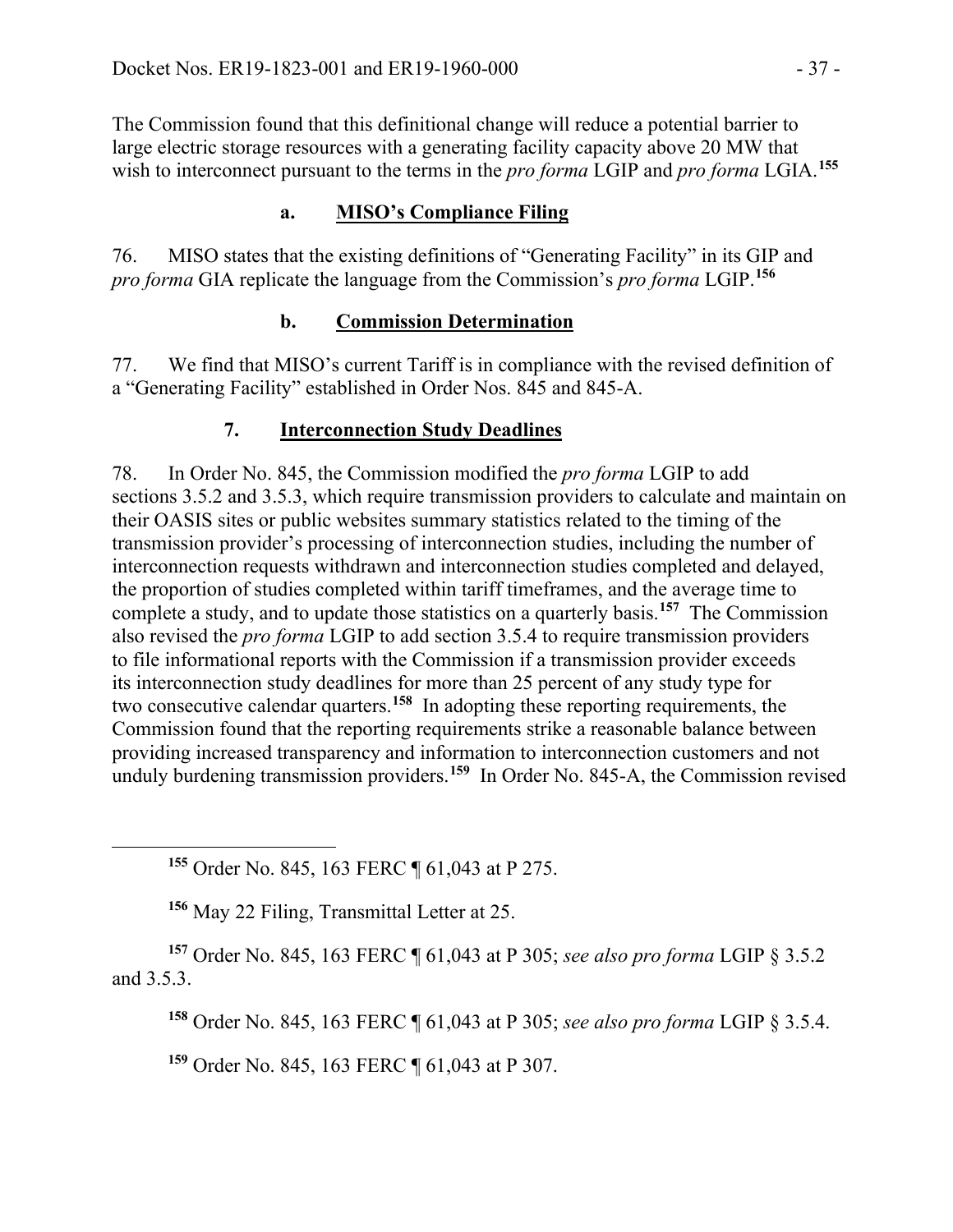The Commission found that this definitional change will reduce a potential barrier to large electric storage resources with a generating facility capacity above 20 MW that wish to interconnect pursuant to the terms in the *pro forma* LGIP and *pro forma* LGIA.[155]

#### a. MISO's Compliance Filing

76. MISO states that the existing definitions of "Generating Facility" in its GIP and *pro forma* GIA replicate the language from the Commission's *pro forma* LGIP.[156]

#### b. Commission Determination

77. We find that MISO's current Tariff is in compliance with the revised definition of a "Generating Facility" established in Order Nos. 845 and 845-A.

### 7. Interconnection Study Deadlines

78. In Order No. 845, the Commission modified the *pro forma* LGIP to add sections 3.5.2 and 3.5.3, which require transmission providers to calculate and maintain on their OASIS sites or public websites summary statistics related to the timing of the transmission provider's processing of interconnection studies, including the number of interconnection requests withdrawn and interconnection studies completed and delayed, the proportion of studies completed within tariff timeframes, and the average time to complete a study, and to update those statistics on a quarterly basis.[157] The Commission also revised the *pro forma* LGIP to add section 3.5.4 to require transmission providers to file informational reports with the Commission if a transmission provider exceeds its interconnection study deadlines for more than 25 percent of any study type for two consecutive calendar quarters.[158] In adopting these reporting requirements, the Commission found that the reporting requirements strike a reasonable balance between providing increased transparency and information to interconnection customers and not unduly burdening transmission providers.[159] In Order No. 845-A, the Commission revised

---

[155] Order No. 845, 163 FERC ¶ 61,043 at P 275.

[156] May 22 Filing, Transmittal Letter at 25.

[157] Order No. 845, 163 FERC ¶ 61,043 at P 305; *see also pro forma* LGIP § 3.5.2 and 3.5.3.

[158] Order No. 845, 163 FERC ¶ 61,043 at P 305; *see also pro forma* LGIP § 3.5.4.

[159] Order No. 845, 163 FERC ¶ 61,043 at P 307.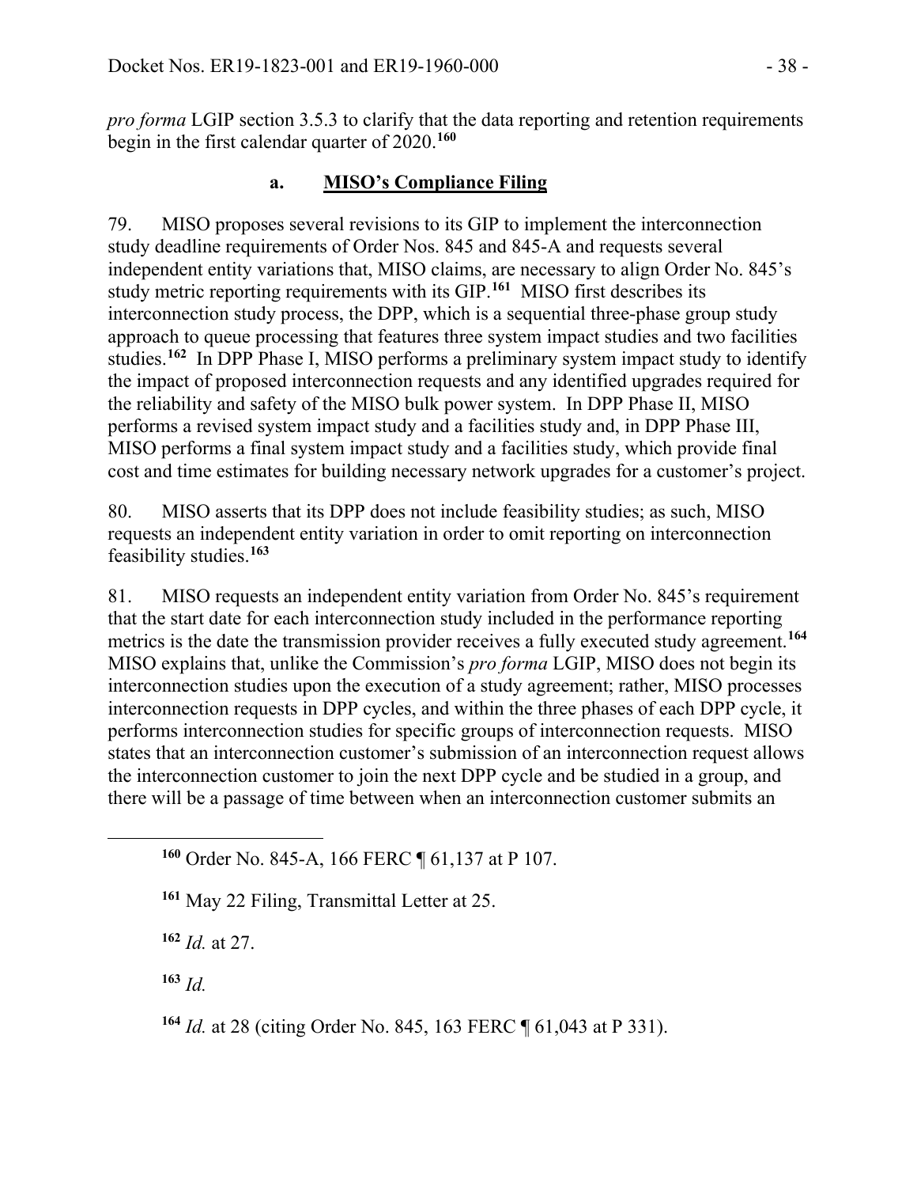*pro forma* LGIP section 3.5.3 to clarify that the data reporting and retention requirements begin in the first calendar quarter of 2020.[160]

### a. MISO's Compliance Filing

79. MISO proposes several revisions to its GIP to implement the interconnection study deadline requirements of Order Nos. 845 and 845-A and requests several independent entity variations that, MISO claims, are necessary to align Order No. 845's study metric reporting requirements with its GIP.[161] MISO first describes its interconnection study process, the DPP, which is a sequential three-phase group study approach to queue processing that features three system impact studies and two facilities studies.[162] In DPP Phase I, MISO performs a preliminary system impact study to identify the impact of proposed interconnection requests and any identified upgrades required for the reliability and safety of the MISO bulk power system. In DPP Phase II, MISO performs a revised system impact study and a facilities study and, in DPP Phase III, MISO performs a final system impact study and a facilities study, which provide final cost and time estimates for building necessary network upgrades for a customer's project.

80. MISO asserts that its DPP does not include feasibility studies; as such, MISO requests an independent entity variation in order to omit reporting on interconnection feasibility studies.[163]

81. MISO requests an independent entity variation from Order No. 845's requirement that the start date for each interconnection study included in the performance reporting metrics is the date the transmission provider receives a fully executed study agreement.[164] MISO explains that, unlike the Commission's *pro forma* LGIP, MISO does not begin its interconnection studies upon the execution of a study agreement; rather, MISO processes interconnection requests in DPP cycles, and within the three phases of each DPP cycle, it performs interconnection studies for specific groups of interconnection requests. MISO states that an interconnection customer's submission of an interconnection request allows the interconnection customer to join the next DPP cycle and be studied in a group, and there will be a passage of time between when an interconnection customer submits an

---

[160] Order No. 845-A, 166 FERC ¶ 61,137 at P 107.

[161] May 22 Filing, Transmittal Letter at 25.

[162] *Id.* at 27.

[163] *Id.*

[164] *Id.* at 28 (citing Order No. 845, 163 FERC ¶ 61,043 at P 331).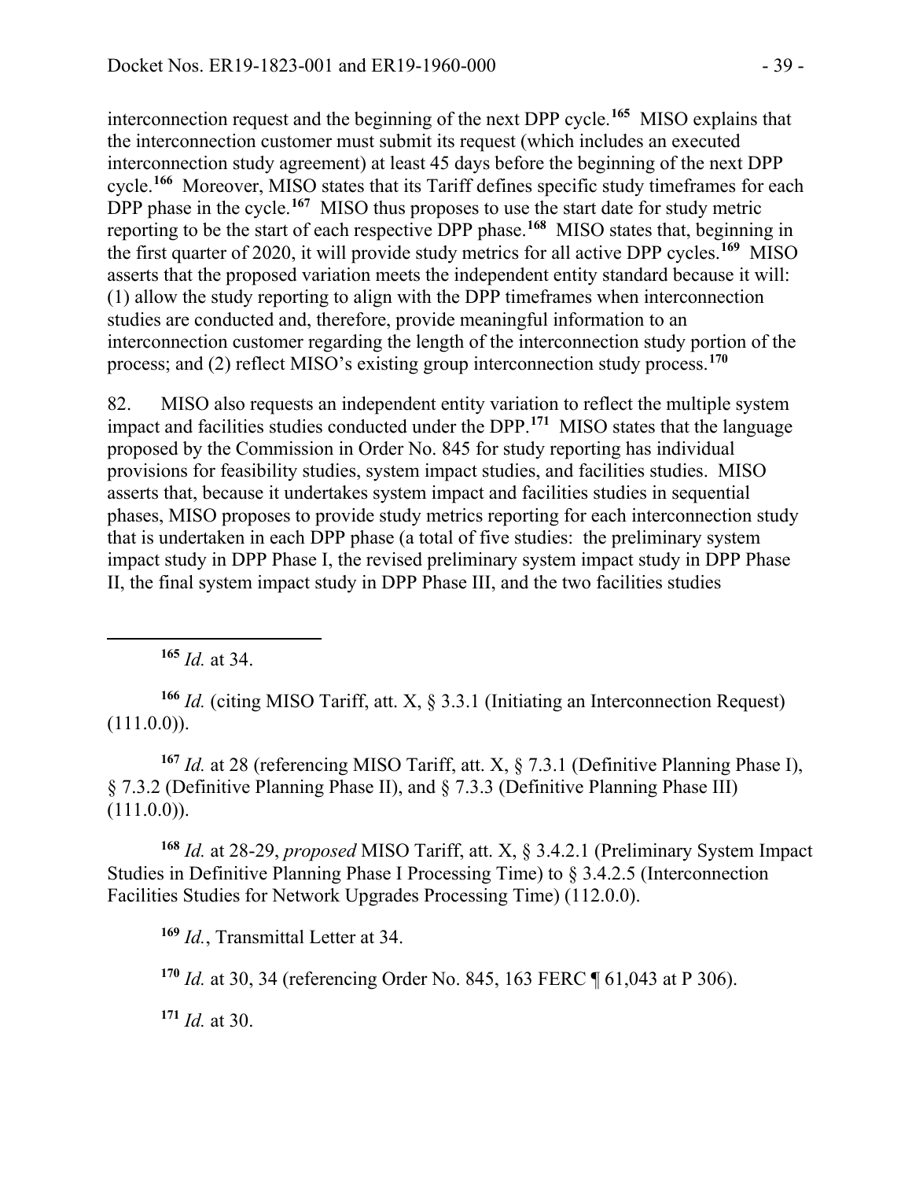interconnection request and the beginning of the next DPP cycle.[165] MISO explains that the interconnection customer must submit its request (which includes an executed interconnection study agreement) at least 45 days before the beginning of the next DPP cycle.[166] Moreover, MISO states that its Tariff defines specific study timeframes for each DPP phase in the cycle.[167] MISO thus proposes to use the start date for study metric reporting to be the start of each respective DPP phase.[168] MISO states that, beginning in the first quarter of 2020, it will provide study metrics for all active DPP cycles.[169] MISO asserts that the proposed variation meets the independent entity standard because it will: (1) allow the study reporting to align with the DPP timeframes when interconnection studies are conducted and, therefore, provide meaningful information to an interconnection customer regarding the length of the interconnection study portion of the process; and (2) reflect MISO's existing group interconnection study process.[170]

82. MISO also requests an independent entity variation to reflect the multiple system impact and facilities studies conducted under the DPP.[171] MISO states that the language proposed by the Commission in Order No. 845 for study reporting has individual provisions for feasibility studies, system impact studies, and facilities studies. MISO asserts that, because it undertakes system impact and facilities studies in sequential phases, MISO proposes to provide study metrics reporting for each interconnection study that is undertaken in each DPP phase (a total of five studies: the preliminary system impact study in DPP Phase I, the revised preliminary system impact study in DPP Phase II, the final system impact study in DPP Phase III, and the two facilities studies

---

[165] *Id.* at 34.

[166] *Id.* (citing MISO Tariff, att. X, § 3.3.1 (Initiating an Interconnection Request) (111.0.0)).

[167] *Id.* at 28 (referencing MISO Tariff, att. X, § 7.3.1 (Definitive Planning Phase I), § 7.3.2 (Definitive Planning Phase II), and § 7.3.3 (Definitive Planning Phase III) (111.0.0)).

[168] *Id.* at 28-29, *proposed* MISO Tariff, att. X, § 3.4.2.1 (Preliminary System Impact Studies in Definitive Planning Phase I Processing Time) to § 3.4.2.5 (Interconnection Facilities Studies for Network Upgrades Processing Time) (112.0.0).

[169] *Id.*, Transmittal Letter at 34.

[170] *Id.* at 30, 34 (referencing Order No. 845, 163 FERC ¶ 61,043 at P 306).

[171] *Id.* at 30.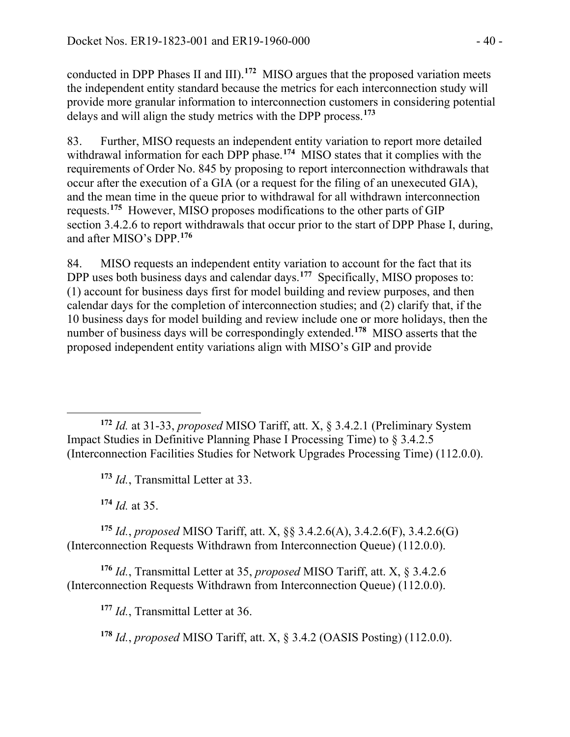conducted in DPP Phases II and III).[172] MISO argues that the proposed variation meets the independent entity standard because the metrics for each interconnection study will provide more granular information to interconnection customers in considering potential delays and will align the study metrics with the DPP process.[173]

83. Further, MISO requests an independent entity variation to report more detailed withdrawal information for each DPP phase.[174] MISO states that it complies with the requirements of Order No. 845 by proposing to report interconnection withdrawals that occur after the execution of a GIA (or a request for the filing of an unexecuted GIA), and the mean time in the queue prior to withdrawal for all withdrawn interconnection requests.[175] However, MISO proposes modifications to the other parts of GIP section 3.4.2.6 to report withdrawals that occur prior to the start of DPP Phase I, during, and after MISO's DPP.[176]

84. MISO requests an independent entity variation to account for the fact that its DPP uses both business days and calendar days.[177] Specifically, MISO proposes to: (1) account for business days first for model building and review purposes, and then calendar days for the completion of interconnection studies; and (2) clarify that, if the 10 business days for model building and review include one or more holidays, then the number of business days will be correspondingly extended.[178] MISO asserts that the proposed independent entity variations align with MISO's GIP and provide

---

[172] *Id.* at 31-33, *proposed* MISO Tariff, att. X, § 3.4.2.1 (Preliminary System Impact Studies in Definitive Planning Phase I Processing Time) to § 3.4.2.5 (Interconnection Facilities Studies for Network Upgrades Processing Time) (112.0.0).

[173] *Id.*, Transmittal Letter at 33.

[174] *Id.* at 35.

[175] *Id.*, *proposed* MISO Tariff, att. X, §§ 3.4.2.6(A), 3.4.2.6(F), 3.4.2.6(G) (Interconnection Requests Withdrawn from Interconnection Queue) (112.0.0).

[176] *Id.*, Transmittal Letter at 35, *proposed* MISO Tariff, att. X, § 3.4.2.6 (Interconnection Requests Withdrawn from Interconnection Queue) (112.0.0).

[177] *Id.*, Transmittal Letter at 36.

[178] *Id.*, *proposed* MISO Tariff, att. X, § 3.4.2 (OASIS Posting) (112.0.0).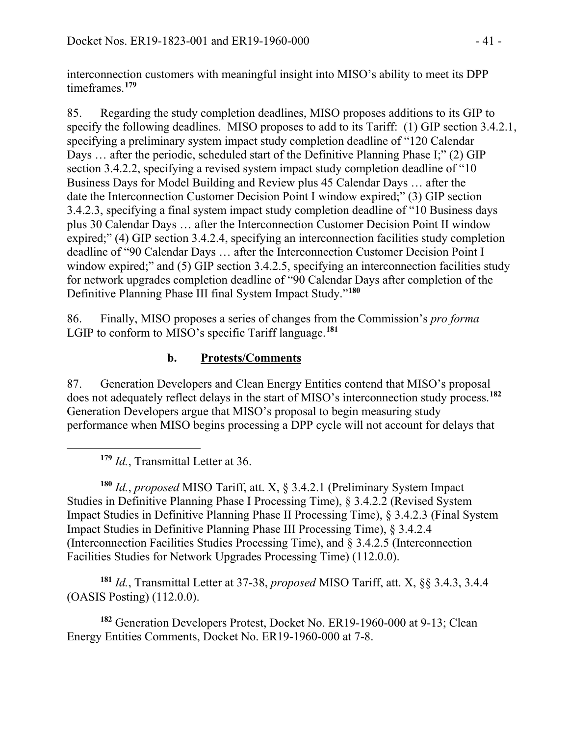interconnection customers with meaningful insight into MISO's ability to meet its DPP timeframes.[179]

85. Regarding the study completion deadlines, MISO proposes additions to its GIP to specify the following deadlines. MISO proposes to add to its Tariff: (1) GIP section 3.4.2.1, specifying a preliminary system impact study completion deadline of "120 Calendar Days … after the periodic, scheduled start of the Definitive Planning Phase I;" (2) GIP section 3.4.2.2, specifying a revised system impact study completion deadline of "10 Business Days for Model Building and Review plus 45 Calendar Days … after the date the Interconnection Customer Decision Point I window expired;" (3) GIP section 3.4.2.3, specifying a final system impact study completion deadline of "10 Business days plus 30 Calendar Days … after the Interconnection Customer Decision Point II window expired;" (4) GIP section 3.4.2.4, specifying an interconnection facilities study completion deadline of "90 Calendar Days … after the Interconnection Customer Decision Point I window expired;" and (5) GIP section 3.4.2.5, specifying an interconnection facilities study for network upgrades completion deadline of "90 Calendar Days after completion of the Definitive Planning Phase III final System Impact Study."[180]

86. Finally, MISO proposes a series of changes from the Commission's *pro forma* LGIP to conform to MISO's specific Tariff language.[181]

### b. Protests/Comments

87. Generation Developers and Clean Energy Entities contend that MISO's proposal does not adequately reflect delays in the start of MISO's interconnection study process.[182] Generation Developers argue that MISO's proposal to begin measuring study performance when MISO begins processing a DPP cycle will not account for delays that

---

[179] *Id.*, Transmittal Letter at 36.

[180] *Id.*, *proposed* MISO Tariff, att. X, § 3.4.2.1 (Preliminary System Impact Studies in Definitive Planning Phase I Processing Time), § 3.4.2.2 (Revised System Impact Studies in Definitive Planning Phase II Processing Time), § 3.4.2.3 (Final System Impact Studies in Definitive Planning Phase III Processing Time), § 3.4.2.4 (Interconnection Facilities Studies Processing Time), and § 3.4.2.5 (Interconnection Facilities Studies for Network Upgrades Processing Time) (112.0.0).

[181] *Id.*, Transmittal Letter at 37-38, *proposed* MISO Tariff, att. X, §§ 3.4.3, 3.4.4 (OASIS Posting) (112.0.0).

[182] Generation Developers Protest, Docket No. ER19-1960-000 at 9-13; Clean Energy Entities Comments, Docket No. ER19-1960-000 at 7-8.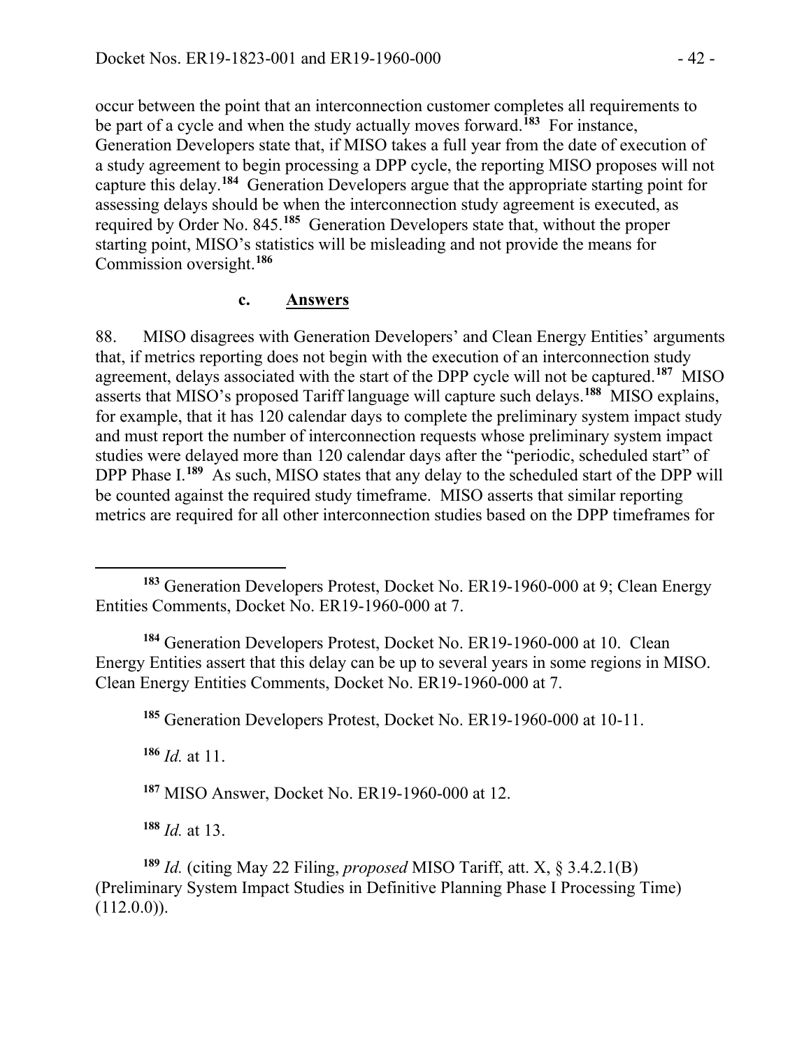occur between the point that an interconnection customer completes all requirements to be part of a cycle and when the study actually moves forward.[183] For instance, Generation Developers state that, if MISO takes a full year from the date of execution of a study agreement to begin processing a DPP cycle, the reporting MISO proposes will not capture this delay.[184] Generation Developers argue that the appropriate starting point for assessing delays should be when the interconnection study agreement is executed, as required by Order No. 845.[185] Generation Developers state that, without the proper starting point, MISO's statistics will be misleading and not provide the means for Commission oversight.[186]

#### c. Answers

88. MISO disagrees with Generation Developers' and Clean Energy Entities' arguments that, if metrics reporting does not begin with the execution of an interconnection study agreement, delays associated with the start of the DPP cycle will not be captured.[187] MISO asserts that MISO's proposed Tariff language will capture such delays.[188] MISO explains, for example, that it has 120 calendar days to complete the preliminary system impact study and must report the number of interconnection requests whose preliminary system impact studies were delayed more than 120 calendar days after the "periodic, scheduled start" of DPP Phase I.[189] As such, MISO states that any delay to the scheduled start of the DPP will be counted against the required study timeframe. MISO asserts that similar reporting metrics are required for all other interconnection studies based on the DPP timeframes for

---

[183] Generation Developers Protest, Docket No. ER19-1960-000 at 9; Clean Energy Entities Comments, Docket No. ER19-1960-000 at 7.

[184] Generation Developers Protest, Docket No. ER19-1960-000 at 10. Clean Energy Entities assert that this delay can be up to several years in some regions in MISO. Clean Energy Entities Comments, Docket No. ER19-1960-000 at 7.

[185] Generation Developers Protest, Docket No. ER19-1960-000 at 10-11.

[186] *Id.* at 11.

[187] MISO Answer, Docket No. ER19-1960-000 at 12.

[188] *Id.* at 13.

[189] *Id.* (citing May 22 Filing, *proposed* MISO Tariff, att. X, § 3.4.2.1(B) (Preliminary System Impact Studies in Definitive Planning Phase I Processing Time) (112.0.0)).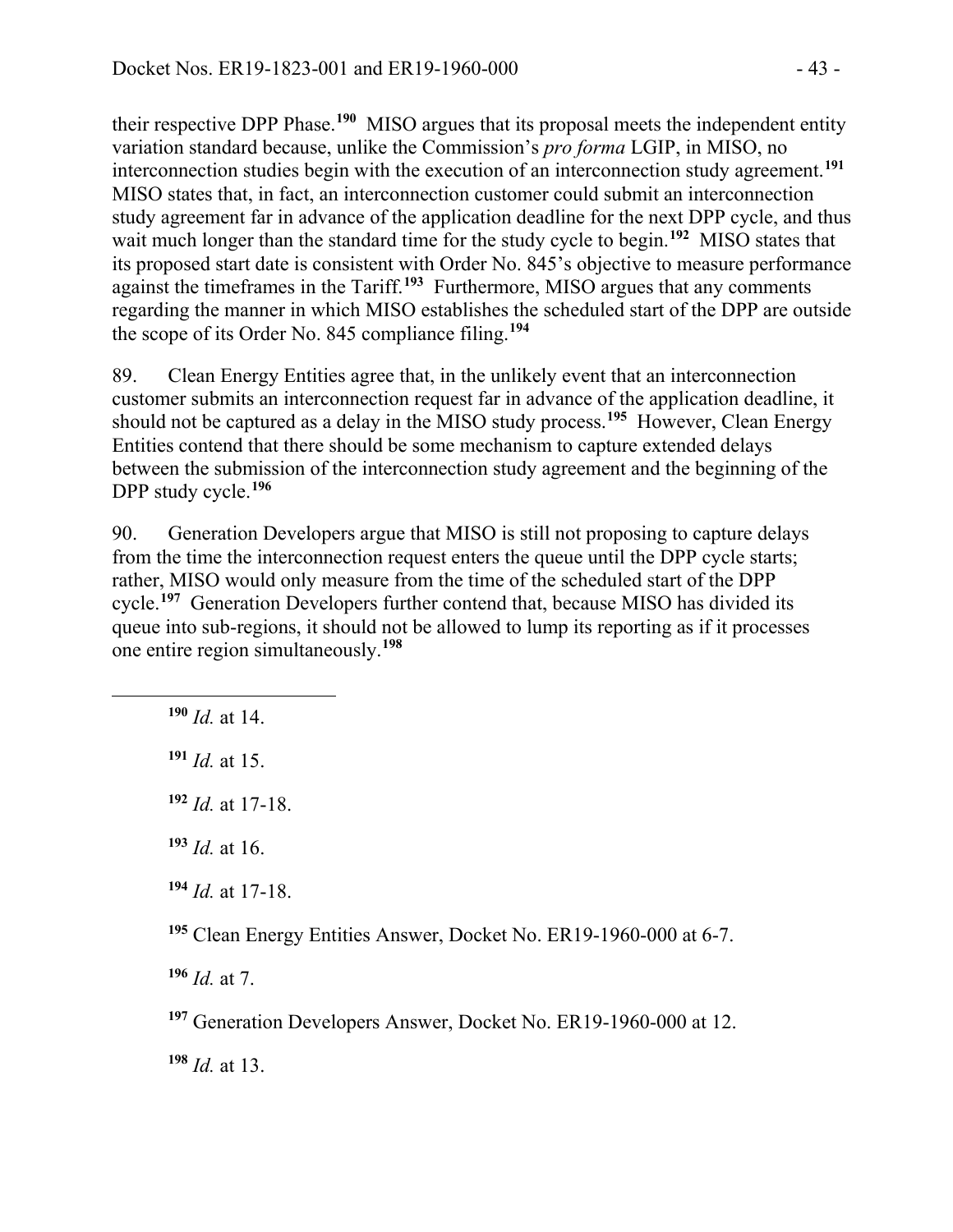their respective DPP Phase.[190] MISO argues that its proposal meets the independent entity variation standard because, unlike the Commission's *pro forma* LGIP, in MISO, no interconnection studies begin with the execution of an interconnection study agreement.[191] MISO states that, in fact, an interconnection customer could submit an interconnection study agreement far in advance of the application deadline for the next DPP cycle, and thus wait much longer than the standard time for the study cycle to begin.[192] MISO states that its proposed start date is consistent with Order No. 845's objective to measure performance against the timeframes in the Tariff.[193] Furthermore, MISO argues that any comments regarding the manner in which MISO establishes the scheduled start of the DPP are outside the scope of its Order No. 845 compliance filing.[194]

89. Clean Energy Entities agree that, in the unlikely event that an interconnection customer submits an interconnection request far in advance of the application deadline, it should not be captured as a delay in the MISO study process.[195] However, Clean Energy Entities contend that there should be some mechanism to capture extended delays between the submission of the interconnection study agreement and the beginning of the DPP study cycle.[196]

90. Generation Developers argue that MISO is still not proposing to capture delays from the time the interconnection request enters the queue until the DPP cycle starts; rather, MISO would only measure from the time of the scheduled start of the DPP cycle.[197] Generation Developers further contend that, because MISO has divided its queue into sub-regions, it should not be allowed to lump its reporting as if it processes one entire region simultaneously.[198]

---

[190] *Id.* at 14.

[191] *Id.* at 15.

[192] *Id.* at 17-18.

[193] *Id.* at 16.

[194] *Id.* at 17-18.

[195] Clean Energy Entities Answer, Docket No. ER19-1960-000 at 6-7.

[196] *Id.* at 7.

[197] Generation Developers Answer, Docket No. ER19-1960-000 at 12.

[198] *Id.* at 13.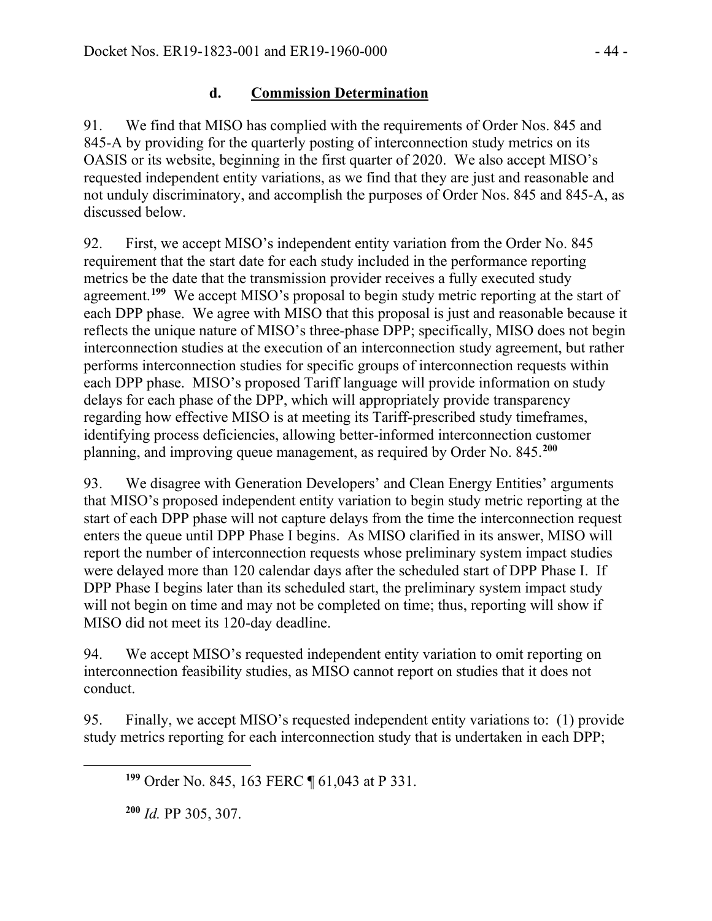### d. **Commission Determination**

91. We find that MISO has complied with the requirements of Order Nos. 845 and 845-A by providing for the quarterly posting of interconnection study metrics on its OASIS or its website, beginning in the first quarter of 2020. We also accept MISO's requested independent entity variations, as we find that they are just and reasonable and not unduly discriminatory, and accomplish the purposes of Order Nos. 845 and 845-A, as discussed below.

92. First, we accept MISO's independent entity variation from the Order No. 845 requirement that the start date for each study included in the performance reporting metrics be the date that the transmission provider receives a fully executed study agreement.[199] We accept MISO's proposal to begin study metric reporting at the start of each DPP phase. We agree with MISO that this proposal is just and reasonable because it reflects the unique nature of MISO's three-phase DPP; specifically, MISO does not begin interconnection studies at the execution of an interconnection study agreement, but rather performs interconnection studies for specific groups of interconnection requests within each DPP phase. MISO's proposed Tariff language will provide information on study delays for each phase of the DPP, which will appropriately provide transparency regarding how effective MISO is at meeting its Tariff-prescribed study timeframes, identifying process deficiencies, allowing better-informed interconnection customer planning, and improving queue management, as required by Order No. 845.[200]

93. We disagree with Generation Developers' and Clean Energy Entities' arguments that MISO's proposed independent entity variation to begin study metric reporting at the start of each DPP phase will not capture delays from the time the interconnection request enters the queue until DPP Phase I begins. As MISO clarified in its answer, MISO will report the number of interconnection requests whose preliminary system impact studies were delayed more than 120 calendar days after the scheduled start of DPP Phase I. If DPP Phase I begins later than its scheduled start, the preliminary system impact study will not begin on time and may not be completed on time; thus, reporting will show if MISO did not meet its 120-day deadline.

94. We accept MISO's requested independent entity variation to omit reporting on interconnection feasibility studies, as MISO cannot report on studies that it does not conduct.

95. Finally, we accept MISO's requested independent entity variations to: (1) provide study metrics reporting for each interconnection study that is undertaken in each DPP;

[199] Order No. 845, 163 FERC ¶ 61,043 at P 331.

[200] *Id.* PP 305, 307.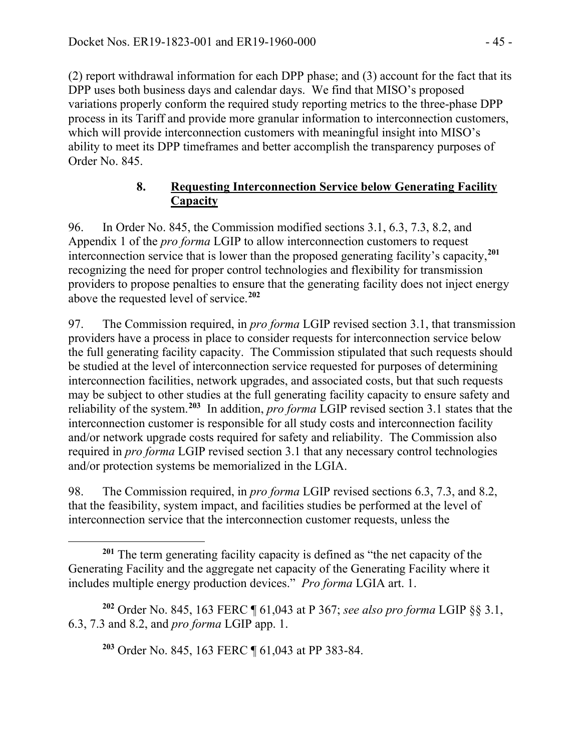(2) report withdrawal information for each DPP phase; and (3) account for the fact that its DPP uses both business days and calendar days. We find that MISO's proposed variations properly conform the required study reporting metrics to the three-phase DPP process in its Tariff and provide more granular information to interconnection customers, which will provide interconnection customers with meaningful insight into MISO's ability to meet its DPP timeframes and better accomplish the transparency purposes of Order No. 845.

### 8. Requesting Interconnection Service below Generating Facility Capacity

96. In Order No. 845, the Commission modified sections 3.1, 6.3, 7.3, 8.2, and Appendix 1 of the *pro forma* LGIP to allow interconnection customers to request interconnection service that is lower than the proposed generating facility's capacity,[201] recognizing the need for proper control technologies and flexibility for transmission providers to propose penalties to ensure that the generating facility does not inject energy above the requested level of service.[202]

97. The Commission required, in *pro forma* LGIP revised section 3.1, that transmission providers have a process in place to consider requests for interconnection service below the full generating facility capacity. The Commission stipulated that such requests should be studied at the level of interconnection service requested for purposes of determining interconnection facilities, network upgrades, and associated costs, but that such requests may be subject to other studies at the full generating facility capacity to ensure safety and reliability of the system.[203] In addition, *pro forma* LGIP revised section 3.1 states that the interconnection customer is responsible for all study costs and interconnection facility and/or network upgrade costs required for safety and reliability. The Commission also required in *pro forma* LGIP revised section 3.1 that any necessary control technologies and/or protection systems be memorialized in the LGIA.

98. The Commission required, in *pro forma* LGIP revised sections 6.3, 7.3, and 8.2, that the feasibility, system impact, and facilities studies be performed at the level of interconnection service that the interconnection customer requests, unless the

---

[201] The term generating facility capacity is defined as "the net capacity of the Generating Facility and the aggregate net capacity of the Generating Facility where it includes multiple energy production devices." *Pro forma* LGIA art. 1.

[202] Order No. 845, 163 FERC ¶ 61,043 at P 367; *see also pro forma* LGIP §§ 3.1, 6.3, 7.3 and 8.2, and *pro forma* LGIP app. 1.

[203] Order No. 845, 163 FERC ¶ 61,043 at PP 383-84.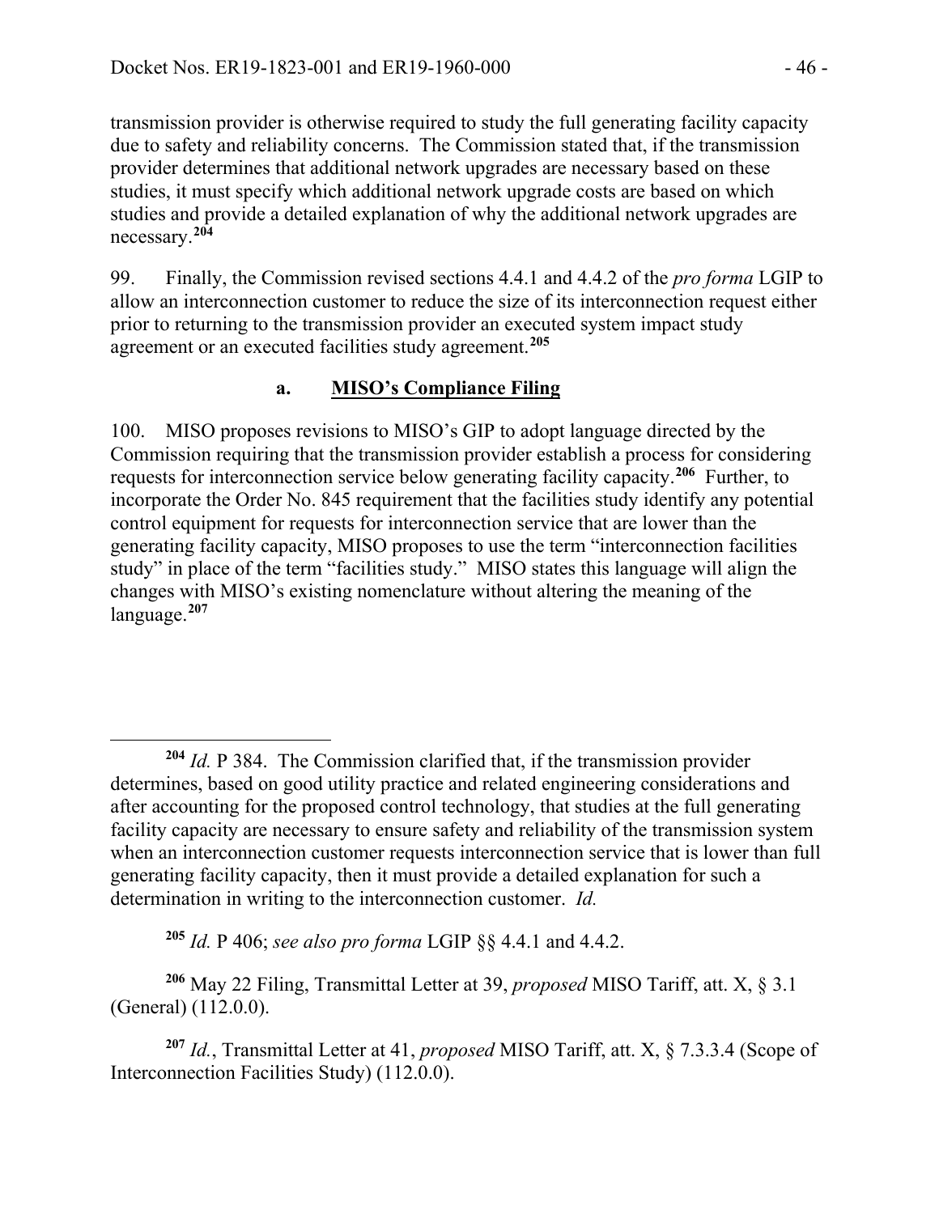transmission provider is otherwise required to study the full generating facility capacity due to safety and reliability concerns. The Commission stated that, if the transmission provider determines that additional network upgrades are necessary based on these studies, it must specify which additional network upgrade costs are based on which studies and provide a detailed explanation of why the additional network upgrades are necessary.[204]

99. Finally, the Commission revised sections 4.4.1 and 4.4.2 of the *pro forma* LGIP to allow an interconnection customer to reduce the size of its interconnection request either prior to returning to the transmission provider an executed system impact study agreement or an executed facilities study agreement.[205]

### a. MISO's Compliance Filing

100. MISO proposes revisions to MISO's GIP to adopt language directed by the Commission requiring that the transmission provider establish a process for considering requests for interconnection service below generating facility capacity.[206] Further, to incorporate the Order No. 845 requirement that the facilities study identify any potential control equipment for requests for interconnection service that are lower than the generating facility capacity, MISO proposes to use the term "interconnection facilities study" in place of the term "facilities study." MISO states this language will align the changes with MISO's existing nomenclature without altering the meaning of the language.[207]

---

[204] *Id.* P 384. The Commission clarified that, if the transmission provider determines, based on good utility practice and related engineering considerations and after accounting for the proposed control technology, that studies at the full generating facility capacity are necessary to ensure safety and reliability of the transmission system when an interconnection customer requests interconnection service that is lower than full generating facility capacity, then it must provide a detailed explanation for such a determination in writing to the interconnection customer. *Id.*

[205] *Id.* P 406; *see also pro forma* LGIP §§ 4.4.1 and 4.4.2.

[206] May 22 Filing, Transmittal Letter at 39, *proposed* MISO Tariff, att. X, § 3.1 (General) (112.0.0).

[207] *Id.*, Transmittal Letter at 41, *proposed* MISO Tariff, att. X, § 7.3.3.4 (Scope of Interconnection Facilities Study) (112.0.0).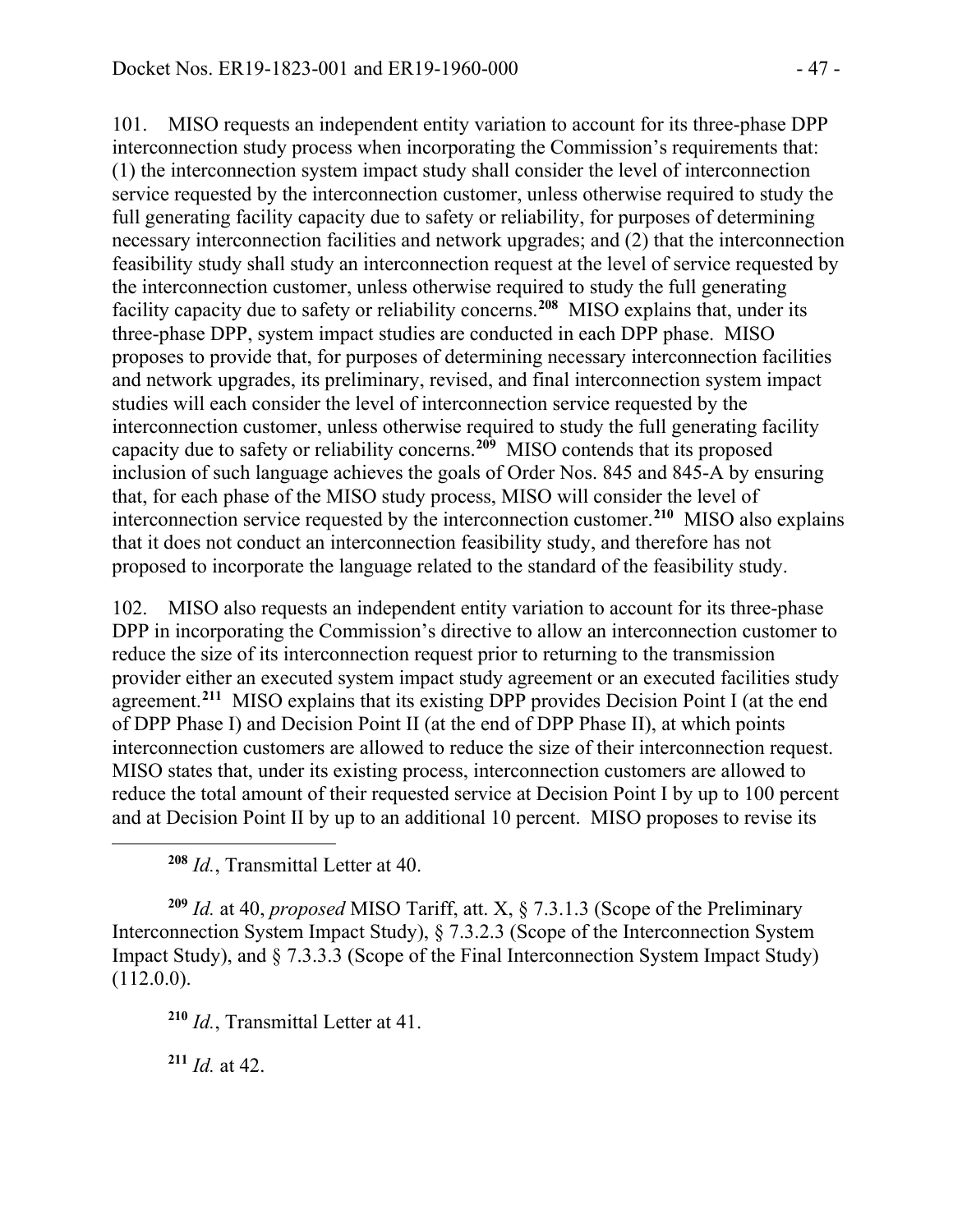101. MISO requests an independent entity variation to account for its three-phase DPP interconnection study process when incorporating the Commission's requirements that: (1) the interconnection system impact study shall consider the level of interconnection service requested by the interconnection customer, unless otherwise required to study the full generating facility capacity due to safety or reliability, for purposes of determining necessary interconnection facilities and network upgrades; and (2) that the interconnection feasibility study shall study an interconnection request at the level of service requested by the interconnection customer, unless otherwise required to study the full generating facility capacity due to safety or reliability concerns.[208] MISO explains that, under its three-phase DPP, system impact studies are conducted in each DPP phase. MISO proposes to provide that, for purposes of determining necessary interconnection facilities and network upgrades, its preliminary, revised, and final interconnection system impact studies will each consider the level of interconnection service requested by the interconnection customer, unless otherwise required to study the full generating facility capacity due to safety or reliability concerns.[209] MISO contends that its proposed inclusion of such language achieves the goals of Order Nos. 845 and 845-A by ensuring that, for each phase of the MISO study process, MISO will consider the level of interconnection service requested by the interconnection customer.[210] MISO also explains that it does not conduct an interconnection feasibility study, and therefore has not proposed to incorporate the language related to the standard of the feasibility study.

102. MISO also requests an independent entity variation to account for its three-phase DPP in incorporating the Commission's directive to allow an interconnection customer to reduce the size of its interconnection request prior to returning to the transmission provider either an executed system impact study agreement or an executed facilities study agreement.[211] MISO explains that its existing DPP provides Decision Point I (at the end of DPP Phase I) and Decision Point II (at the end of DPP Phase II), at which points interconnection customers are allowed to reduce the size of their interconnection request. MISO states that, under its existing process, interconnection customers are allowed to reduce the total amount of their requested service at Decision Point I by up to 100 percent and at Decision Point II by up to an additional 10 percent. MISO proposes to revise its

---

[208] *Id.*, Transmittal Letter at 40.

[209] *Id.* at 40, *proposed* MISO Tariff, att. X, § 7.3.1.3 (Scope of the Preliminary Interconnection System Impact Study), § 7.3.2.3 (Scope of the Interconnection System Impact Study), and § 7.3.3.3 (Scope of the Final Interconnection System Impact Study) (112.0.0).

[210] *Id.*, Transmittal Letter at 41.

[211] *Id.* at 42.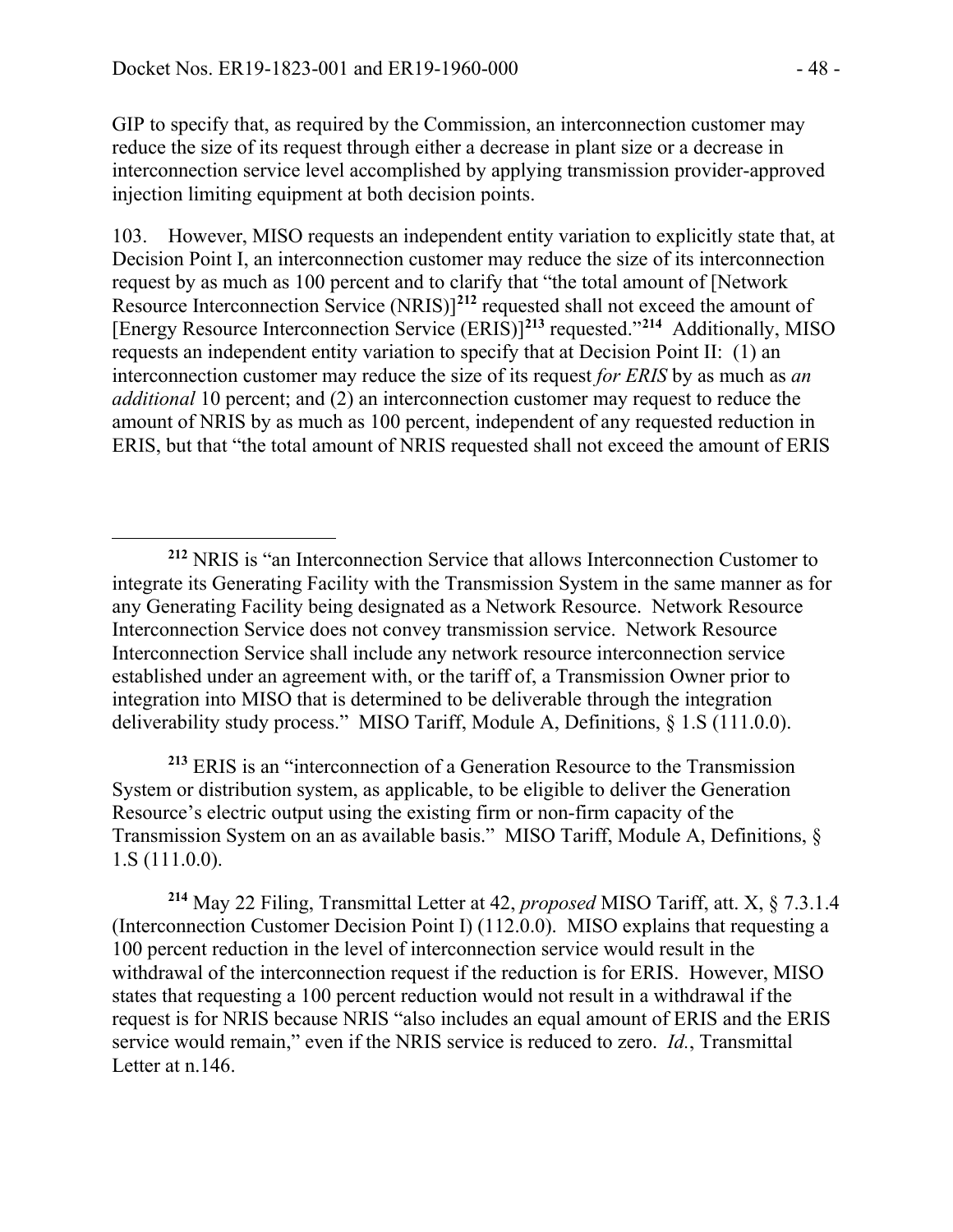GIP to specify that, as required by the Commission, an interconnection customer may reduce the size of its request through either a decrease in plant size or a decrease in interconnection service level accomplished by applying transmission provider-approved injection limiting equipment at both decision points.

103. However, MISO requests an independent entity variation to explicitly state that, at Decision Point I, an interconnection customer may reduce the size of its interconnection request by as much as 100 percent and to clarify that "the total amount of [Network Resource Interconnection Service (NRIS)][212] requested shall not exceed the amount of [Energy Resource Interconnection Service (ERIS)][213] requested."[214] Additionally, MISO requests an independent entity variation to specify that at Decision Point II: (1) an interconnection customer may reduce the size of its request *for ERIS* by as much as *an additional* 10 percent; and (2) an interconnection customer may request to reduce the amount of NRIS by as much as 100 percent, independent of any requested reduction in ERIS, but that "the total amount of NRIS requested shall not exceed the amount of ERIS

---

[212] NRIS is "an Interconnection Service that allows Interconnection Customer to integrate its Generating Facility with the Transmission System in the same manner as for any Generating Facility being designated as a Network Resource. Network Resource Interconnection Service does not convey transmission service. Network Resource Interconnection Service shall include any network resource interconnection service established under an agreement with, or the tariff of, a Transmission Owner prior to integration into MISO that is determined to be deliverable through the integration deliverability study process." MISO Tariff, Module A, Definitions, § 1.S (111.0.0).

[213] ERIS is an "interconnection of a Generation Resource to the Transmission System or distribution system, as applicable, to be eligible to deliver the Generation Resource's electric output using the existing firm or non-firm capacity of the Transmission System on an as available basis." MISO Tariff, Module A, Definitions, § 1.S (111.0.0).

[214] May 22 Filing, Transmittal Letter at 42, *proposed* MISO Tariff, att. X, § 7.3.1.4 (Interconnection Customer Decision Point I) (112.0.0). MISO explains that requesting a 100 percent reduction in the level of interconnection service would result in the withdrawal of the interconnection request if the reduction is for ERIS. However, MISO states that requesting a 100 percent reduction would not result in a withdrawal if the request is for NRIS because NRIS "also includes an equal amount of ERIS and the ERIS service would remain," even if the NRIS service is reduced to zero. *Id.*, Transmittal Letter at n.146.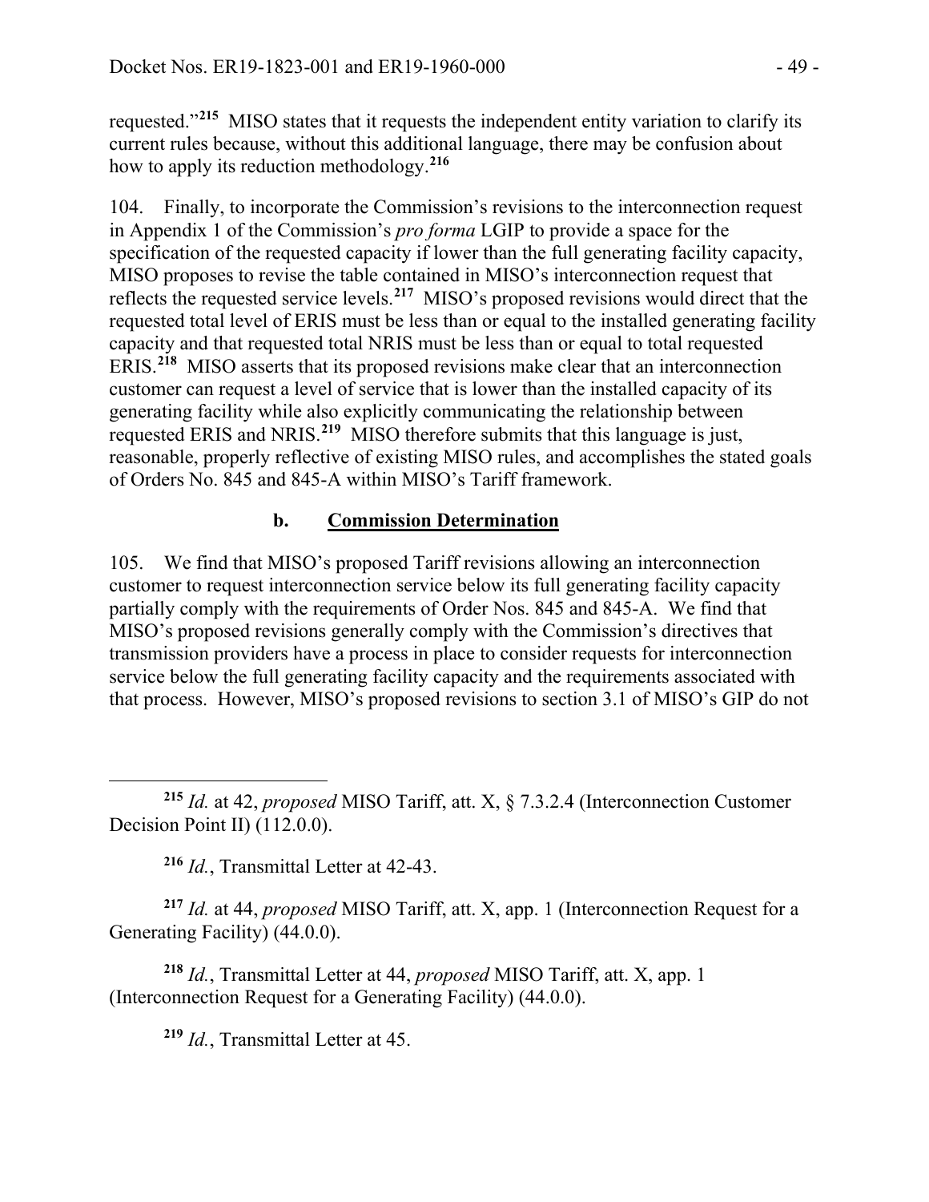requested."[215] MISO states that it requests the independent entity variation to clarify its current rules because, without this additional language, there may be confusion about how to apply its reduction methodology.[216]

104. Finally, to incorporate the Commission's revisions to the interconnection request in Appendix 1 of the Commission's *pro forma* LGIP to provide a space for the specification of the requested capacity if lower than the full generating facility capacity, MISO proposes to revise the table contained in MISO's interconnection request that reflects the requested service levels.[217] MISO's proposed revisions would direct that the requested total level of ERIS must be less than or equal to the installed generating facility capacity and that requested total NRIS must be less than or equal to total requested ERIS.[218] MISO asserts that its proposed revisions make clear that an interconnection customer can request a level of service that is lower than the installed capacity of its generating facility while also explicitly communicating the relationship between requested ERIS and NRIS.[219] MISO therefore submits that this language is just, reasonable, properly reflective of existing MISO rules, and accomplishes the stated goals of Orders No. 845 and 845-A within MISO's Tariff framework.

### b. Commission Determination

105. We find that MISO's proposed Tariff revisions allowing an interconnection customer to request interconnection service below its full generating facility capacity partially comply with the requirements of Order Nos. 845 and 845-A. We find that MISO's proposed revisions generally comply with the Commission's directives that transmission providers have a process in place to consider requests for interconnection service below the full generating facility capacity and the requirements associated with that process. However, MISO's proposed revisions to section 3.1 of MISO's GIP do not

---

[215] *Id.* at 42, *proposed* MISO Tariff, att. X, § 7.3.2.4 (Interconnection Customer Decision Point II) (112.0.0).

[216] *Id.*, Transmittal Letter at 42-43.

[217] *Id.* at 44, *proposed* MISO Tariff, att. X, app. 1 (Interconnection Request for a Generating Facility) (44.0.0).

[218] *Id.*, Transmittal Letter at 44, *proposed* MISO Tariff, att. X, app. 1 (Interconnection Request for a Generating Facility) (44.0.0).

[219] *Id.*, Transmittal Letter at 45.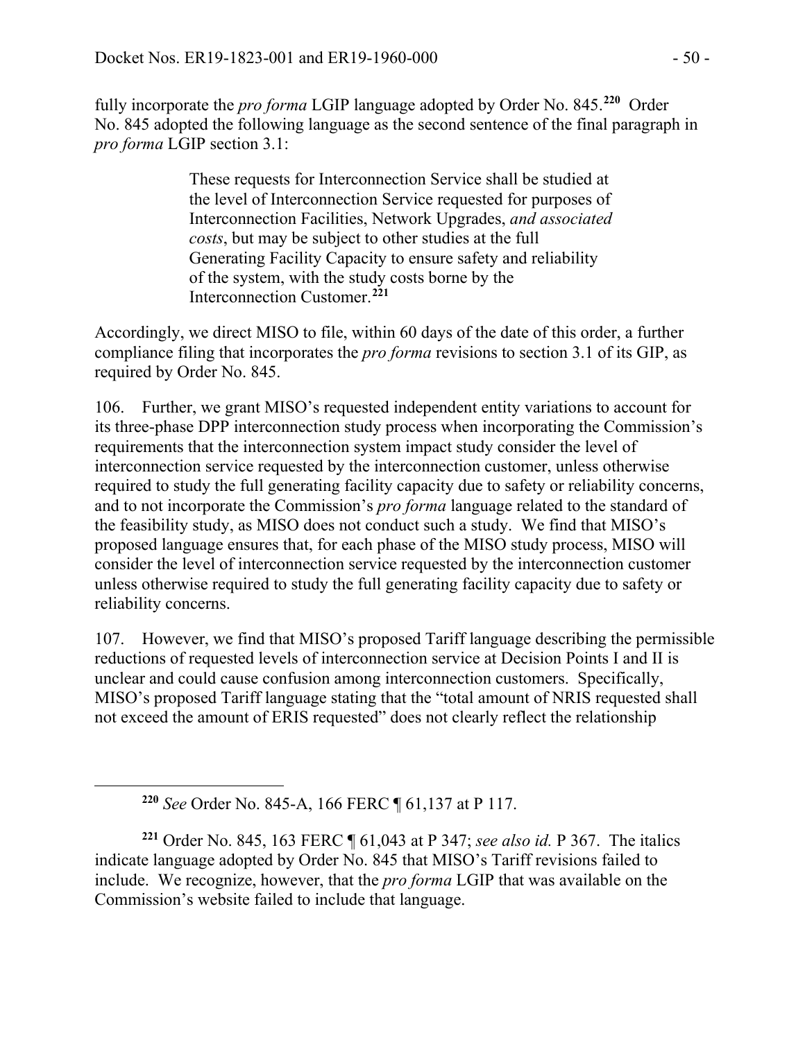fully incorporate the *pro forma* LGIP language adopted by Order No. 845.[220] Order No. 845 adopted the following language as the second sentence of the final paragraph in *pro forma* LGIP section 3.1:

> These requests for Interconnection Service shall be studied at the level of Interconnection Service requested for purposes of Interconnection Facilities, Network Upgrades, *and associated costs*, but may be subject to other studies at the full Generating Facility Capacity to ensure safety and reliability of the system, with the study costs borne by the Interconnection Customer.[221]

Accordingly, we direct MISO to file, within 60 days of the date of this order, a further compliance filing that incorporates the *pro forma* revisions to section 3.1 of its GIP, as required by Order No. 845.

106. Further, we grant MISO's requested independent entity variations to account for its three-phase DPP interconnection study process when incorporating the Commission's requirements that the interconnection system impact study consider the level of interconnection service requested by the interconnection customer, unless otherwise required to study the full generating facility capacity due to safety or reliability concerns, and to not incorporate the Commission's *pro forma* language related to the standard of the feasibility study, as MISO does not conduct such a study. We find that MISO's proposed language ensures that, for each phase of the MISO study process, MISO will consider the level of interconnection service requested by the interconnection customer unless otherwise required to study the full generating facility capacity due to safety or reliability concerns.

107. However, we find that MISO's proposed Tariff language describing the permissible reductions of requested levels of interconnection service at Decision Points I and II is unclear and could cause confusion among interconnection customers. Specifically, MISO's proposed Tariff language stating that the "total amount of NRIS requested shall not exceed the amount of ERIS requested" does not clearly reflect the relationship

---

[220] *See* Order No. 845-A, 166 FERC ¶ 61,137 at P 117.

[221] Order No. 845, 163 FERC ¶ 61,043 at P 347; *see also id.* P 367. The italics indicate language adopted by Order No. 845 that MISO's Tariff revisions failed to include. We recognize, however, that the *pro forma* LGIP that was available on the Commission's website failed to include that language.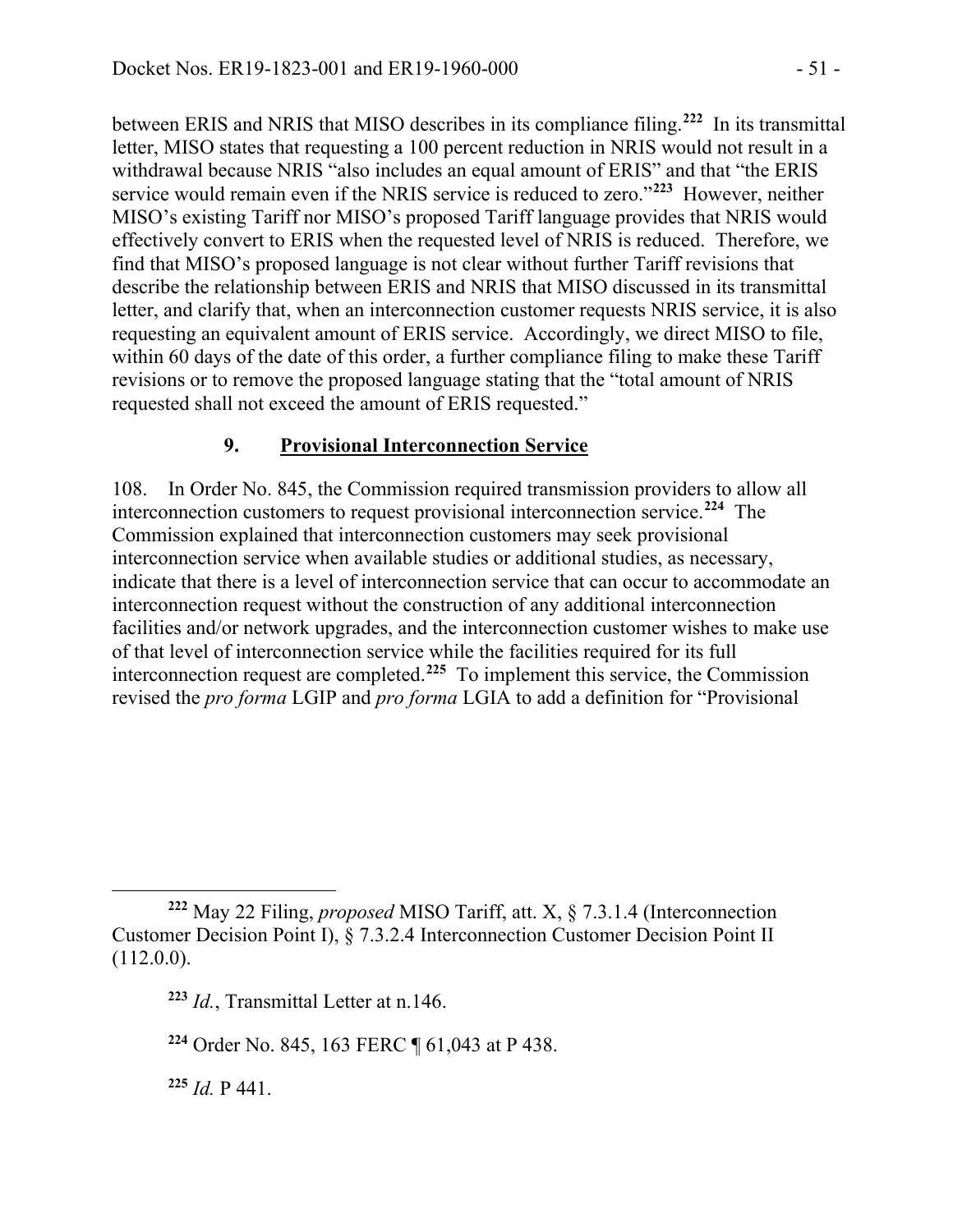between ERIS and NRIS that MISO describes in its compliance filing.[222] In its transmittal letter, MISO states that requesting a 100 percent reduction in NRIS would not result in a withdrawal because NRIS "also includes an equal amount of ERIS" and that "the ERIS service would remain even if the NRIS service is reduced to zero."[223] However, neither MISO's existing Tariff nor MISO's proposed Tariff language provides that NRIS would effectively convert to ERIS when the requested level of NRIS is reduced. Therefore, we find that MISO's proposed language is not clear without further Tariff revisions that describe the relationship between ERIS and NRIS that MISO discussed in its transmittal letter, and clarify that, when an interconnection customer requests NRIS service, it is also requesting an equivalent amount of ERIS service. Accordingly, we direct MISO to file, within 60 days of the date of this order, a further compliance filing to make these Tariff revisions or to remove the proposed language stating that the "total amount of NRIS requested shall not exceed the amount of ERIS requested."

### 9. Provisional Interconnection Service

108. In Order No. 845, the Commission required transmission providers to allow all interconnection customers to request provisional interconnection service.[224] The Commission explained that interconnection customers may seek provisional interconnection service when available studies or additional studies, as necessary, indicate that there is a level of interconnection service that can occur to accommodate an interconnection request without the construction of any additional interconnection facilities and/or network upgrades, and the interconnection customer wishes to make use of that level of interconnection service while the facilities required for its full interconnection request are completed.[225] To implement this service, the Commission revised the *pro forma* LGIP and *pro forma* LGIA to add a definition for "Provisional

---

[222] May 22 Filing, *proposed* MISO Tariff, att. X, § 7.3.1.4 (Interconnection Customer Decision Point I), § 7.3.2.4 Interconnection Customer Decision Point II (112.0.0).

[223] *Id.*, Transmittal Letter at n.146.

[224] Order No. 845, 163 FERC ¶ 61,043 at P 438.

[225] *Id.* P 441.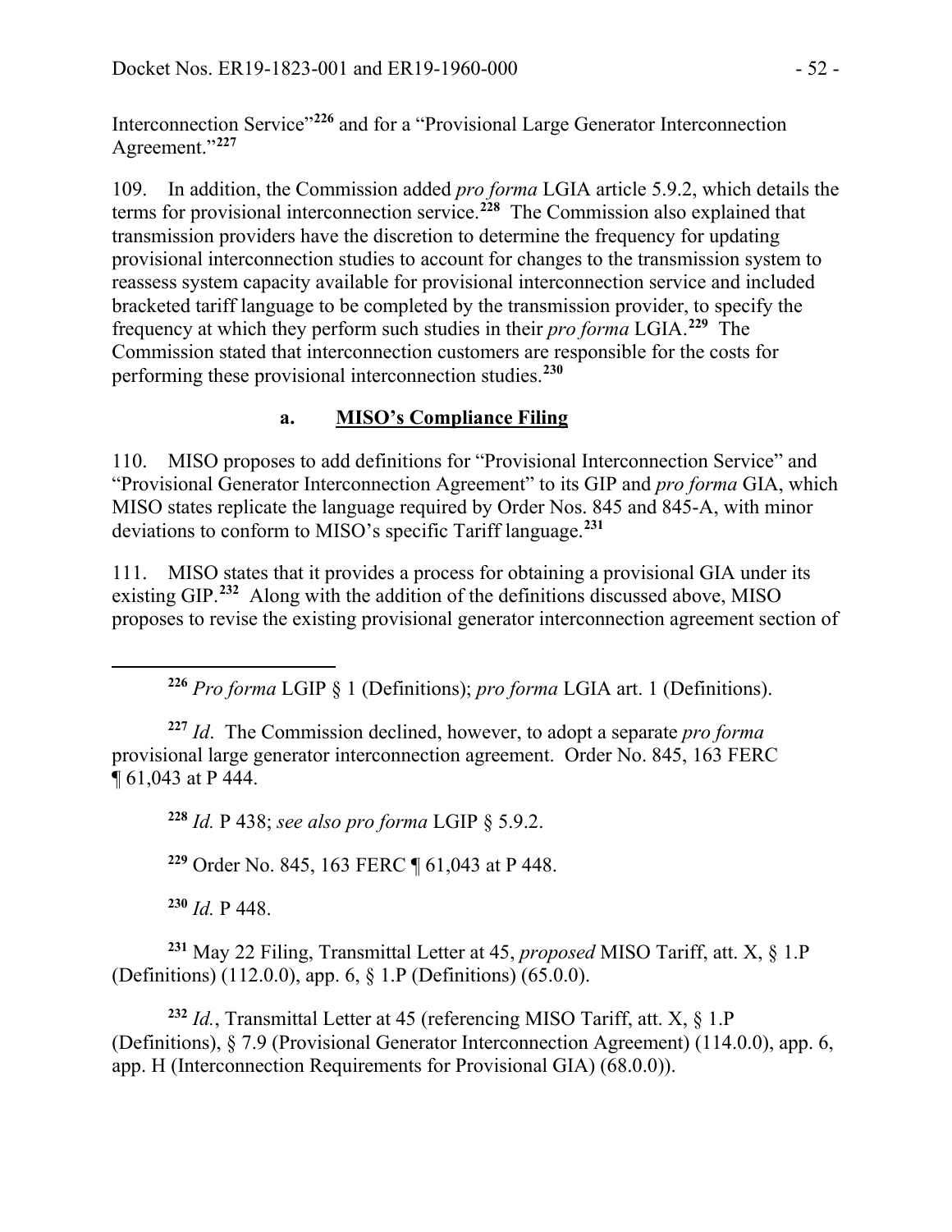Interconnection Service"[226] and for a "Provisional Large Generator Interconnection Agreement."[227]

109. In addition, the Commission added *pro forma* LGIA article 5.9.2, which details the terms for provisional interconnection service.[228] The Commission also explained that transmission providers have the discretion to determine the frequency for updating provisional interconnection studies to account for changes to the transmission system to reassess system capacity available for provisional interconnection service and included bracketed tariff language to be completed by the transmission provider, to specify the frequency at which they perform such studies in their *pro forma* LGIA.[229] The Commission stated that interconnection customers are responsible for the costs for performing these provisional interconnection studies.[230]

### a. MISO's Compliance Filing

110. MISO proposes to add definitions for "Provisional Interconnection Service" and "Provisional Generator Interconnection Agreement" to its GIP and *pro forma* GIA, which MISO states replicate the language required by Order Nos. 845 and 845-A, with minor deviations to conform to MISO's specific Tariff language.[231]

111. MISO states that it provides a process for obtaining a provisional GIA under its existing GIP.[232] Along with the addition of the definitions discussed above, MISO proposes to revise the existing provisional generator interconnection agreement section of

---

[226] *Pro forma* LGIP § 1 (Definitions); *pro forma* LGIA art. 1 (Definitions).

[227] *Id*. The Commission declined, however, to adopt a separate *pro forma* provisional large generator interconnection agreement. Order No. 845, 163 FERC ¶ 61,043 at P 444.

[228] *Id.* P 438; *see also pro forma* LGIP § 5.9.2.

[229] Order No. 845, 163 FERC ¶ 61,043 at P 448.

[230] *Id.* P 448.

[231] May 22 Filing, Transmittal Letter at 45, *proposed* MISO Tariff, att. X, § 1.P (Definitions) (112.0.0), app. 6, § 1.P (Definitions) (65.0.0).

[232] *Id.*, Transmittal Letter at 45 (referencing MISO Tariff, att. X, § 1.P (Definitions), § 7.9 (Provisional Generator Interconnection Agreement) (114.0.0), app. 6, app. H (Interconnection Requirements for Provisional GIA) (68.0.0)).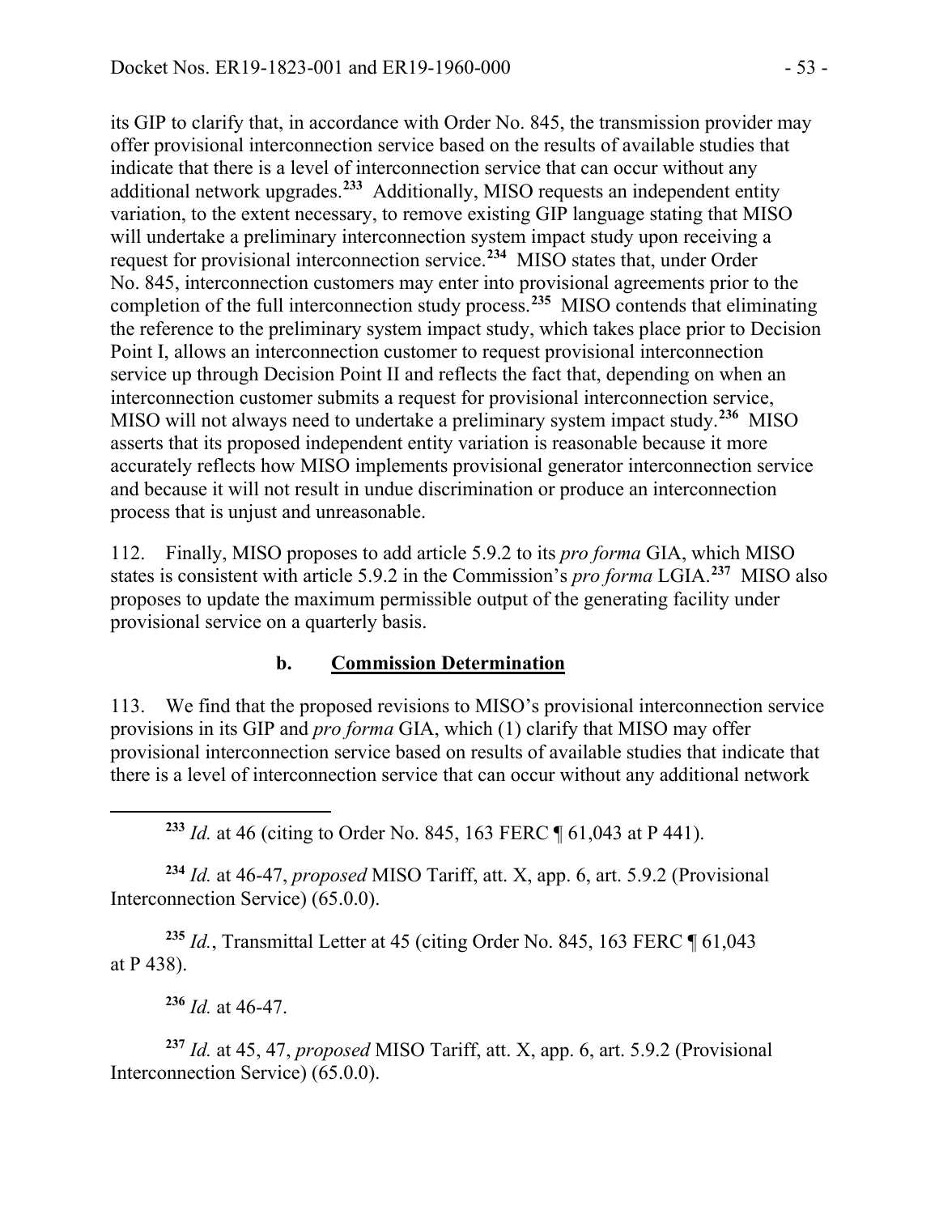its GIP to clarify that, in accordance with Order No. 845, the transmission provider may offer provisional interconnection service based on the results of available studies that indicate that there is a level of interconnection service that can occur without any additional network upgrades.[233] Additionally, MISO requests an independent entity variation, to the extent necessary, to remove existing GIP language stating that MISO will undertake a preliminary interconnection system impact study upon receiving a request for provisional interconnection service.[234] MISO states that, under Order No. 845, interconnection customers may enter into provisional agreements prior to the completion of the full interconnection study process.[235] MISO contends that eliminating the reference to the preliminary system impact study, which takes place prior to Decision Point I, allows an interconnection customer to request provisional interconnection service up through Decision Point II and reflects the fact that, depending on when an interconnection customer submits a request for provisional interconnection service, MISO will not always need to undertake a preliminary system impact study.[236] MISO asserts that its proposed independent entity variation is reasonable because it more accurately reflects how MISO implements provisional generator interconnection service and because it will not result in undue discrimination or produce an interconnection process that is unjust and unreasonable.

112. Finally, MISO proposes to add article 5.9.2 to its *pro forma* GIA, which MISO states is consistent with article 5.9.2 in the Commission's *pro forma* LGIA.[237] MISO also proposes to update the maximum permissible output of the generating facility under provisional service on a quarterly basis.

### b. Commission Determination

113. We find that the proposed revisions to MISO's provisional interconnection service provisions in its GIP and *pro forma* GIA, which (1) clarify that MISO may offer provisional interconnection service based on results of available studies that indicate that there is a level of interconnection service that can occur without any additional network

---

[233] *Id.* at 46 (citing to Order No. 845, 163 FERC ¶ 61,043 at P 441).

[234] *Id.* at 46-47, *proposed* MISO Tariff, att. X, app. 6, art. 5.9.2 (Provisional Interconnection Service) (65.0.0).

[235] *Id.*, Transmittal Letter at 45 (citing Order No. 845, 163 FERC ¶ 61,043 at P 438).

[236] *Id.* at 46-47.

[237] *Id.* at 45, 47, *proposed* MISO Tariff, att. X, app. 6, art. 5.9.2 (Provisional Interconnection Service) (65.0.0).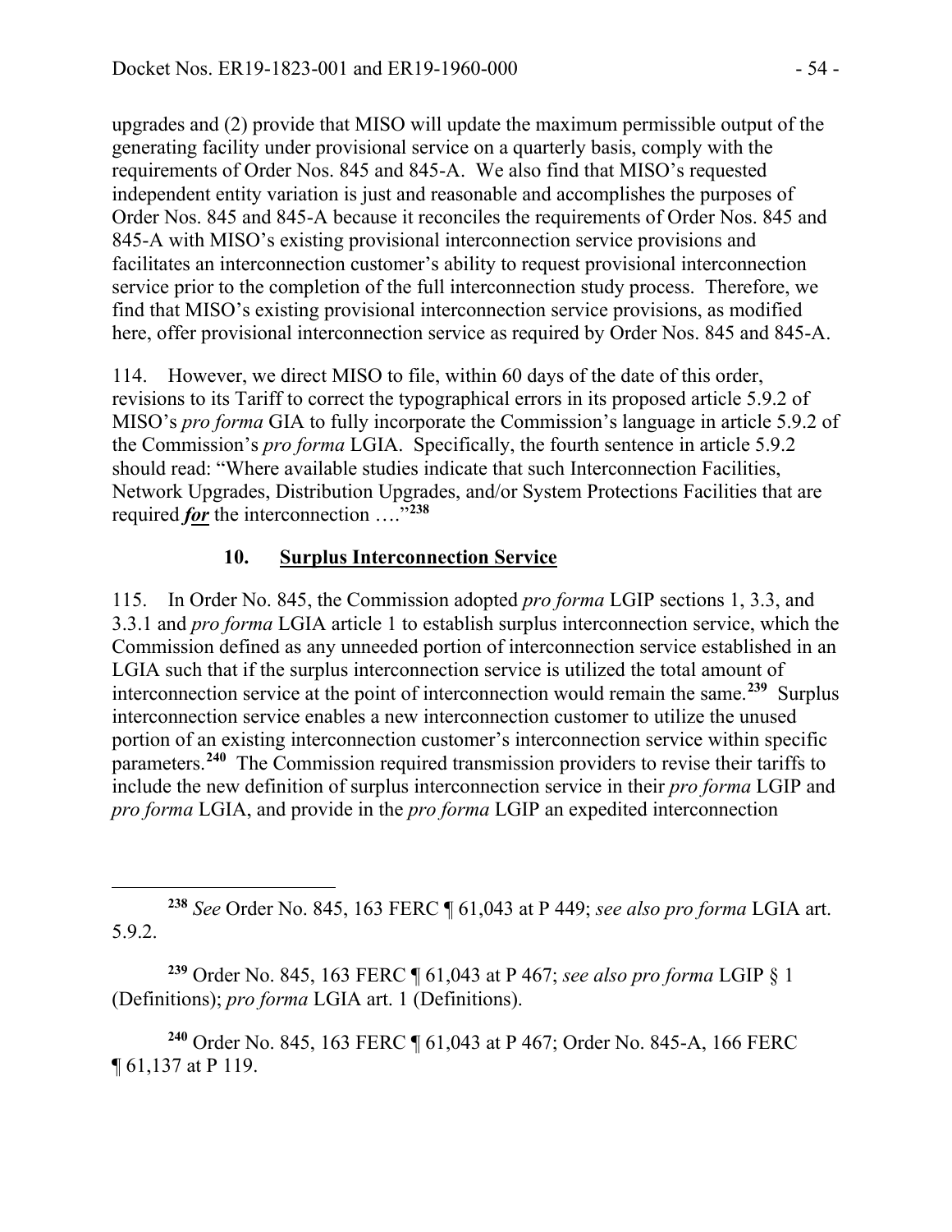upgrades and (2) provide that MISO will update the maximum permissible output of the generating facility under provisional service on a quarterly basis, comply with the requirements of Order Nos. 845 and 845-A. We also find that MISO's requested independent entity variation is just and reasonable and accomplishes the purposes of Order Nos. 845 and 845-A because it reconciles the requirements of Order Nos. 845 and 845-A with MISO's existing provisional interconnection service provisions and facilitates an interconnection customer's ability to request provisional interconnection service prior to the completion of the full interconnection study process. Therefore, we find that MISO's existing provisional interconnection service provisions, as modified here, offer provisional interconnection service as required by Order Nos. 845 and 845-A.

114. However, we direct MISO to file, within 60 days of the date of this order, revisions to its Tariff to correct the typographical errors in its proposed article 5.9.2 of MISO's *pro forma* GIA to fully incorporate the Commission's language in article 5.9.2 of the Commission's *pro forma* LGIA. Specifically, the fourth sentence in article 5.9.2 should read: "Where available studies indicate that such Interconnection Facilities, Network Upgrades, Distribution Upgrades, and/or System Protections Facilities that are required ***for*** the interconnection …."[238]

### 10. Surplus Interconnection Service

115. In Order No. 845, the Commission adopted *pro forma* LGIP sections 1, 3.3, and 3.3.1 and *pro forma* LGIA article 1 to establish surplus interconnection service, which the Commission defined as any unneeded portion of interconnection service established in an LGIA such that if the surplus interconnection service is utilized the total amount of interconnection service at the point of interconnection would remain the same.[239] Surplus interconnection service enables a new interconnection customer to utilize the unused portion of an existing interconnection customer's interconnection service within specific parameters.[240] The Commission required transmission providers to revise their tariffs to include the new definition of surplus interconnection service in their *pro forma* LGIP and *pro forma* LGIA, and provide in the *pro forma* LGIP an expedited interconnection

---

[238] *See* Order No. 845, 163 FERC ¶ 61,043 at P 449; *see also pro forma* LGIA art. 5.9.2.

[239] Order No. 845, 163 FERC ¶ 61,043 at P 467; *see also pro forma* LGIP § 1 (Definitions); *pro forma* LGIA art. 1 (Definitions).

[240] Order No. 845, 163 FERC ¶ 61,043 at P 467; Order No. 845-A, 166 FERC ¶ 61,137 at P 119.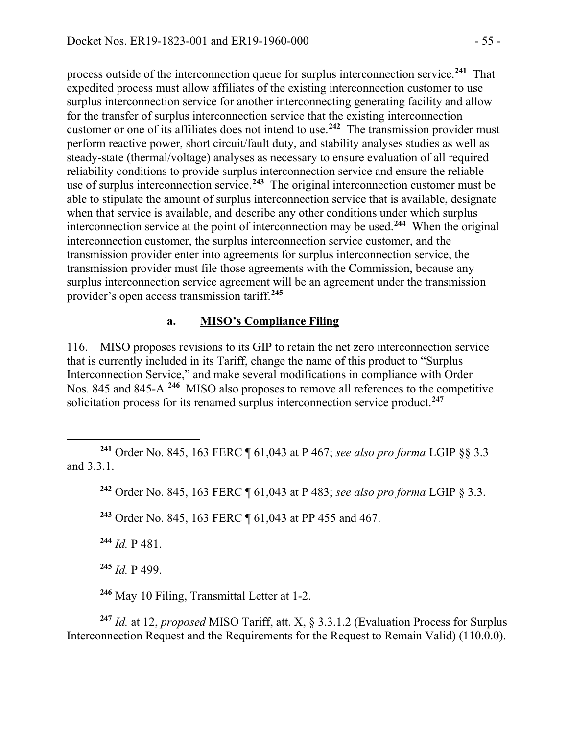process outside of the interconnection queue for surplus interconnection service.[241] That expedited process must allow affiliates of the existing interconnection customer to use surplus interconnection service for another interconnecting generating facility and allow for the transfer of surplus interconnection service that the existing interconnection customer or one of its affiliates does not intend to use.[242] The transmission provider must perform reactive power, short circuit/fault duty, and stability analyses studies as well as steady-state (thermal/voltage) analyses as necessary to ensure evaluation of all required reliability conditions to provide surplus interconnection service and ensure the reliable use of surplus interconnection service.[243] The original interconnection customer must be able to stipulate the amount of surplus interconnection service that is available, designate when that service is available, and describe any other conditions under which surplus interconnection service at the point of interconnection may be used.[244] When the original interconnection customer, the surplus interconnection service customer, and the transmission provider enter into agreements for surplus interconnection service, the transmission provider must file those agreements with the Commission, because any surplus interconnection service agreement will be an agreement under the transmission provider's open access transmission tariff.[245]

### a. MISO's Compliance Filing

116. MISO proposes revisions to its GIP to retain the net zero interconnection service that is currently included in its Tariff, change the name of this product to "Surplus Interconnection Service," and make several modifications in compliance with Order Nos. 845 and 845-A.[246] MISO also proposes to remove all references to the competitive solicitation process for its renamed surplus interconnection service product.[247]

---

[241] Order No. 845, 163 FERC ¶ 61,043 at P 467; *see also pro forma* LGIP §§ 3.3 and 3.3.1.

[242] Order No. 845, 163 FERC ¶ 61,043 at P 483; *see also pro forma* LGIP § 3.3.

[243] Order No. 845, 163 FERC ¶ 61,043 at PP 455 and 467.

[244] *Id.* P 481.

[245] *Id.* P 499.

[246] May 10 Filing, Transmittal Letter at 1-2.

[247] *Id.* at 12, *proposed* MISO Tariff, att. X, § 3.3.1.2 (Evaluation Process for Surplus Interconnection Request and the Requirements for the Request to Remain Valid) (110.0.0).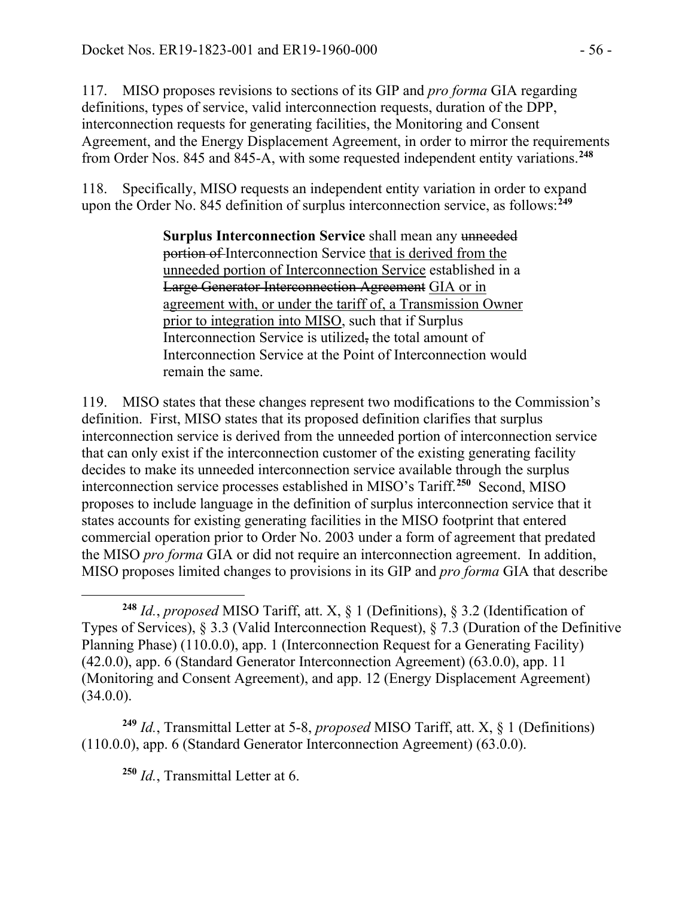117. MISO proposes revisions to sections of its GIP and *pro forma* GIA regarding definitions, types of service, valid interconnection requests, duration of the DPP, interconnection requests for generating facilities, the Monitoring and Consent Agreement, and the Energy Displacement Agreement, in order to mirror the requirements from Order Nos. 845 and 845-A, with some requested independent entity variations.[248]

118. Specifically, MISO requests an independent entity variation in order to expand upon the Order No. 845 definition of surplus interconnection service, as follows:[249]

> **Surplus Interconnection Service** shall mean any ~~unneeded portion of~~ Interconnection Service <u>that is derived from the unneeded portion of Interconnection Service</u> established in a ~~Large Generator Interconnection Agreement~~ <u>GIA or in agreement with, or under the tariff of, a Transmission Owner prior to integration into MISO</u>, such that if Surplus Interconnection Service is utilized~~,~~ the total amount of Interconnection Service at the Point of Interconnection would remain the same.

119. MISO states that these changes represent two modifications to the Commission's definition. First, MISO states that its proposed definition clarifies that surplus interconnection service is derived from the unneeded portion of interconnection service that can only exist if the interconnection customer of the existing generating facility decides to make its unneeded interconnection service available through the surplus interconnection service processes established in MISO's Tariff.[250] Second, MISO proposes to include language in the definition of surplus interconnection service that it states accounts for existing generating facilities in the MISO footprint that entered commercial operation prior to Order No. 2003 under a form of agreement that predated the MISO *pro forma* GIA or did not require an interconnection agreement. In addition, MISO proposes limited changes to provisions in its GIP and *pro forma* GIA that describe

---

[248] *Id.*, *proposed* MISO Tariff, att. X, § 1 (Definitions), § 3.2 (Identification of Types of Services), § 3.3 (Valid Interconnection Request), § 7.3 (Duration of the Definitive Planning Phase) (110.0.0), app. 1 (Interconnection Request for a Generating Facility) (42.0.0), app. 6 (Standard Generator Interconnection Agreement) (63.0.0), app. 11 (Monitoring and Consent Agreement), and app. 12 (Energy Displacement Agreement) (34.0.0).

[249] *Id.*, Transmittal Letter at 5-8, *proposed* MISO Tariff, att. X, § 1 (Definitions) (110.0.0), app. 6 (Standard Generator Interconnection Agreement) (63.0.0).

[250] *Id.*, Transmittal Letter at 6.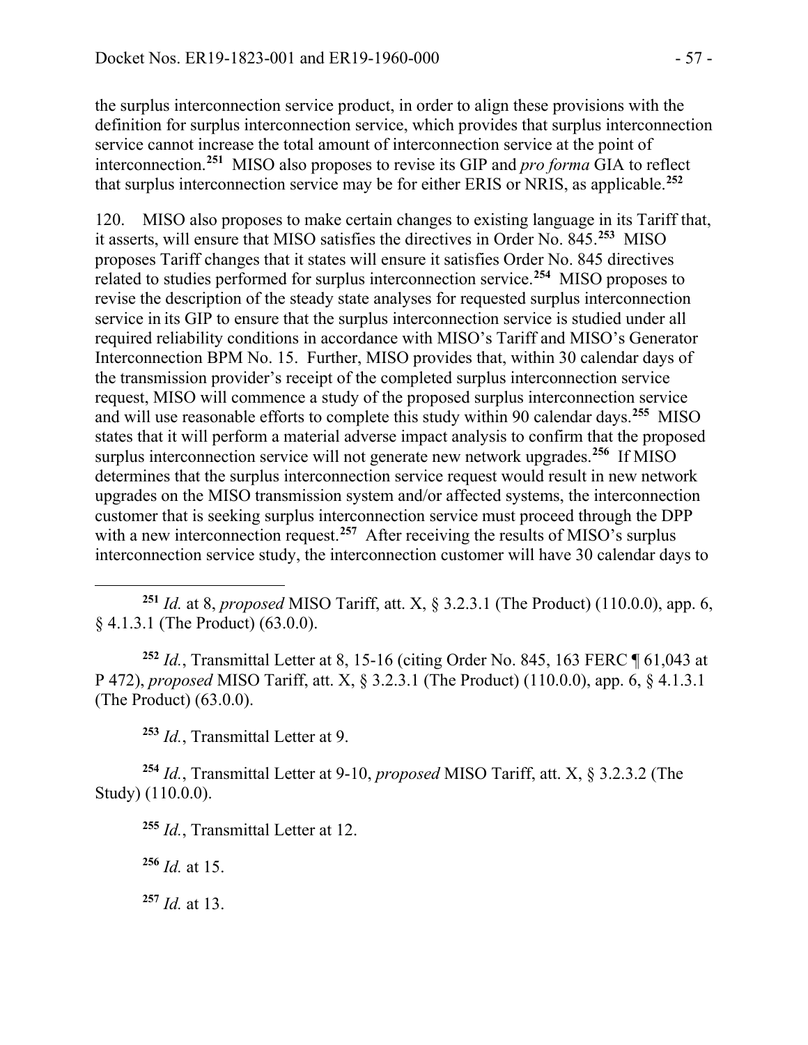the surplus interconnection service product, in order to align these provisions with the definition for surplus interconnection service, which provides that surplus interconnection service cannot increase the total amount of interconnection service at the point of interconnection.[251] MISO also proposes to revise its GIP and *pro forma* GIA to reflect that surplus interconnection service may be for either ERIS or NRIS, as applicable.[252]

120. MISO also proposes to make certain changes to existing language in its Tariff that, it asserts, will ensure that MISO satisfies the directives in Order No. 845.[253] MISO proposes Tariff changes that it states will ensure it satisfies Order No. 845 directives related to studies performed for surplus interconnection service.[254] MISO proposes to revise the description of the steady state analyses for requested surplus interconnection service in its GIP to ensure that the surplus interconnection service is studied under all required reliability conditions in accordance with MISO's Tariff and MISO's Generator Interconnection BPM No. 15. Further, MISO provides that, within 30 calendar days of the transmission provider's receipt of the completed surplus interconnection service request, MISO will commence a study of the proposed surplus interconnection service and will use reasonable efforts to complete this study within 90 calendar days.[255] MISO states that it will perform a material adverse impact analysis to confirm that the proposed surplus interconnection service will not generate new network upgrades.[256] If MISO determines that the surplus interconnection service request would result in new network upgrades on the MISO transmission system and/or affected systems, the interconnection customer that is seeking surplus interconnection service must proceed through the DPP with a new interconnection request.[257] After receiving the results of MISO's surplus interconnection service study, the interconnection customer will have 30 calendar days to

---

[251] *Id.* at 8, *proposed* MISO Tariff, att. X, § 3.2.3.1 (The Product) (110.0.0), app. 6, § 4.1.3.1 (The Product) (63.0.0).

[252] *Id.*, Transmittal Letter at 8, 15-16 (citing Order No. 845, 163 FERC ¶ 61,043 at P 472), *proposed* MISO Tariff, att. X, § 3.2.3.1 (The Product) (110.0.0), app. 6, § 4.1.3.1 (The Product) (63.0.0).

[253] *Id.*, Transmittal Letter at 9.

[254] *Id.*, Transmittal Letter at 9-10, *proposed* MISO Tariff, att. X, § 3.2.3.2 (The Study) (110.0.0).

[255] *Id.*, Transmittal Letter at 12.

[256] *Id.* at 15.

[257] *Id.* at 13.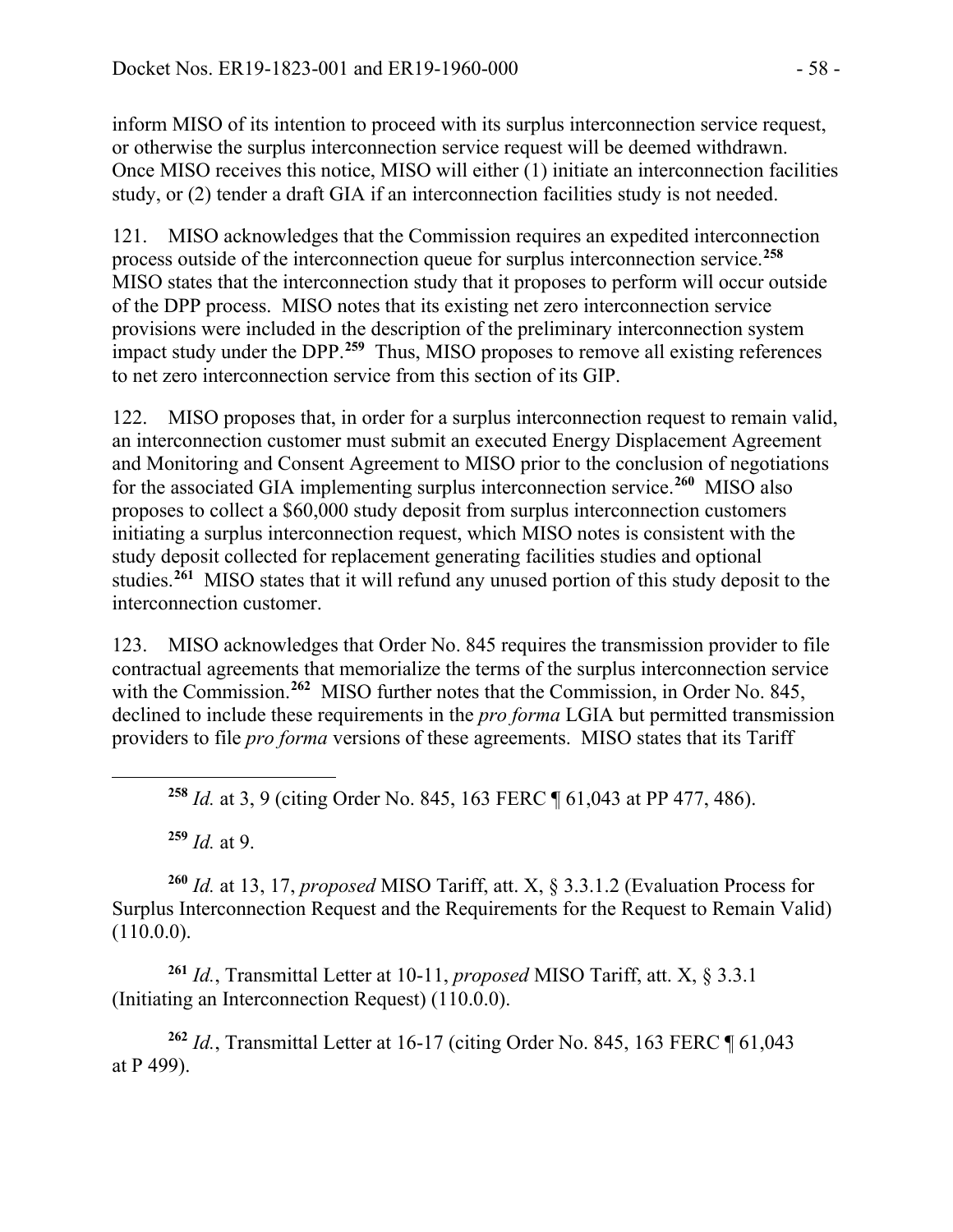inform MISO of its intention to proceed with its surplus interconnection service request, or otherwise the surplus interconnection service request will be deemed withdrawn. Once MISO receives this notice, MISO will either (1) initiate an interconnection facilities study, or (2) tender a draft GIA if an interconnection facilities study is not needed.

121. MISO acknowledges that the Commission requires an expedited interconnection process outside of the interconnection queue for surplus interconnection service.[258] MISO states that the interconnection study that it proposes to perform will occur outside of the DPP process. MISO notes that its existing net zero interconnection service provisions were included in the description of the preliminary interconnection system impact study under the DPP.[259] Thus, MISO proposes to remove all existing references to net zero interconnection service from this section of its GIP.

122. MISO proposes that, in order for a surplus interconnection request to remain valid, an interconnection customer must submit an executed Energy Displacement Agreement and Monitoring and Consent Agreement to MISO prior to the conclusion of negotiations for the associated GIA implementing surplus interconnection service.[260] MISO also proposes to collect a $60,000 study deposit from surplus interconnection customers initiating a surplus interconnection request, which MISO notes is consistent with the study deposit collected for replacement generating facilities studies and optional studies.[261] MISO states that it will refund any unused portion of this study deposit to the interconnection customer.

123. MISO acknowledges that Order No. 845 requires the transmission provider to file contractual agreements that memorialize the terms of the surplus interconnection service with the Commission.[262] MISO further notes that the Commission, in Order No. 845, declined to include these requirements in the *pro forma* LGIA but permitted transmission providers to file *pro forma* versions of these agreements. MISO states that its Tariff

---

[258] *Id.* at 3, 9 (citing Order No. 845, 163 FERC ¶ 61,043 at PP 477, 486).

[259] *Id.* at 9.

[260] *Id.* at 13, 17, *proposed* MISO Tariff, att. X, § 3.3.1.2 (Evaluation Process for Surplus Interconnection Request and the Requirements for the Request to Remain Valid) (110.0.0).

[261] *Id.*, Transmittal Letter at 10-11, *proposed* MISO Tariff, att. X, § 3.3.1 (Initiating an Interconnection Request) (110.0.0).

[262] *Id.*, Transmittal Letter at 16-17 (citing Order No. 845, 163 FERC ¶ 61,043 at P 499).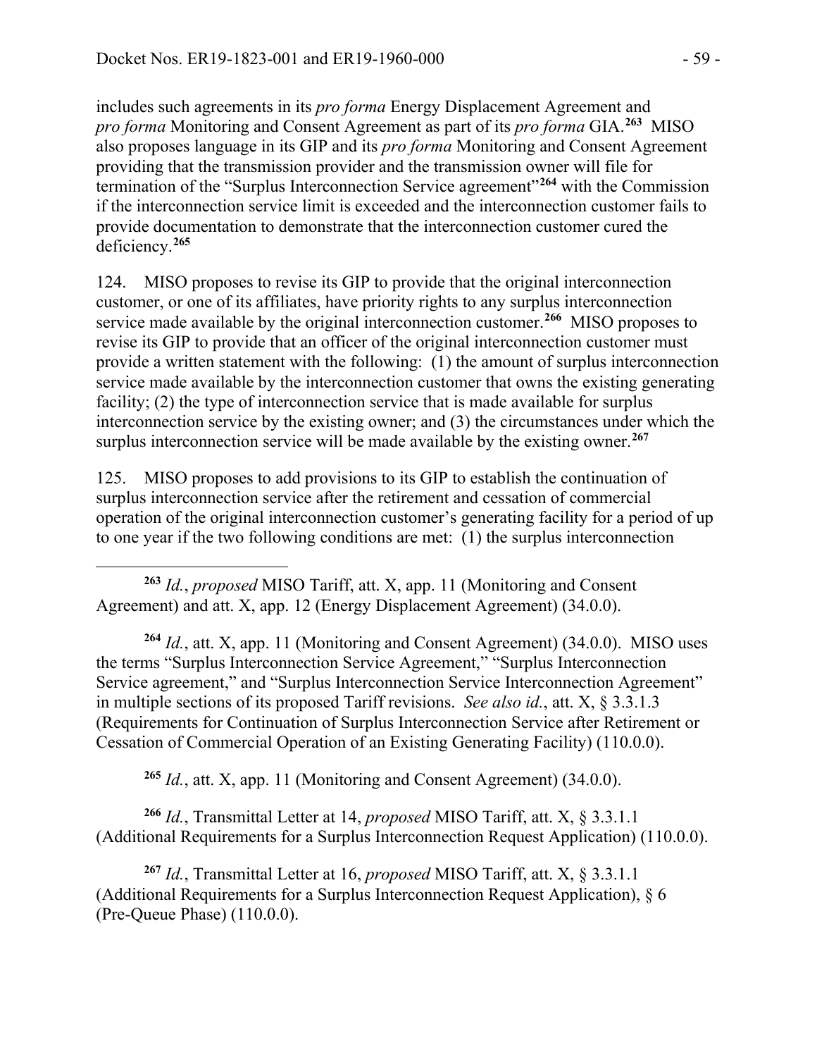includes such agreements in its *pro forma* Energy Displacement Agreement and *pro forma* Monitoring and Consent Agreement as part of its *pro forma* GIA.[263] MISO also proposes language in its GIP and its *pro forma* Monitoring and Consent Agreement providing that the transmission provider and the transmission owner will file for termination of the "Surplus Interconnection Service agreement"[264] with the Commission if the interconnection service limit is exceeded and the interconnection customer fails to provide documentation to demonstrate that the interconnection customer cured the deficiency.[265]

124. MISO proposes to revise its GIP to provide that the original interconnection customer, or one of its affiliates, have priority rights to any surplus interconnection service made available by the original interconnection customer.[266] MISO proposes to revise its GIP to provide that an officer of the original interconnection customer must provide a written statement with the following: (1) the amount of surplus interconnection service made available by the interconnection customer that owns the existing generating facility; (2) the type of interconnection service that is made available for surplus interconnection service by the existing owner; and (3) the circumstances under which the surplus interconnection service will be made available by the existing owner.[267]

125. MISO proposes to add provisions to its GIP to establish the continuation of surplus interconnection service after the retirement and cessation of commercial operation of the original interconnection customer's generating facility for a period of up to one year if the two following conditions are met: (1) the surplus interconnection

---

[263] *Id.*, *proposed* MISO Tariff, att. X, app. 11 (Monitoring and Consent Agreement) and att. X, app. 12 (Energy Displacement Agreement) (34.0.0).

[264] *Id.*, att. X, app. 11 (Monitoring and Consent Agreement) (34.0.0). MISO uses the terms "Surplus Interconnection Service Agreement," "Surplus Interconnection Service agreement," and "Surplus Interconnection Service Interconnection Agreement" in multiple sections of its proposed Tariff revisions. *See also id.*, att. X, § 3.3.1.3 (Requirements for Continuation of Surplus Interconnection Service after Retirement or Cessation of Commercial Operation of an Existing Generating Facility) (110.0.0).

[265] *Id.*, att. X, app. 11 (Monitoring and Consent Agreement) (34.0.0).

[266] *Id.*, Transmittal Letter at 14, *proposed* MISO Tariff, att. X, § 3.3.1.1 (Additional Requirements for a Surplus Interconnection Request Application) (110.0.0).

[267] *Id.*, Transmittal Letter at 16, *proposed* MISO Tariff, att. X, § 3.3.1.1 (Additional Requirements for a Surplus Interconnection Request Application), § 6 (Pre-Queue Phase) (110.0.0).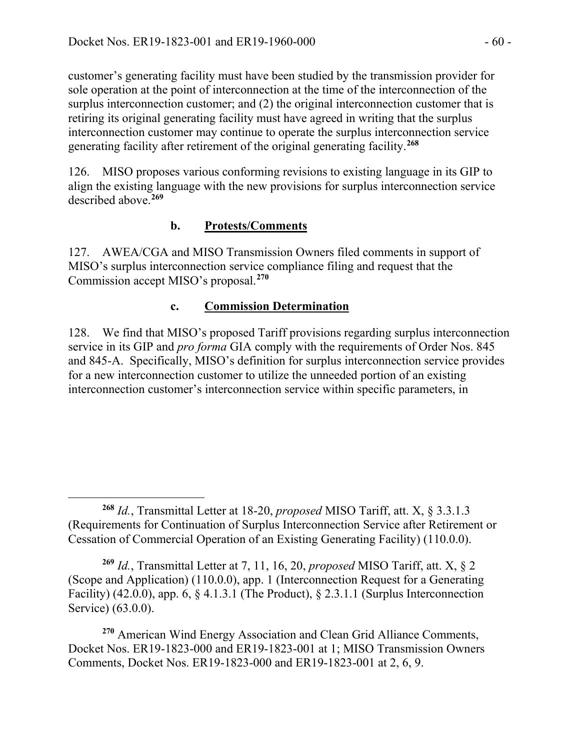customer's generating facility must have been studied by the transmission provider for sole operation at the point of interconnection at the time of the interconnection of the surplus interconnection customer; and (2) the original interconnection customer that is retiring its original generating facility must have agreed in writing that the surplus interconnection customer may continue to operate the surplus interconnection service generating facility after retirement of the original generating facility.[268]

126. MISO proposes various conforming revisions to existing language in its GIP to align the existing language with the new provisions for surplus interconnection service described above.[269]

### b. Protests/Comments

127. AWEA/CGA and MISO Transmission Owners filed comments in support of MISO's surplus interconnection service compliance filing and request that the Commission accept MISO's proposal.[270]

### c. Commission Determination

128. We find that MISO's proposed Tariff provisions regarding surplus interconnection service in its GIP and *pro forma* GIA comply with the requirements of Order Nos. 845 and 845-A. Specifically, MISO's definition for surplus interconnection service provides for a new interconnection customer to utilize the unneeded portion of an existing interconnection customer's interconnection service within specific parameters, in

---

[268] *Id.*, Transmittal Letter at 18-20, *proposed* MISO Tariff, att. X, § 3.3.1.3 (Requirements for Continuation of Surplus Interconnection Service after Retirement or Cessation of Commercial Operation of an Existing Generating Facility) (110.0.0).

[269] *Id.*, Transmittal Letter at 7, 11, 16, 20, *proposed* MISO Tariff, att. X, § 2 (Scope and Application) (110.0.0), app. 1 (Interconnection Request for a Generating Facility) (42.0.0), app. 6, § 4.1.3.1 (The Product), § 2.3.1.1 (Surplus Interconnection Service) (63.0.0).

[270] American Wind Energy Association and Clean Grid Alliance Comments, Docket Nos. ER19-1823-000 and ER19-1823-001 at 1; MISO Transmission Owners Comments, Docket Nos. ER19-1823-000 and ER19-1823-001 at 2, 6, 9.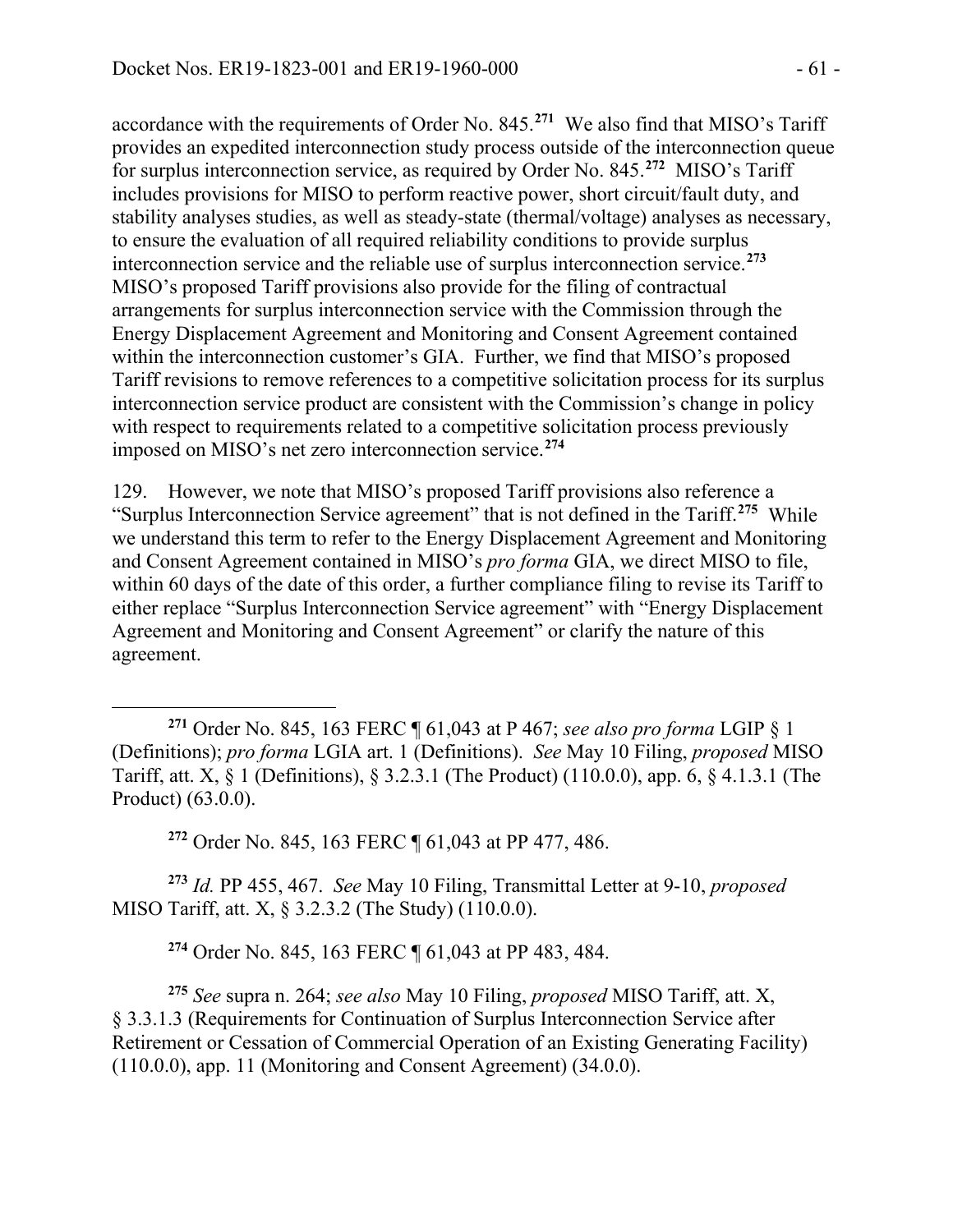accordance with the requirements of Order No. 845.[271] We also find that MISO's Tariff provides an expedited interconnection study process outside of the interconnection queue for surplus interconnection service, as required by Order No. 845.[272] MISO's Tariff includes provisions for MISO to perform reactive power, short circuit/fault duty, and stability analyses studies, as well as steady-state (thermal/voltage) analyses as necessary, to ensure the evaluation of all required reliability conditions to provide surplus interconnection service and the reliable use of surplus interconnection service.[273] MISO's proposed Tariff provisions also provide for the filing of contractual arrangements for surplus interconnection service with the Commission through the Energy Displacement Agreement and Monitoring and Consent Agreement contained within the interconnection customer's GIA. Further, we find that MISO's proposed Tariff revisions to remove references to a competitive solicitation process for its surplus interconnection service product are consistent with the Commission's change in policy with respect to requirements related to a competitive solicitation process previously imposed on MISO's net zero interconnection service.[274]

129. However, we note that MISO's proposed Tariff provisions also reference a "Surplus Interconnection Service agreement" that is not defined in the Tariff.[275] While we understand this term to refer to the Energy Displacement Agreement and Monitoring and Consent Agreement contained in MISO's *pro forma* GIA, we direct MISO to file, within 60 days of the date of this order, a further compliance filing to revise its Tariff to either replace "Surplus Interconnection Service agreement" with "Energy Displacement Agreement and Monitoring and Consent Agreement" or clarify the nature of this agreement.

---

[271] Order No. 845, 163 FERC ¶ 61,043 at P 467; *see also pro forma* LGIP § 1 (Definitions); *pro forma* LGIA art. 1 (Definitions). *See* May 10 Filing, *proposed* MISO Tariff, att. X, § 1 (Definitions), § 3.2.3.1 (The Product) (110.0.0), app. 6, § 4.1.3.1 (The Product) (63.0.0).

[272] Order No. 845, 163 FERC ¶ 61,043 at PP 477, 486.

[273] *Id.* PP 455, 467. *See* May 10 Filing, Transmittal Letter at 9-10, *proposed* MISO Tariff, att. X, § 3.2.3.2 (The Study) (110.0.0).

[274] Order No. 845, 163 FERC ¶ 61,043 at PP 483, 484.

[275] *See* supra n. 264; *see also* May 10 Filing, *proposed* MISO Tariff, att. X, § 3.3.1.3 (Requirements for Continuation of Surplus Interconnection Service after Retirement or Cessation of Commercial Operation of an Existing Generating Facility) (110.0.0), app. 11 (Monitoring and Consent Agreement) (34.0.0).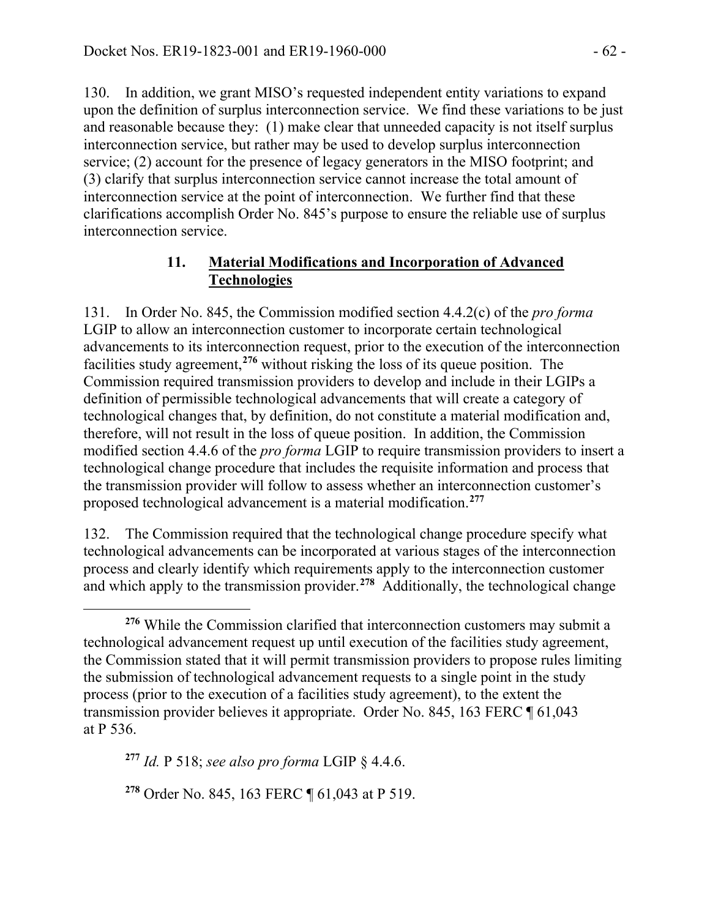130. In addition, we grant MISO's requested independent entity variations to expand upon the definition of surplus interconnection service. We find these variations to be just and reasonable because they: (1) make clear that unneeded capacity is not itself surplus interconnection service, but rather may be used to develop surplus interconnection service; (2) account for the presence of legacy generators in the MISO footprint; and (3) clarify that surplus interconnection service cannot increase the total amount of interconnection service at the point of interconnection. We further find that these clarifications accomplish Order No. 845's purpose to ensure the reliable use of surplus interconnection service.

### 11. Material Modifications and Incorporation of Advanced Technologies

131. In Order No. 845, the Commission modified section 4.4.2(c) of the *pro forma* LGIP to allow an interconnection customer to incorporate certain technological advancements to its interconnection request, prior to the execution of the interconnection facilities study agreement,[276] without risking the loss of its queue position. The Commission required transmission providers to develop and include in their LGIPs a definition of permissible technological advancements that will create a category of technological changes that, by definition, do not constitute a material modification and, therefore, will not result in the loss of queue position. In addition, the Commission modified section 4.4.6 of the *pro forma* LGIP to require transmission providers to insert a technological change procedure that includes the requisite information and process that the transmission provider will follow to assess whether an interconnection customer's proposed technological advancement is a material modification.[277]

132. The Commission required that the technological change procedure specify what technological advancements can be incorporated at various stages of the interconnection process and clearly identify which requirements apply to the interconnection customer and which apply to the transmission provider.[278] Additionally, the technological change

[276] While the Commission clarified that interconnection customers may submit a technological advancement request up until execution of the facilities study agreement, the Commission stated that it will permit transmission providers to propose rules limiting the submission of technological advancement requests to a single point in the study process (prior to the execution of a facilities study agreement), to the extent the transmission provider believes it appropriate. Order No. 845, 163 FERC ¶ 61,043 at P 536.

[277] *Id.* P 518; *see also pro forma* LGIP § 4.4.6.

[278] Order No. 845, 163 FERC ¶ 61,043 at P 519.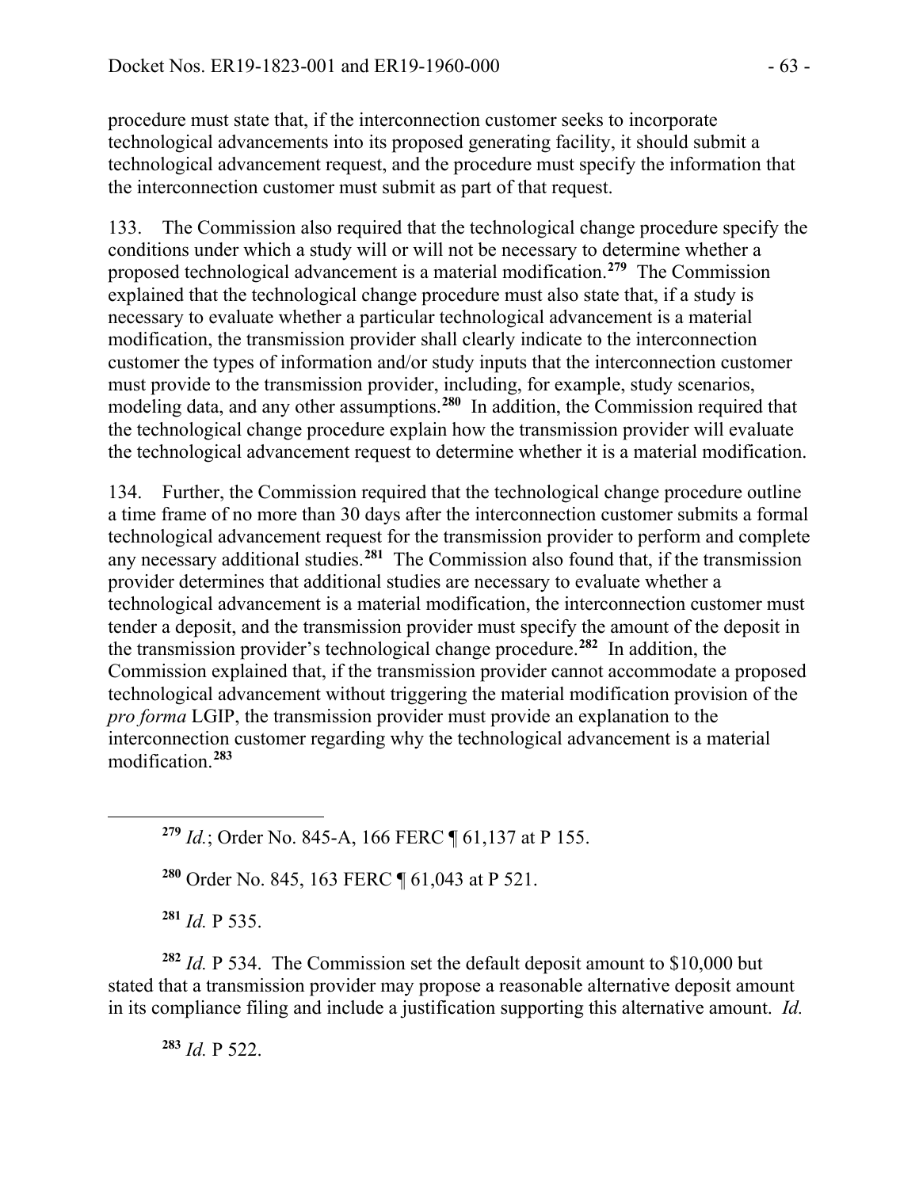procedure must state that, if the interconnection customer seeks to incorporate technological advancements into its proposed generating facility, it should submit a technological advancement request, and the procedure must specify the information that the interconnection customer must submit as part of that request.

133. The Commission also required that the technological change procedure specify the conditions under which a study will or will not be necessary to determine whether a proposed technological advancement is a material modification.[279] The Commission explained that the technological change procedure must also state that, if a study is necessary to evaluate whether a particular technological advancement is a material modification, the transmission provider shall clearly indicate to the interconnection customer the types of information and/or study inputs that the interconnection customer must provide to the transmission provider, including, for example, study scenarios, modeling data, and any other assumptions.[280] In addition, the Commission required that the technological change procedure explain how the transmission provider will evaluate the technological advancement request to determine whether it is a material modification.

134. Further, the Commission required that the technological change procedure outline a time frame of no more than 30 days after the interconnection customer submits a formal technological advancement request for the transmission provider to perform and complete any necessary additional studies.[281] The Commission also found that, if the transmission provider determines that additional studies are necessary to evaluate whether a technological advancement is a material modification, the interconnection customer must tender a deposit, and the transmission provider must specify the amount of the deposit in the transmission provider's technological change procedure.[282] In addition, the Commission explained that, if the transmission provider cannot accommodate a proposed technological advancement without triggering the material modification provision of the *pro forma* LGIP, the transmission provider must provide an explanation to the interconnection customer regarding why the technological advancement is a material modification.[283]

---

[279] *Id.*; Order No. 845-A, 166 FERC ¶ 61,137 at P 155.

[280] Order No. 845, 163 FERC ¶ 61,043 at P 521.

[281] *Id.* P 535.

[282] *Id.* P 534. The Commission set the default deposit amount to $10,000 but stated that a transmission provider may propose a reasonable alternative deposit amount in its compliance filing and include a justification supporting this alternative amount. *Id.*

[283] *Id.* P 522.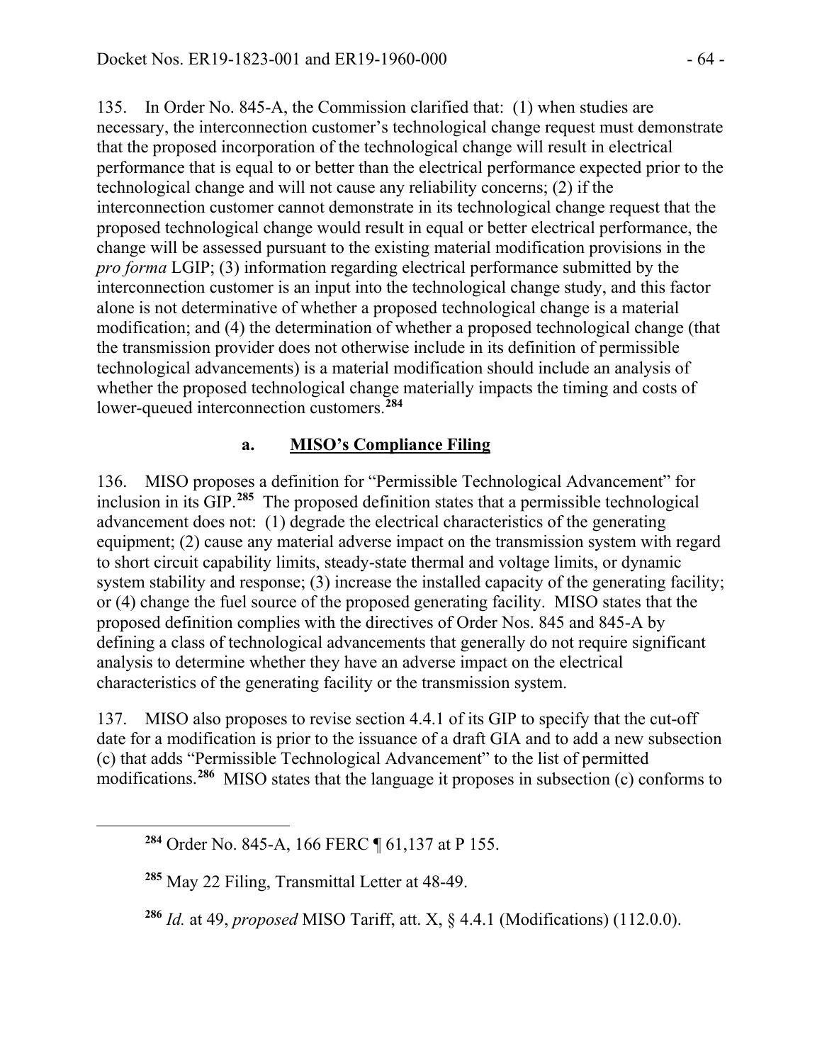135. In Order No. 845-A, the Commission clarified that: (1) when studies are necessary, the interconnection customer's technological change request must demonstrate that the proposed incorporation of the technological change will result in electrical performance that is equal to or better than the electrical performance expected prior to the technological change and will not cause any reliability concerns; (2) if the interconnection customer cannot demonstrate in its technological change request that the proposed technological change would result in equal or better electrical performance, the change will be assessed pursuant to the existing material modification provisions in the *pro forma* LGIP; (3) information regarding electrical performance submitted by the interconnection customer is an input into the technological change study, and this factor alone is not determinative of whether a proposed technological change is a material modification; and (4) the determination of whether a proposed technological change (that the transmission provider does not otherwise include in its definition of permissible technological advancements) is a material modification should include an analysis of whether the proposed technological change materially impacts the timing and costs of lower-queued interconnection customers.[284]

### a. **MISO's Compliance Filing**

136. MISO proposes a definition for "Permissible Technological Advancement" for inclusion in its GIP.[285] The proposed definition states that a permissible technological advancement does not: (1) degrade the electrical characteristics of the generating equipment; (2) cause any material adverse impact on the transmission system with regard to short circuit capability limits, steady-state thermal and voltage limits, or dynamic system stability and response; (3) increase the installed capacity of the generating facility; or (4) change the fuel source of the proposed generating facility. MISO states that the proposed definition complies with the directives of Order Nos. 845 and 845-A by defining a class of technological advancements that generally do not require significant analysis to determine whether they have an adverse impact on the electrical characteristics of the generating facility or the transmission system.

137. MISO also proposes to revise section 4.4.1 of its GIP to specify that the cut-off date for a modification is prior to the issuance of a draft GIA and to add a new subsection (c) that adds "Permissible Technological Advancement" to the list of permitted modifications.[286] MISO states that the language it proposes in subsection (c) conforms to

---

[284] Order No. 845-A, 166 FERC ¶ 61,137 at P 155.

[285] May 22 Filing, Transmittal Letter at 48-49.

[286] *Id.* at 49, *proposed* MISO Tariff, att. X, § 4.4.1 (Modifications) (112.0.0).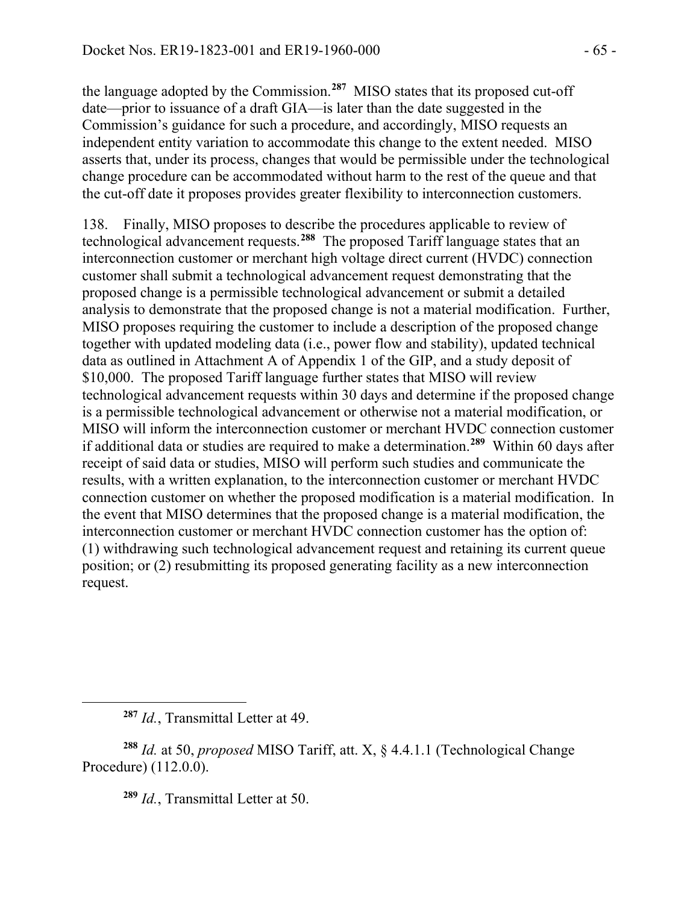the language adopted by the Commission.[287] MISO states that its proposed cut-off date—prior to issuance of a draft GIA—is later than the date suggested in the Commission's guidance for such a procedure, and accordingly, MISO requests an independent entity variation to accommodate this change to the extent needed. MISO asserts that, under its process, changes that would be permissible under the technological change procedure can be accommodated without harm to the rest of the queue and that the cut-off date it proposes provides greater flexibility to interconnection customers.

138. Finally, MISO proposes to describe the procedures applicable to review of technological advancement requests.[288] The proposed Tariff language states that an interconnection customer or merchant high voltage direct current (HVDC) connection customer shall submit a technological advancement request demonstrating that the proposed change is a permissible technological advancement or submit a detailed analysis to demonstrate that the proposed change is not a material modification. Further, MISO proposes requiring the customer to include a description of the proposed change together with updated modeling data (i.e., power flow and stability), updated technical data as outlined in Attachment A of Appendix 1 of the GIP, and a study deposit of $10,000. The proposed Tariff language further states that MISO will review technological advancement requests within 30 days and determine if the proposed change is a permissible technological advancement or otherwise not a material modification, or MISO will inform the interconnection customer or merchant HVDC connection customer if additional data or studies are required to make a determination.[289] Within 60 days after receipt of said data or studies, MISO will perform such studies and communicate the results, with a written explanation, to the interconnection customer or merchant HVDC connection customer on whether the proposed modification is a material modification. In the event that MISO determines that the proposed change is a material modification, the interconnection customer or merchant HVDC connection customer has the option of: (1) withdrawing such technological advancement request and retaining its current queue position; or (2) resubmitting its proposed generating facility as a new interconnection request.

---

[287] *Id.*, Transmittal Letter at 49.

[288] *Id.* at 50, *proposed* MISO Tariff, att. X, § 4.4.1.1 (Technological Change Procedure) (112.0.0).

[289] *Id.*, Transmittal Letter at 50.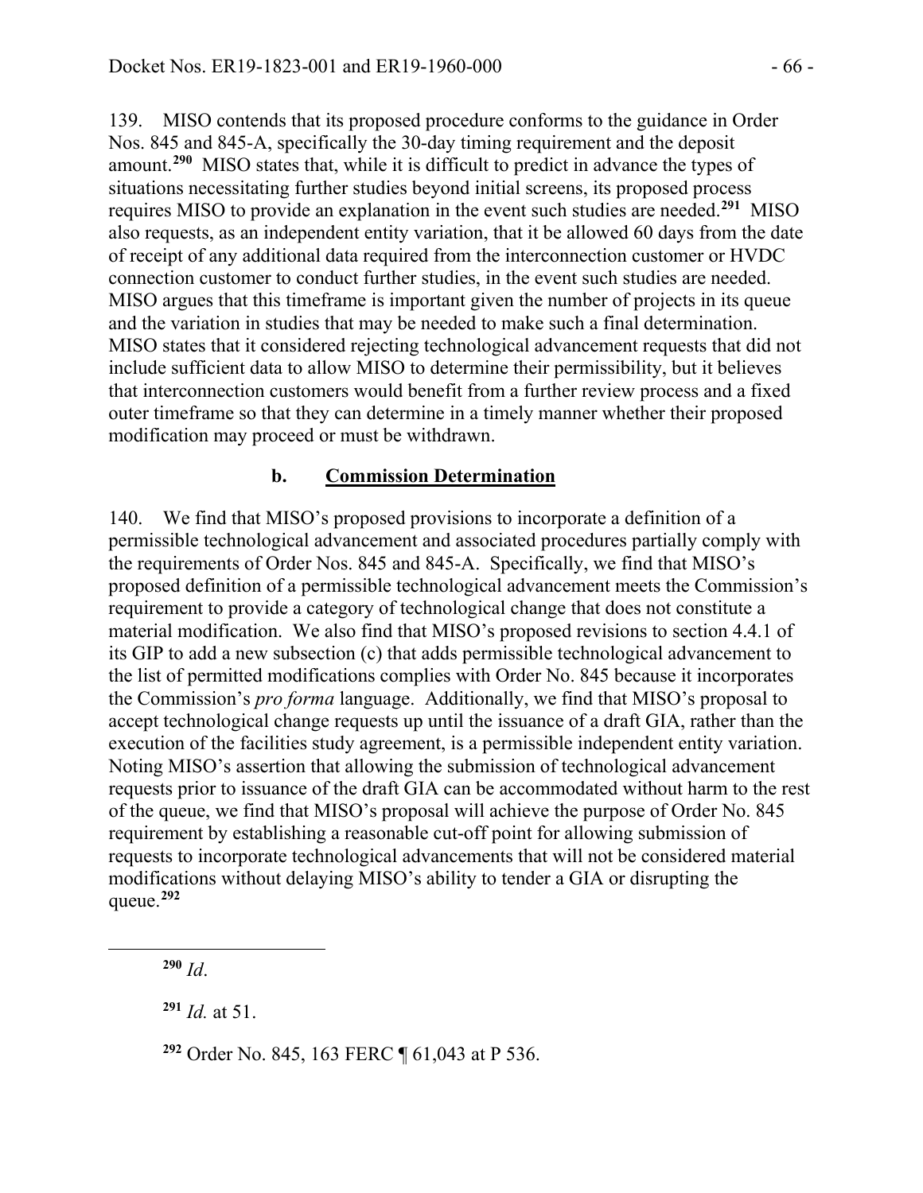139. MISO contends that its proposed procedure conforms to the guidance in Order Nos. 845 and 845-A, specifically the 30-day timing requirement and the deposit amount.[290] MISO states that, while it is difficult to predict in advance the types of situations necessitating further studies beyond initial screens, its proposed process requires MISO to provide an explanation in the event such studies are needed.[291] MISO also requests, as an independent entity variation, that it be allowed 60 days from the date of receipt of any additional data required from the interconnection customer or HVDC connection customer to conduct further studies, in the event such studies are needed. MISO argues that this timeframe is important given the number of projects in its queue and the variation in studies that may be needed to make such a final determination. MISO states that it considered rejecting technological advancement requests that did not include sufficient data to allow MISO to determine their permissibility, but it believes that interconnection customers would benefit from a further review process and a fixed outer timeframe so that they can determine in a timely manner whether their proposed modification may proceed or must be withdrawn.

### b. **Commission Determination**

140. We find that MISO's proposed provisions to incorporate a definition of a permissible technological advancement and associated procedures partially comply with the requirements of Order Nos. 845 and 845-A. Specifically, we find that MISO's proposed definition of a permissible technological advancement meets the Commission's requirement to provide a category of technological change that does not constitute a material modification. We also find that MISO's proposed revisions to section 4.4.1 of its GIP to add a new subsection (c) that adds permissible technological advancement to the list of permitted modifications complies with Order No. 845 because it incorporates the Commission's *pro forma* language. Additionally, we find that MISO's proposal to accept technological change requests up until the issuance of a draft GIA, rather than the execution of the facilities study agreement, is a permissible independent entity variation. Noting MISO's assertion that allowing the submission of technological advancement requests prior to issuance of the draft GIA can be accommodated without harm to the rest of the queue, we find that MISO's proposal will achieve the purpose of Order No. 845 requirement by establishing a reasonable cut-off point for allowing submission of requests to incorporate technological advancements that will not be considered material modifications without delaying MISO's ability to tender a GIA or disrupting the queue.[292]

---

[290] *Id*.

[291] *Id.* at 51.

[292] Order No. 845, 163 FERC ¶ 61,043 at P 536.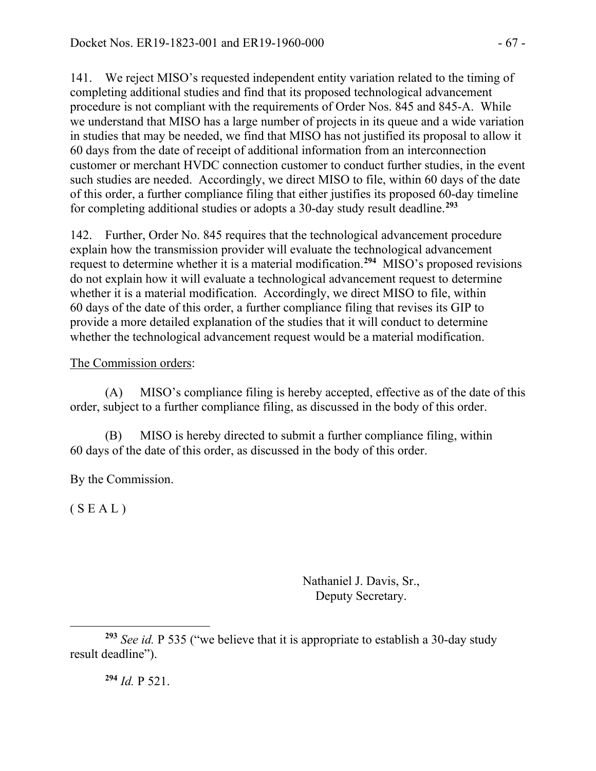141. We reject MISO's requested independent entity variation related to the timing of completing additional studies and find that its proposed technological advancement procedure is not compliant with the requirements of Order Nos. 845 and 845-A. While we understand that MISO has a large number of projects in its queue and a wide variation in studies that may be needed, we find that MISO has not justified its proposal to allow it 60 days from the date of receipt of additional information from an interconnection customer or merchant HVDC connection customer to conduct further studies, in the event such studies are needed. Accordingly, we direct MISO to file, within 60 days of the date of this order, a further compliance filing that either justifies its proposed 60-day timeline for completing additional studies or adopts a 30-day study result deadline.[293]

142. Further, Order No. 845 requires that the technological advancement procedure explain how the transmission provider will evaluate the technological advancement request to determine whether it is a material modification.[294] MISO's proposed revisions do not explain how it will evaluate a technological advancement request to determine whether it is a material modification. Accordingly, we direct MISO to file, within 60 days of the date of this order, a further compliance filing that revises its GIP to provide a more detailed explanation of the studies that it will conduct to determine whether the technological advancement request would be a material modification.

The Commission orders:

(A) MISO's compliance filing is hereby accepted, effective as of the date of this order, subject to a further compliance filing, as discussed in the body of this order.

(B) MISO is hereby directed to submit a further compliance filing, within 60 days of the date of this order, as discussed in the body of this order.

By the Commission.

( S E A L )

Nathaniel J. Davis, Sr.,
Deputy Secretary.

---

[293] *See id.* P 535 ("we believe that it is appropriate to establish a 30-day study result deadline").

[294] *Id.* P 521.